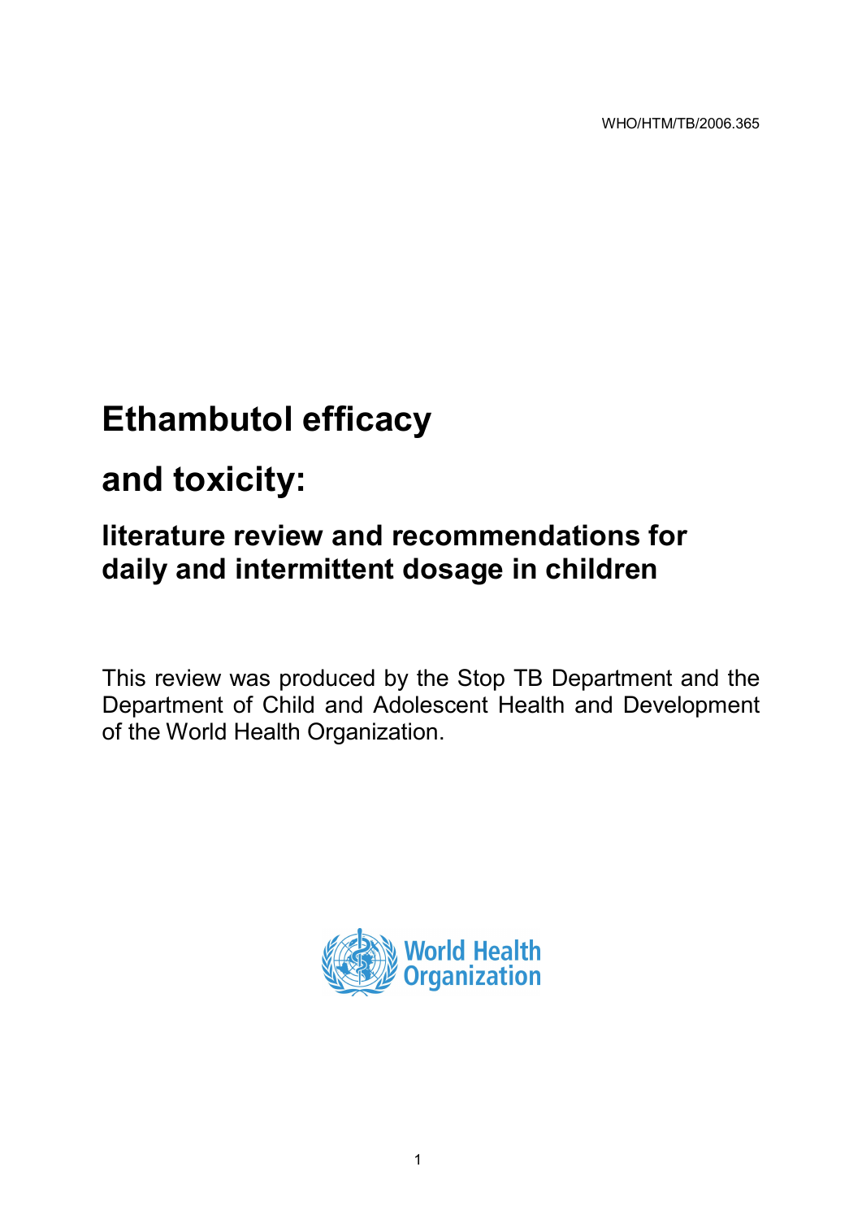WHO/HTM/TB/2006.365

# Ethambutol efficacy

# and toxicity:

## literature review and recommendations for daily and intermittent dosage in children

This review was produced by the Stop TB Department and the Department of Child and Adolescent Health and Development of the World Health Organization.

World Health Organization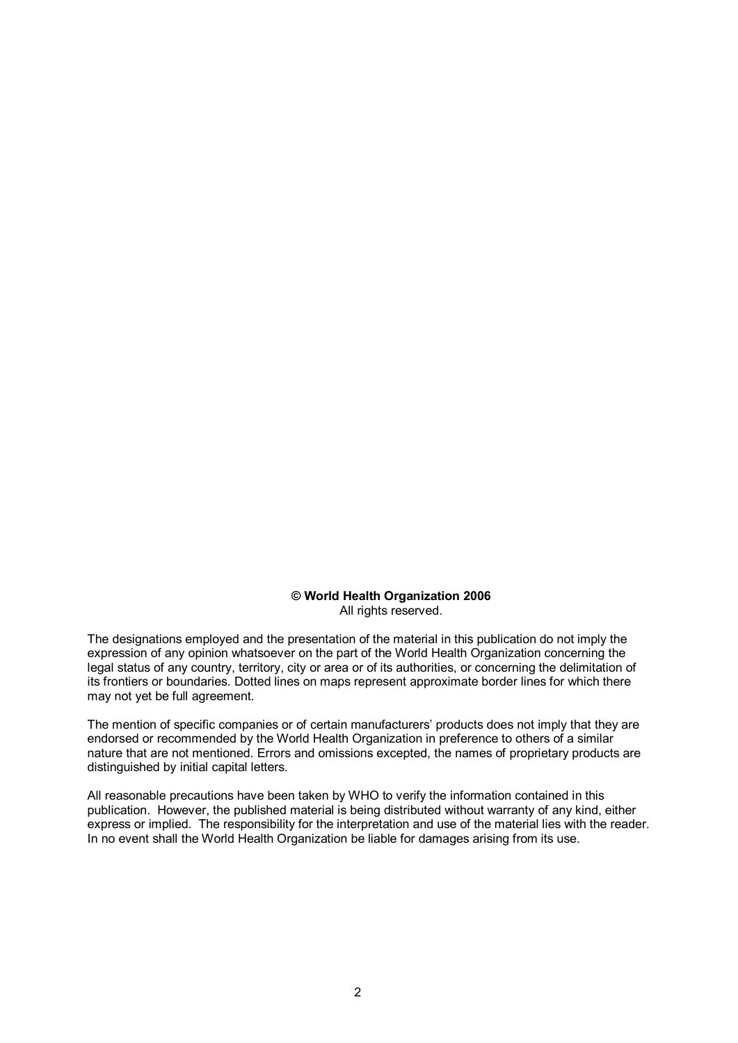**© World Health Organization 2006**
All rights reserved.

The designations employed and the presentation of the material in this publication do not imply the expression of any opinion whatsoever on the part of the World Health Organization concerning the legal status of any country, territory, city or area or of its authorities, or concerning the delimitation of its frontiers or boundaries. Dotted lines on maps represent approximate border lines for which there may not yet be full agreement.

The mention of specific companies or of certain manufacturers' products does not imply that they are endorsed or recommended by the World Health Organization in preference to others of a similar nature that are not mentioned. Errors and omissions excepted, the names of proprietary products are distinguished by initial capital letters.

All reasonable precautions have been taken by WHO to verify the information contained in this publication. However, the published material is being distributed without warranty of any kind, either express or implied. The responsibility for the interpretation and use of the material lies with the reader. In no event shall the World Health Organization be liable for damages arising from its use.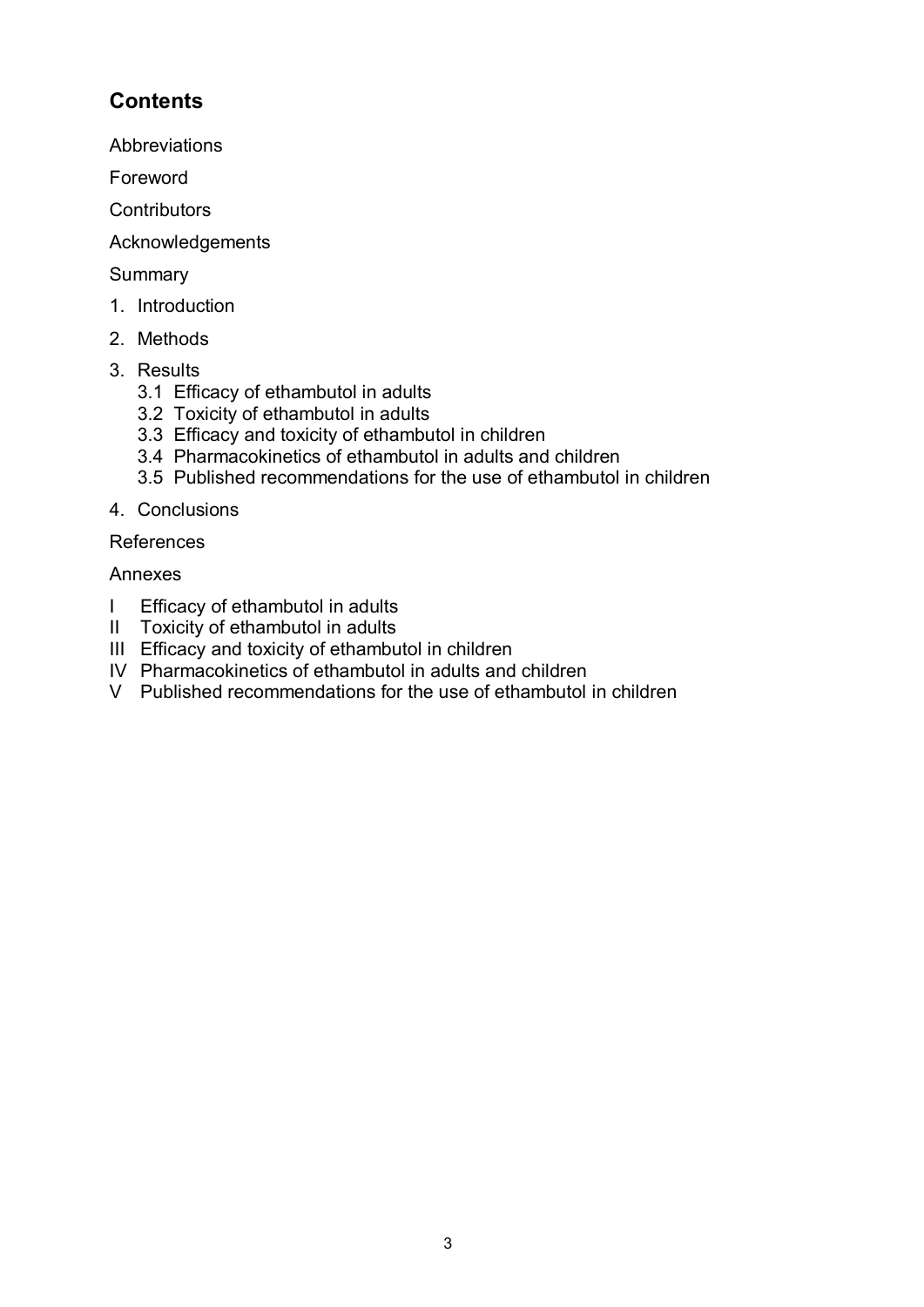## Contents

Abbreviations

Foreword

Contributors

Acknowledgements

Summary

1. Introduction
2. Methods
3. Results
   - 3.1 Efficacy of ethambutol in adults
   - 3.2 Toxicity of ethambutol in adults
   - 3.3 Efficacy and toxicity of ethambutol in children
   - 3.4 Pharmacokinetics of ethambutol in adults and children
   - 3.5 Published recommendations for the use of ethambutol in children
4. Conclusions

References

Annexes

- I Efficacy of ethambutol in adults
- II Toxicity of ethambutol in adults
- III Efficacy and toxicity of ethambutol in children
- IV Pharmacokinetics of ethambutol in adults and children
- V Published recommendations for the use of ethambutol in children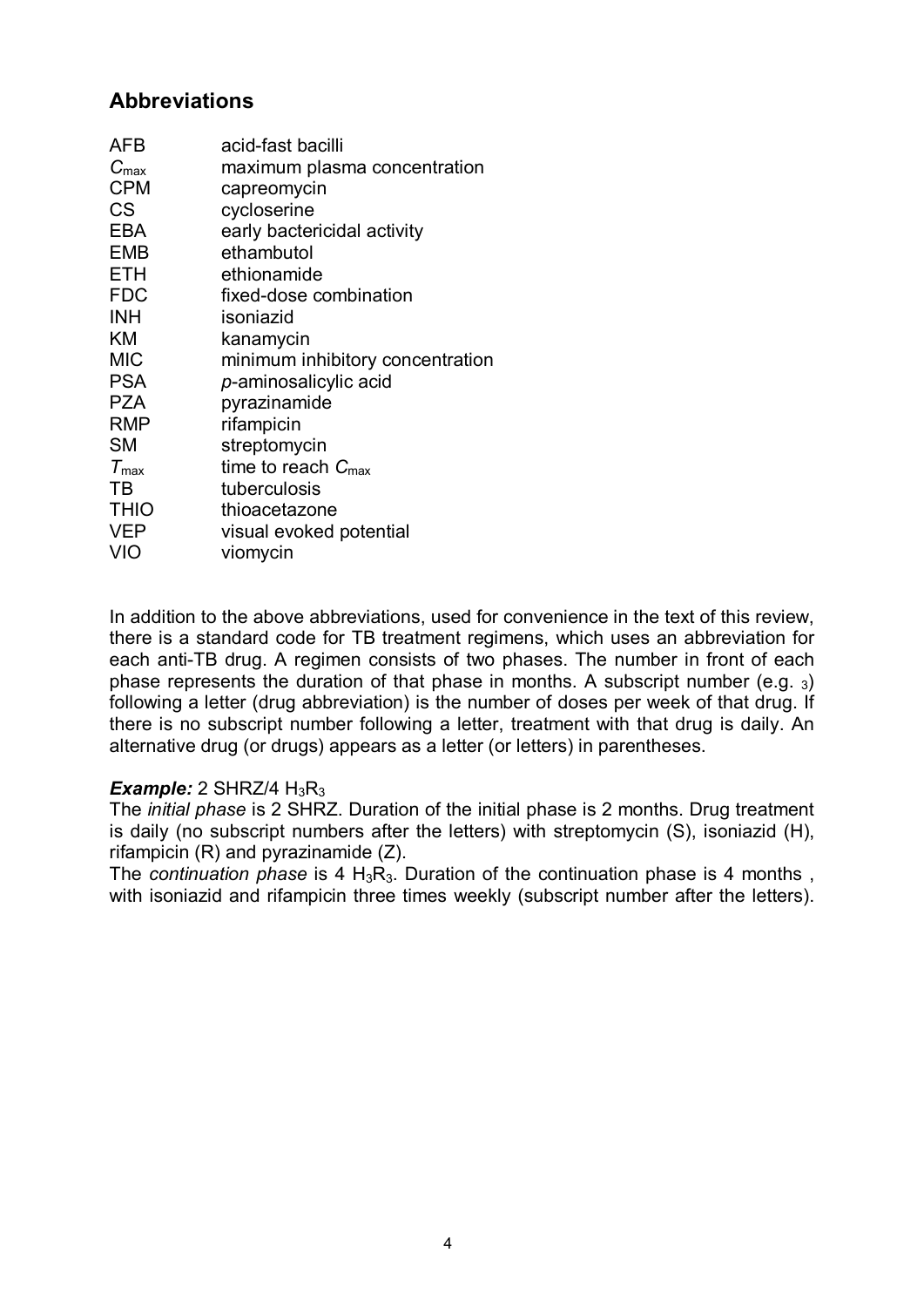## Abbreviations

| | |
|---|---|
| AFB | acid-fast bacilli |
| $C_{max}$ | maximum plasma concentration |
| CPM | capreomycin |
| CS | cycloserine |
| EBA | early bactericidal activity |
| EMB | ethambutol |
| ETH | ethionamide |
| FDC | fixed-dose combination |
| INH | isoniazid |
| KM | kanamycin |
| MIC | minimum inhibitory concentration |
| PSA | *p*-aminosalicylic acid |
| PZA | pyrazinamide |
| RMP | rifampicin |
| SM | streptomycin |
| $T_{max}$ | time to reach $C_{max}$ |
| TB | tuberculosis |
| THIO | thioacetazone |
| VEP | visual evoked potential |
| VIO | viomycin |

In addition to the above abbreviations, used for convenience in the text of this review, there is a standard code for TB treatment regimens, which uses an abbreviation for each anti-TB drug. A regimen consists of two phases. The number in front of each phase represents the duration of that phase in months. A subscript number (e.g. $_3$) following a letter (drug abbreviation) is the number of doses per week of that drug. If there is no subscript number following a letter, treatment with that drug is daily. An alternative drug (or drugs) appears as a letter (or letters) in parentheses.

***Example:*** 2 SHRZ/4 $H_3R_3$

The *initial phase* is 2 SHRZ. Duration of the initial phase is 2 months. Drug treatment is daily (no subscript numbers after the letters) with streptomycin (S), isoniazid (H), rifampicin (R) and pyrazinamide (Z).

The *continuation phase* is 4 $H_3R_3$. Duration of the continuation phase is 4 months , with isoniazid and rifampicin three times weekly (subscript number after the letters).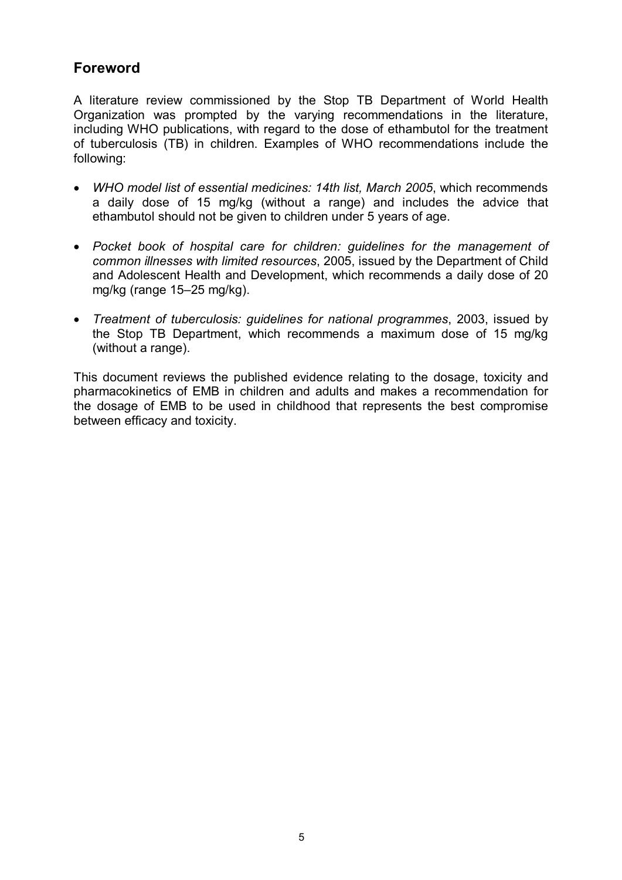## Foreword

A literature review commissioned by the Stop TB Department of World Health Organization was prompted by the varying recommendations in the literature, including WHO publications, with regard to the dose of ethambutol for the treatment of tuberculosis (TB) in children. Examples of WHO recommendations include the following:

- *WHO model list of essential medicines: 14th list, March 2005*, which recommends a daily dose of 15 mg/kg (without a range) and includes the advice that ethambutol should not be given to children under 5 years of age.
- *Pocket book of hospital care for children: guidelines for the management of common illnesses with limited resources*, 2005, issued by the Department of Child and Adolescent Health and Development, which recommends a daily dose of 20 mg/kg (range 15–25 mg/kg).
- *Treatment of tuberculosis: guidelines for national programmes*, 2003, issued by the Stop TB Department, which recommends a maximum dose of 15 mg/kg (without a range).

This document reviews the published evidence relating to the dosage, toxicity and pharmacokinetics of EMB in children and adults and makes a recommendation for the dosage of EMB to be used in childhood that represents the best compromise between efficacy and toxicity.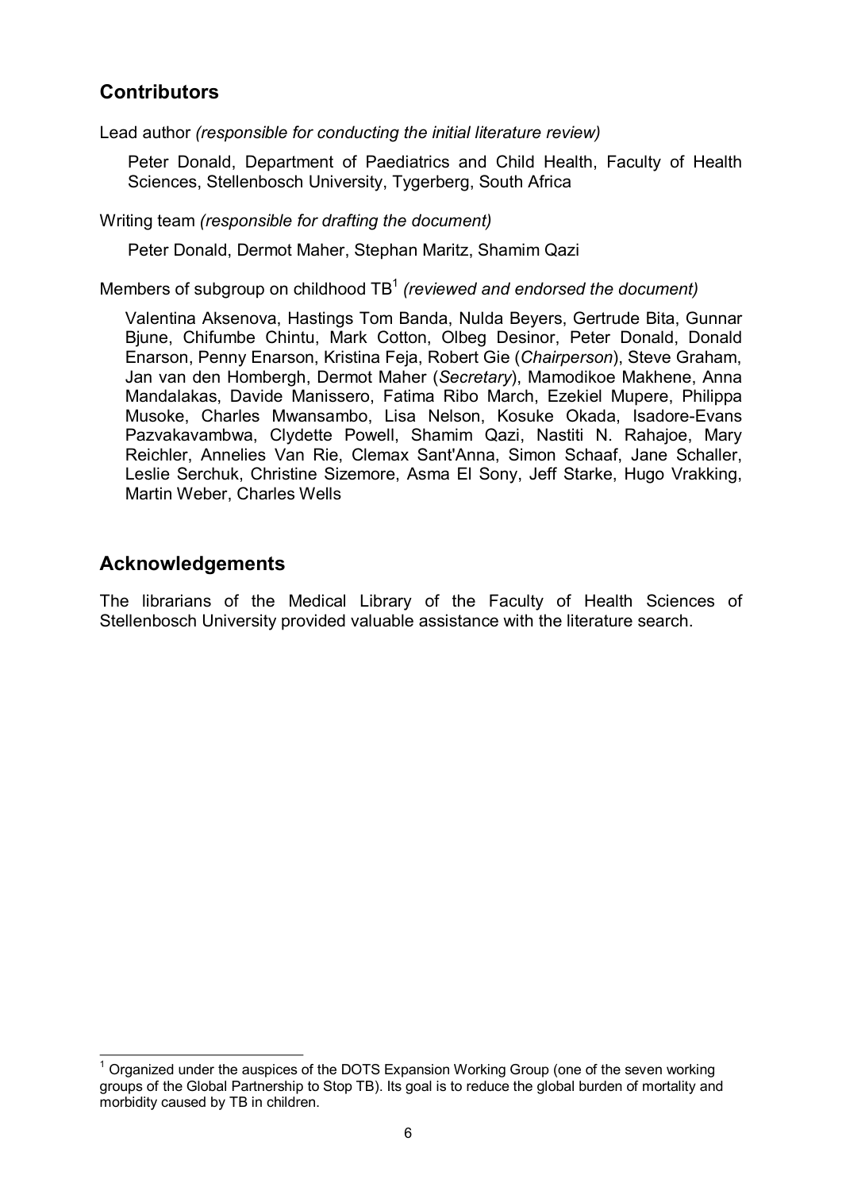## Contributors

Lead author *(responsible for conducting the initial literature review)*

Peter Donald, Department of Paediatrics and Child Health, Faculty of Health Sciences, Stellenbosch University, Tygerberg, South Africa

Writing team *(responsible for drafting the document)*

Peter Donald, Dermot Maher, Stephan Maritz, Shamim Qazi

Members of subgroup on childhood TB[1] *(reviewed and endorsed the document)*

Valentina Aksenova, Hastings Tom Banda, Nulda Beyers, Gertrude Bita, Gunnar Bjune, Chifumbe Chintu, Mark Cotton, Olbeg Desinor, Peter Donald, Donald Enarson, Penny Enarson, Kristina Feja, Robert Gie (*Chairperson*), Steve Graham, Jan van den Hombergh, Dermot Maher (*Secretary*), Mamodikoe Makhene, Anna Mandalakas, Davide Manissero, Fatima Ribo March, Ezekiel Mupere, Philippa Musoke, Charles Mwansambo, Lisa Nelson, Kosuke Okada, Isadore-Evans Pazvakavambwa, Clydette Powell, Shamim Qazi, Nastiti N. Rahajoe, Mary Reichler, Annelies Van Rie, Clemax Sant'Anna, Simon Schaaf, Jane Schaller, Leslie Serchuk, Christine Sizemore, Asma El Sony, Jeff Starke, Hugo Vrakking, Martin Weber, Charles Wells

## Acknowledgements

The librarians of the Medical Library of the Faculty of Health Sciences of Stellenbosch University provided valuable assistance with the literature search.

---

[1] Organized under the auspices of the DOTS Expansion Working Group (one of the seven working groups of the Global Partnership to Stop TB). Its goal is to reduce the global burden of mortality and morbidity caused by TB in children.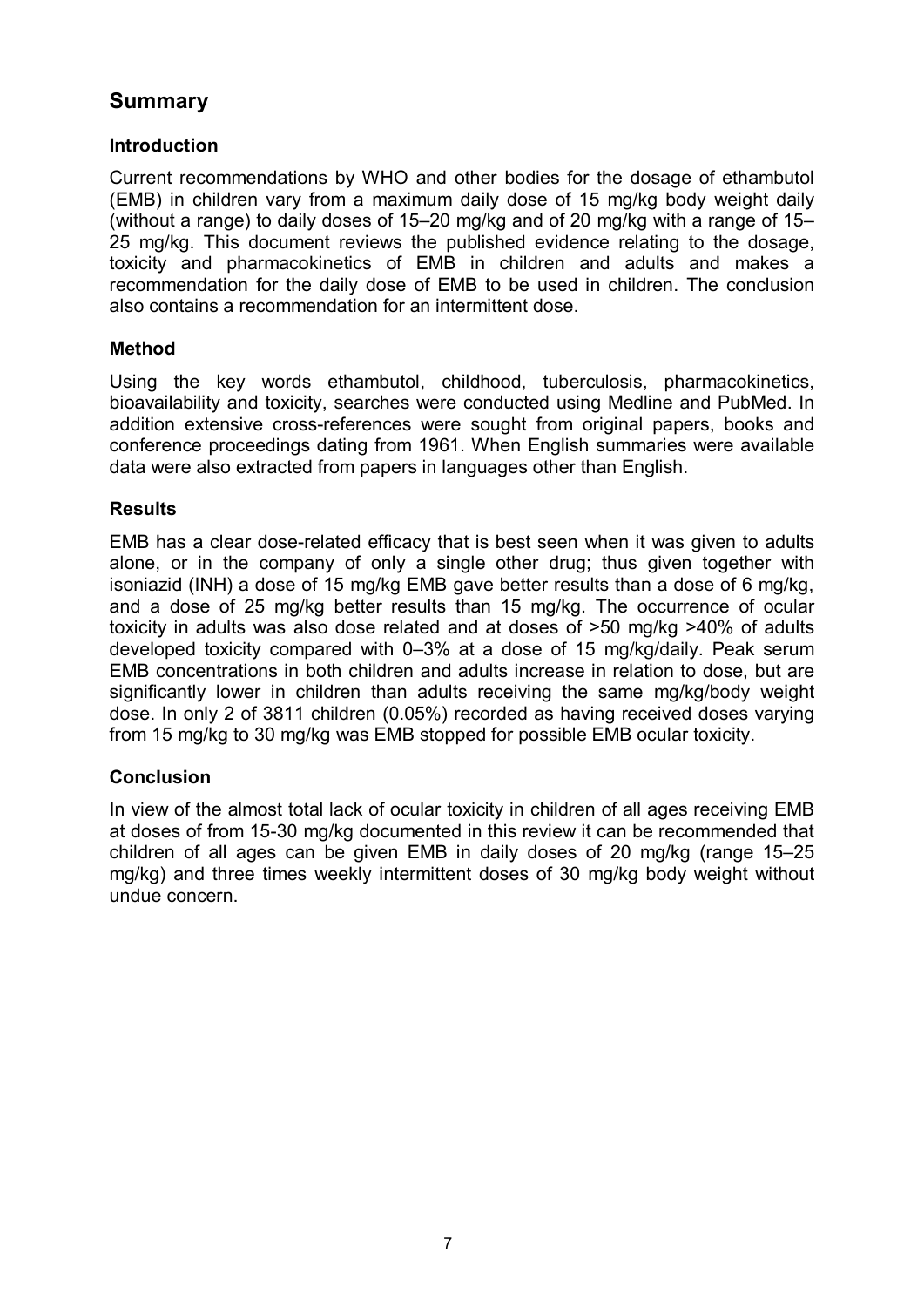## Summary

### Introduction

Current recommendations by WHO and other bodies for the dosage of ethambutol (EMB) in children vary from a maximum daily dose of 15 mg/kg body weight daily (without a range) to daily doses of 15–20 mg/kg and of 20 mg/kg with a range of 15–25 mg/kg. This document reviews the published evidence relating to the dosage, toxicity and pharmacokinetics of EMB in children and adults and makes a recommendation for the daily dose of EMB to be used in children. The conclusion also contains a recommendation for an intermittent dose.

### Method

Using the key words ethambutol, childhood, tuberculosis, pharmacokinetics, bioavailability and toxicity, searches were conducted using Medline and PubMed. In addition extensive cross-references were sought from original papers, books and conference proceedings dating from 1961. When English summaries were available data were also extracted from papers in languages other than English.

### Results

EMB has a clear dose-related efficacy that is best seen when it was given to adults alone, or in the company of only a single other drug; thus given together with isoniazid (INH) a dose of 15 mg/kg EMB gave better results than a dose of 6 mg/kg, and a dose of 25 mg/kg better results than 15 mg/kg. The occurrence of ocular toxicity in adults was also dose related and at doses of >50 mg/kg >40% of adults developed toxicity compared with 0–3% at a dose of 15 mg/kg/daily. Peak serum EMB concentrations in both children and adults increase in relation to dose, but are significantly lower in children than adults receiving the same mg/kg/body weight dose. In only 2 of 3811 children (0.05%) recorded as having received doses varying from 15 mg/kg to 30 mg/kg was EMB stopped for possible EMB ocular toxicity.

### Conclusion

In view of the almost total lack of ocular toxicity in children of all ages receiving EMB at doses of from 15-30 mg/kg documented in this review it can be recommended that children of all ages can be given EMB in daily doses of 20 mg/kg (range 15–25 mg/kg) and three times weekly intermittent doses of 30 mg/kg body weight without undue concern.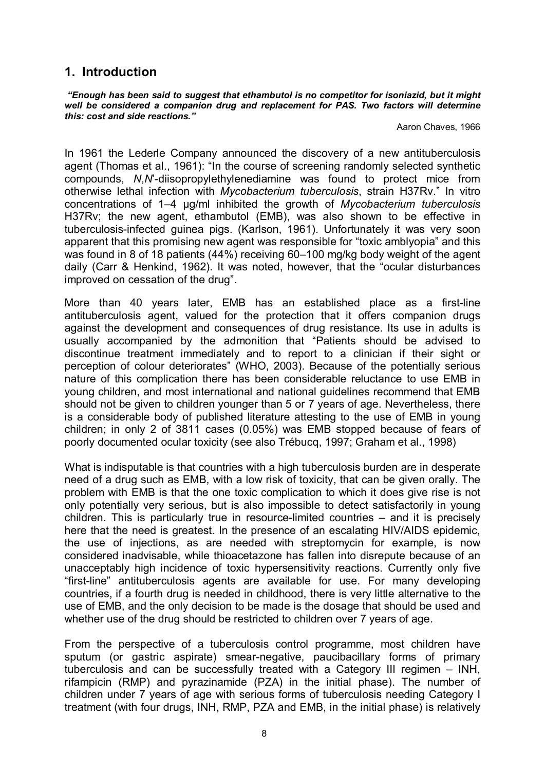## 1. Introduction

***"Enough has been said to suggest that ethambutol is no competitor for isoniazid, but it might well be considered a companion drug and replacement for PAS. Two factors will determine this: cost and side reactions."***

Aaron Chaves, 1966

In 1961 the Lederle Company announced the discovery of a new antituberculosis agent (Thomas et al., 1961): "In the course of screening randomly selected synthetic compounds, *N*,*N*'-diisopropylethylenediamine was found to protect mice from otherwise lethal infection with *Mycobacterium tuberculosis*, strain H37Rv." In vitro concentrations of 1–4 µg/ml inhibited the growth of *Mycobacterium tuberculosis* H37Rv; the new agent, ethambutol (EMB), was also shown to be effective in tuberculosis-infected guinea pigs. (Karlson, 1961). Unfortunately it was very soon apparent that this promising new agent was responsible for "toxic amblyopia" and this was found in 8 of 18 patients (44%) receiving 60–100 mg/kg body weight of the agent daily (Carr & Henkind, 1962). It was noted, however, that the "ocular disturbances improved on cessation of the drug".

More than 40 years later, EMB has an established place as a first-line antituberculosis agent, valued for the protection that it offers companion drugs against the development and consequences of drug resistance. Its use in adults is usually accompanied by the admonition that "Patients should be advised to discontinue treatment immediately and to report to a clinician if their sight or perception of colour deteriorates" (WHO, 2003). Because of the potentially serious nature of this complication there has been considerable reluctance to use EMB in young children, and most international and national guidelines recommend that EMB should not be given to children younger than 5 or 7 years of age. Nevertheless, there is a considerable body of published literature attesting to the use of EMB in young children; in only 2 of 3811 cases (0.05%) was EMB stopped because of fears of poorly documented ocular toxicity (see also Trébucq, 1997; Graham et al., 1998)

What is indisputable is that countries with a high tuberculosis burden are in desperate need of a drug such as EMB, with a low risk of toxicity, that can be given orally. The problem with EMB is that the one toxic complication to which it does give rise is not only potentially very serious, but is also impossible to detect satisfactorily in young children. This is particularly true in resource-limited countries – and it is precisely here that the need is greatest. In the presence of an escalating HIV/AIDS epidemic, the use of injections, as are needed with streptomycin for example, is now considered inadvisable, while thioacetazone has fallen into disrepute because of an unacceptably high incidence of toxic hypersensitivity reactions. Currently only five "first-line" antituberculosis agents are available for use. For many developing countries, if a fourth drug is needed in childhood, there is very little alternative to the use of EMB, and the only decision to be made is the dosage that should be used and whether use of the drug should be restricted to children over 7 years of age.

From the perspective of a tuberculosis control programme, most children have sputum (or gastric aspirate) smear-negative, paucibacillary forms of primary tuberculosis and can be successfully treated with a Category III regimen – INH, rifampicin (RMP) and pyrazinamide (PZA) in the initial phase). The number of children under 7 years of age with serious forms of tuberculosis needing Category I treatment (with four drugs, INH, RMP, PZA and EMB, in the initial phase) is relatively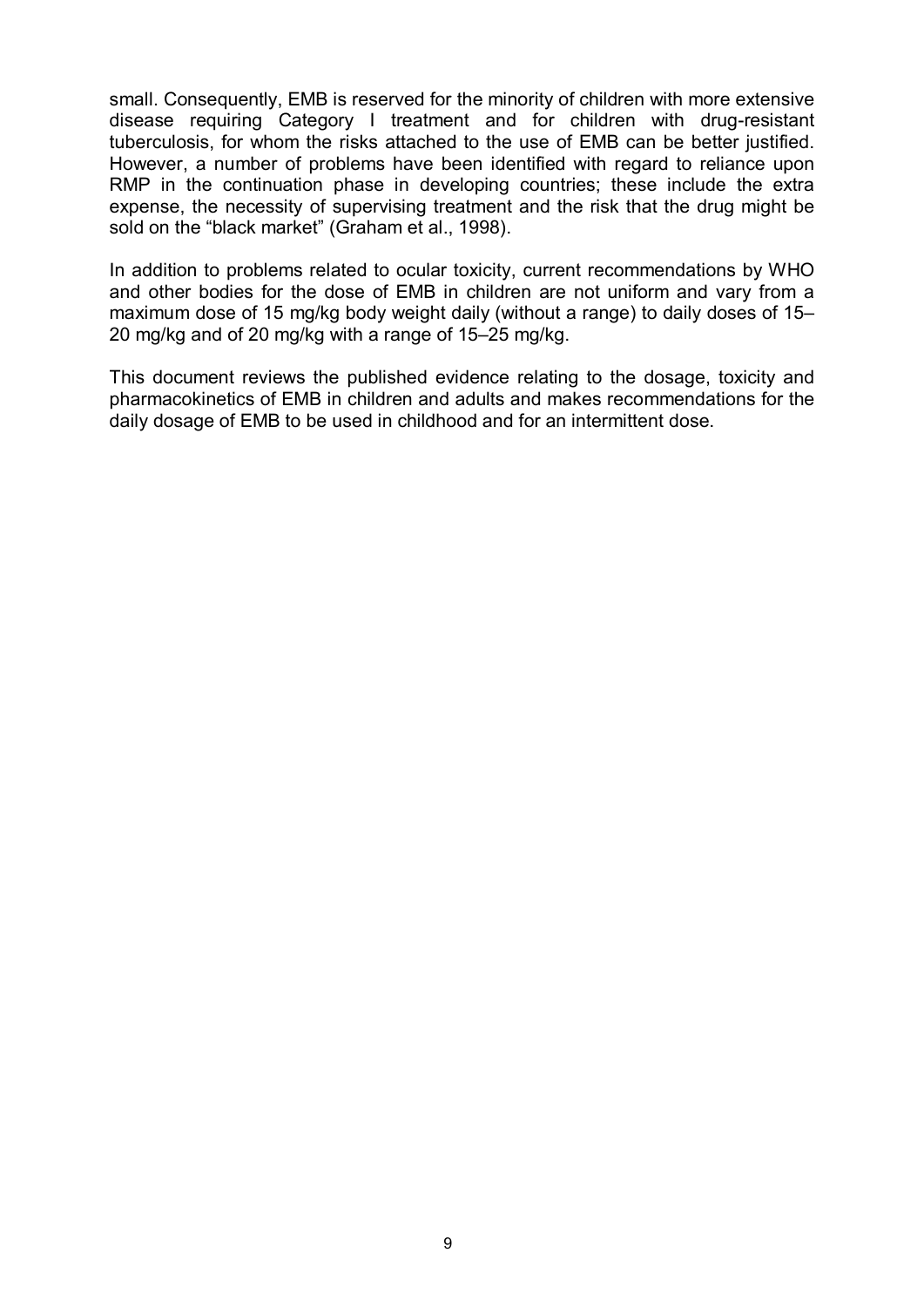small. Consequently, EMB is reserved for the minority of children with more extensive disease requiring Category I treatment and for children with drug-resistant tuberculosis, for whom the risks attached to the use of EMB can be better justified. However, a number of problems have been identified with regard to reliance upon RMP in the continuation phase in developing countries; these include the extra expense, the necessity of supervising treatment and the risk that the drug might be sold on the "black market" (Graham et al., 1998).

In addition to problems related to ocular toxicity, current recommendations by WHO and other bodies for the dose of EMB in children are not uniform and vary from a maximum dose of 15 mg/kg body weight daily (without a range) to daily doses of 15–20 mg/kg and of 20 mg/kg with a range of 15–25 mg/kg.

This document reviews the published evidence relating to the dosage, toxicity and pharmacokinetics of EMB in children and adults and makes recommendations for the daily dosage of EMB to be used in childhood and for an intermittent dose.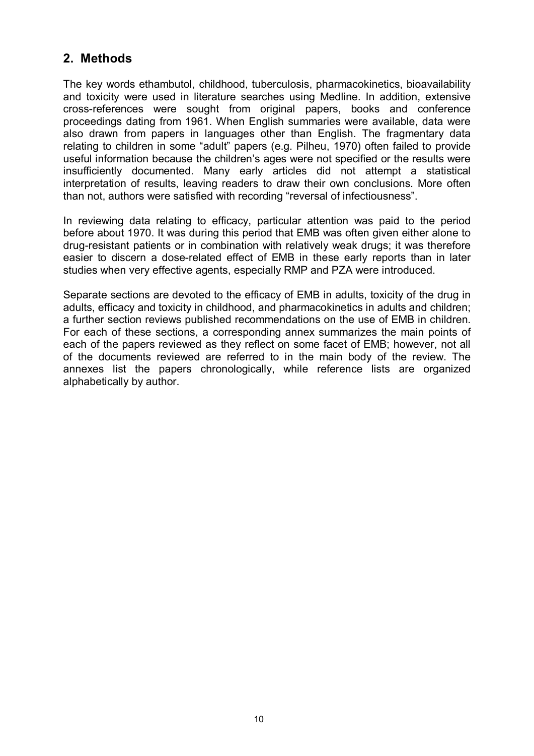## 2. Methods

The key words ethambutol, childhood, tuberculosis, pharmacokinetics, bioavailability and toxicity were used in literature searches using Medline. In addition, extensive cross-references were sought from original papers, books and conference proceedings dating from 1961. When English summaries were available, data were also drawn from papers in languages other than English. The fragmentary data relating to children in some “adult” papers (e.g. Pilheu, 1970) often failed to provide useful information because the children’s ages were not specified or the results were insufficiently documented. Many early articles did not attempt a statistical interpretation of results, leaving readers to draw their own conclusions. More often than not, authors were satisfied with recording “reversal of infectiousness”.

In reviewing data relating to efficacy, particular attention was paid to the period before about 1970. It was during this period that EMB was often given either alone to drug-resistant patients or in combination with relatively weak drugs; it was therefore easier to discern a dose-related effect of EMB in these early reports than in later studies when very effective agents, especially RMP and PZA were introduced.

Separate sections are devoted to the efficacy of EMB in adults, toxicity of the drug in adults, efficacy and toxicity in childhood, and pharmacokinetics in adults and children; a further section reviews published recommendations on the use of EMB in children. For each of these sections, a corresponding annex summarizes the main points of each of the papers reviewed as they reflect on some facet of EMB; however, not all of the documents reviewed are referred to in the main body of the review. The annexes list the papers chronologically, while reference lists are organized alphabetically by author.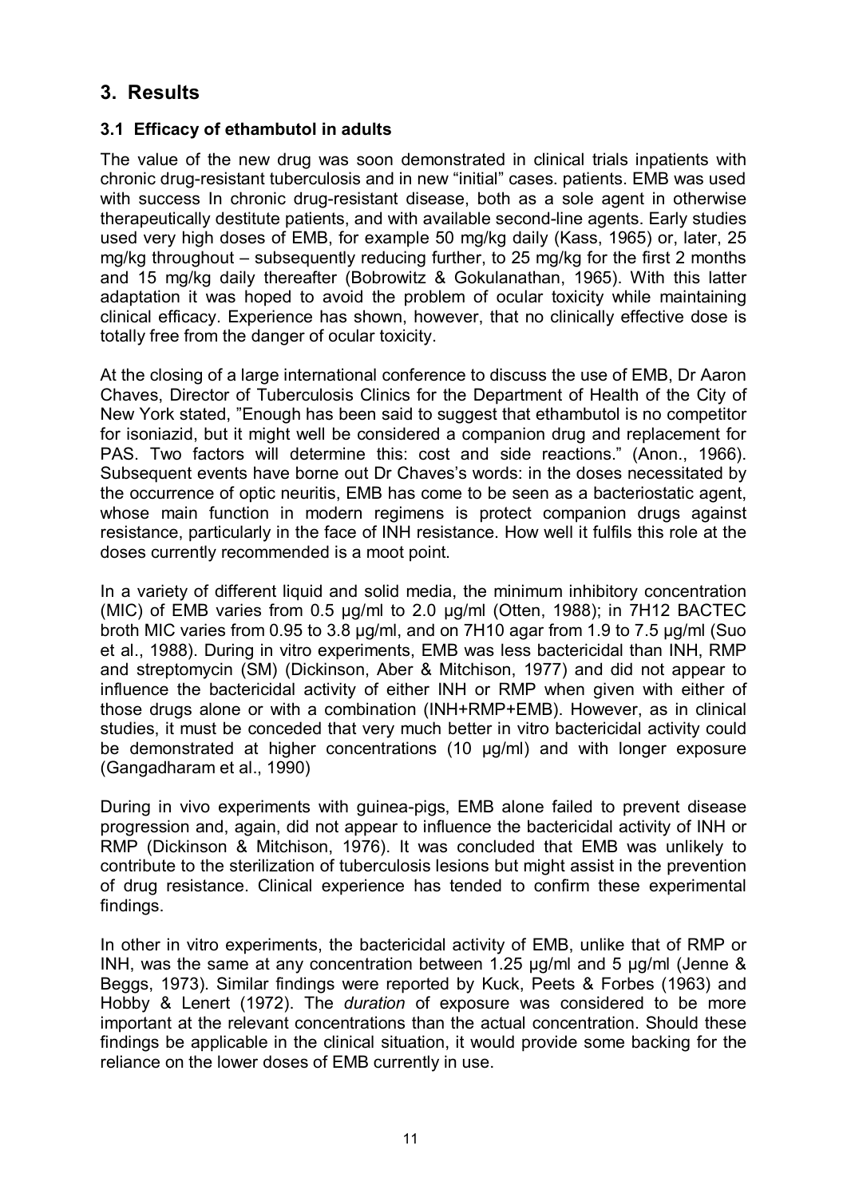## 3. Results

### 3.1 Efficacy of ethambutol in adults

The value of the new drug was soon demonstrated in clinical trials inpatients with chronic drug-resistant tuberculosis and in new "initial" cases. patients. EMB was used with success In chronic drug-resistant disease, both as a sole agent in otherwise therapeutically destitute patients, and with available second-line agents. Early studies used very high doses of EMB, for example 50 mg/kg daily (Kass, 1965) or, later, 25 mg/kg throughout – subsequently reducing further, to 25 mg/kg for the first 2 months and 15 mg/kg daily thereafter (Bobrowitz & Gokulanathan, 1965). With this latter adaptation it was hoped to avoid the problem of ocular toxicity while maintaining clinical efficacy. Experience has shown, however, that no clinically effective dose is totally free from the danger of ocular toxicity.

At the closing of a large international conference to discuss the use of EMB, Dr Aaron Chaves, Director of Tuberculosis Clinics for the Department of Health of the City of New York stated, "Enough has been said to suggest that ethambutol is no competitor for isoniazid, but it might well be considered a companion drug and replacement for PAS. Two factors will determine this: cost and side reactions." (Anon., 1966). Subsequent events have borne out Dr Chaves's words: in the doses necessitated by the occurrence of optic neuritis, EMB has come to be seen as a bacteriostatic agent, whose main function in modern regimens is protect companion drugs against resistance, particularly in the face of INH resistance. How well it fulfils this role at the doses currently recommended is a moot point.

In a variety of different liquid and solid media, the minimum inhibitory concentration (MIC) of EMB varies from 0.5 µg/ml to 2.0 µg/ml (Otten, 1988); in 7H12 BACTEC broth MIC varies from 0.95 to 3.8 µg/ml, and on 7H10 agar from 1.9 to 7.5 µg/ml (Suo et al., 1988). During in vitro experiments, EMB was less bactericidal than INH, RMP and streptomycin (SM) (Dickinson, Aber & Mitchison, 1977) and did not appear to influence the bactericidal activity of either INH or RMP when given with either of those drugs alone or with a combination (INH+RMP+EMB). However, as in clinical studies, it must be conceded that very much better in vitro bactericidal activity could be demonstrated at higher concentrations (10 µg/ml) and with longer exposure (Gangadharam et al., 1990)

During in vivo experiments with guinea-pigs, EMB alone failed to prevent disease progression and, again, did not appear to influence the bactericidal activity of INH or RMP (Dickinson & Mitchison, 1976). It was concluded that EMB was unlikely to contribute to the sterilization of tuberculosis lesions but might assist in the prevention of drug resistance. Clinical experience has tended to confirm these experimental findings.

In other in vitro experiments, the bactericidal activity of EMB, unlike that of RMP or INH, was the same at any concentration between 1.25 µg/ml and 5 µg/ml (Jenne & Beggs, 1973). Similar findings were reported by Kuck, Peets & Forbes (1963) and Hobby & Lenert (1972). The *duration* of exposure was considered to be more important at the relevant concentrations than the actual concentration. Should these findings be applicable in the clinical situation, it would provide some backing for the reliance on the lower doses of EMB currently in use.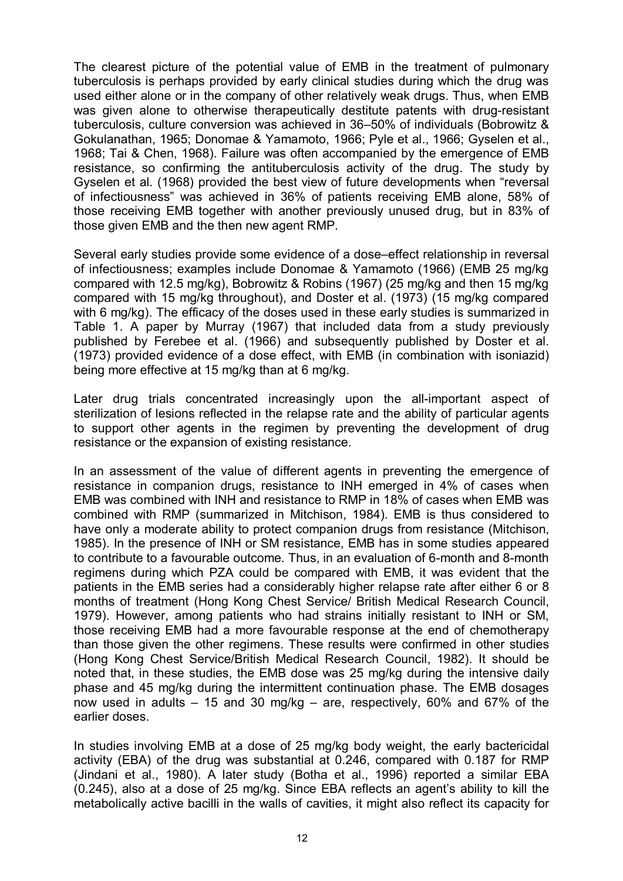The clearest picture of the potential value of EMB in the treatment of pulmonary tuberculosis is perhaps provided by early clinical studies during which the drug was used either alone or in the company of other relatively weak drugs. Thus, when EMB was given alone to otherwise therapeutically destitute patents with drug-resistant tuberculosis, culture conversion was achieved in 36–50% of individuals (Bobrowitz & Gokulanathan, 1965; Donomae & Yamamoto, 1966; Pyle et al., 1966; Gyselen et al., 1968; Tai & Chen, 1968). Failure was often accompanied by the emergence of EMB resistance, so confirming the antituberculosis activity of the drug. The study by Gyselen et al. (1968) provided the best view of future developments when "reversal of infectiousness" was achieved in 36% of patients receiving EMB alone, 58% of those receiving EMB together with another previously unused drug, but in 83% of those given EMB and the then new agent RMP.

Several early studies provide some evidence of a dose–effect relationship in reversal of infectiousness; examples include Donomae & Yamamoto (1966) (EMB 25 mg/kg compared with 12.5 mg/kg), Bobrowitz & Robins (1967) (25 mg/kg and then 15 mg/kg compared with 15 mg/kg throughout), and Doster et al. (1973) (15 mg/kg compared with 6 mg/kg). The efficacy of the doses used in these early studies is summarized in Table 1. A paper by Murray (1967) that included data from a study previously published by Ferebee et al. (1966) and subsequently published by Doster et al. (1973) provided evidence of a dose effect, with EMB (in combination with isoniazid) being more effective at 15 mg/kg than at 6 mg/kg.

Later drug trials concentrated increasingly upon the all-important aspect of sterilization of lesions reflected in the relapse rate and the ability of particular agents to support other agents in the regimen by preventing the development of drug resistance or the expansion of existing resistance.

In an assessment of the value of different agents in preventing the emergence of resistance in companion drugs, resistance to INH emerged in 4% of cases when EMB was combined with INH and resistance to RMP in 18% of cases when EMB was combined with RMP (summarized in Mitchison, 1984). EMB is thus considered to have only a moderate ability to protect companion drugs from resistance (Mitchison, 1985). In the presence of INH or SM resistance, EMB has in some studies appeared to contribute to a favourable outcome. Thus, in an evaluation of 6-month and 8-month regimens during which PZA could be compared with EMB, it was evident that the patients in the EMB series had a considerably higher relapse rate after either 6 or 8 months of treatment (Hong Kong Chest Service/ British Medical Research Council, 1979). However, among patients who had strains initially resistant to INH or SM, those receiving EMB had a more favourable response at the end of chemotherapy than those given the other regimens. These results were confirmed in other studies (Hong Kong Chest Service/British Medical Research Council, 1982). It should be noted that, in these studies, the EMB dose was 25 mg/kg during the intensive daily phase and 45 mg/kg during the intermittent continuation phase. The EMB dosages now used in adults – 15 and 30 mg/kg – are, respectively, 60% and 67% of the earlier doses.

In studies involving EMB at a dose of 25 mg/kg body weight, the early bactericidal activity (EBA) of the drug was substantial at 0.246, compared with 0.187 for RMP (Jindani et al., 1980). A later study (Botha et al., 1996) reported a similar EBA (0.245), also at a dose of 25 mg/kg. Since EBA reflects an agent's ability to kill the metabolically active bacilli in the walls of cavities, it might also reflect its capacity for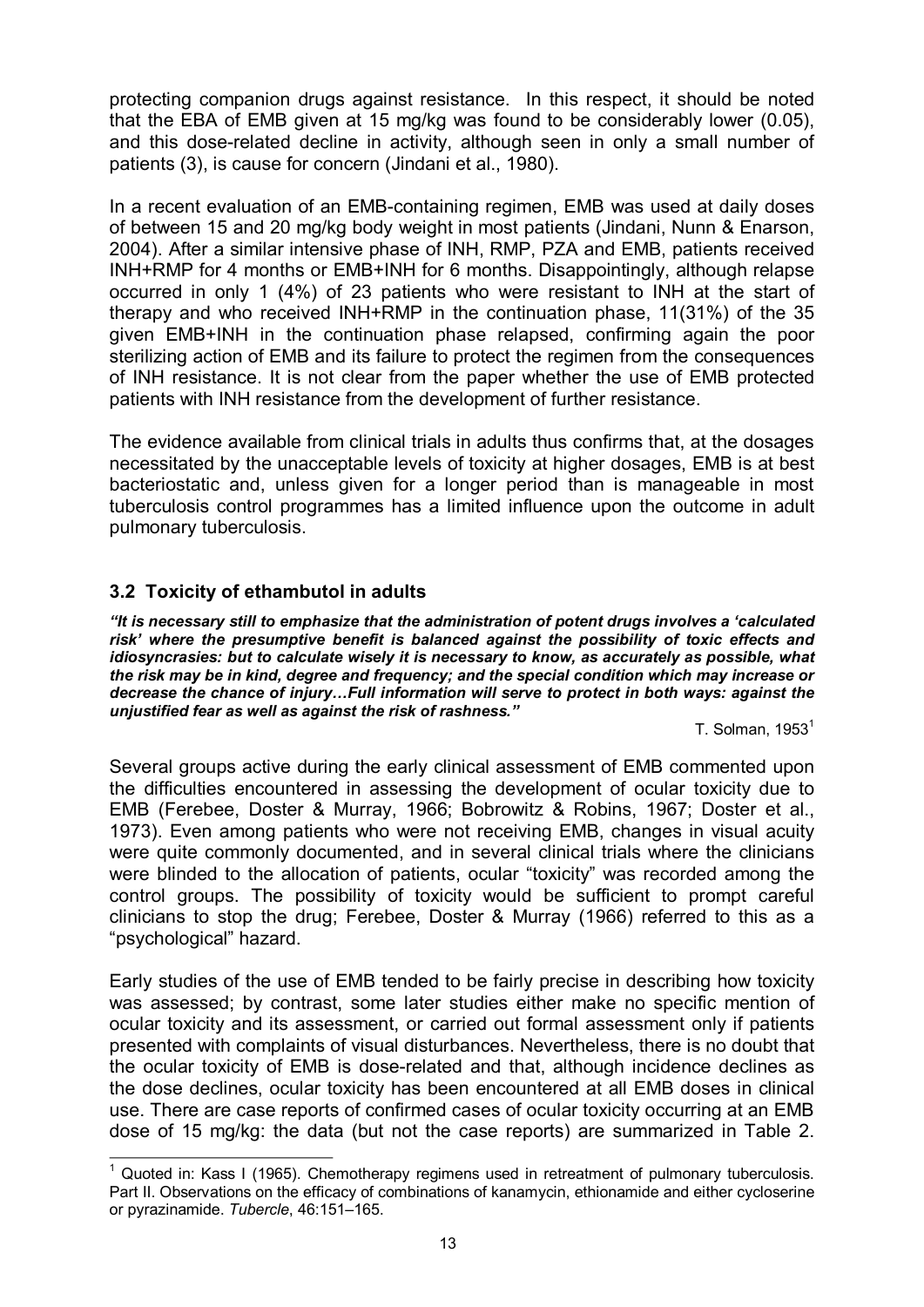protecting companion drugs against resistance. In this respect, it should be noted that the EBA of EMB given at 15 mg/kg was found to be considerably lower (0.05), and this dose-related decline in activity, although seen in only a small number of patients (3), is cause for concern (Jindani et al., 1980).

In a recent evaluation of an EMB-containing regimen, EMB was used at daily doses of between 15 and 20 mg/kg body weight in most patients (Jindani, Nunn & Enarson, 2004). After a similar intensive phase of INH, RMP, PZA and EMB, patients received INH+RMP for 4 months or EMB+INH for 6 months. Disappointingly, although relapse occurred in only 1 (4%) of 23 patients who were resistant to INH at the start of therapy and who received INH+RMP in the continuation phase, 11(31%) of the 35 given EMB+INH in the continuation phase relapsed, confirming again the poor sterilizing action of EMB and its failure to protect the regimen from the consequences of INH resistance. It is not clear from the paper whether the use of EMB protected patients with INH resistance from the development of further resistance.

The evidence available from clinical trials in adults thus confirms that, at the dosages necessitated by the unacceptable levels of toxicity at higher dosages, EMB is at best bacteriostatic and, unless given for a longer period than is manageable in most tuberculosis control programmes has a limited influence upon the outcome in adult pulmonary tuberculosis.

### 3.2 Toxicity of ethambutol in adults

***"It is necessary still to emphasize that the administration of potent drugs involves a 'calculated risk' where the presumptive benefit is balanced against the possibility of toxic effects and idiosyncrasies: but to calculate wisely it is necessary to know, as accurately as possible, what the risk may be in kind, degree and frequency; and the special condition which may increase or decrease the chance of injury…Full information will serve to protect in both ways: against the unjustified fear as well as against the risk of rashness."***

T. Solman, 1953[1]

Several groups active during the early clinical assessment of EMB commented upon the difficulties encountered in assessing the development of ocular toxicity due to EMB (Ferebee, Doster & Murray, 1966; Bobrowitz & Robins, 1967; Doster et al., 1973). Even among patients who were not receiving EMB, changes in visual acuity were quite commonly documented, and in several clinical trials where the clinicians were blinded to the allocation of patients, ocular "toxicity" was recorded among the control groups. The possibility of toxicity would be sufficient to prompt careful clinicians to stop the drug; Ferebee, Doster & Murray (1966) referred to this as a "psychological" hazard.

Early studies of the use of EMB tended to be fairly precise in describing how toxicity was assessed; by contrast, some later studies either make no specific mention of ocular toxicity and its assessment, or carried out formal assessment only if patients presented with complaints of visual disturbances. Nevertheless, there is no doubt that the ocular toxicity of EMB is dose-related and that, although incidence declines as the dose declines, ocular toxicity has been encountered at all EMB doses in clinical use. There are case reports of confirmed cases of ocular toxicity occurring at an EMB dose of 15 mg/kg: the data (but not the case reports) are summarized in Table 2.

---

[1] Quoted in: Kass I (1965). Chemotherapy regimens used in retreatment of pulmonary tuberculosis. Part II. Observations on the efficacy of combinations of kanamycin, ethionamide and either cycloserine or pyrazinamide. *Tubercle*, 46:151–165.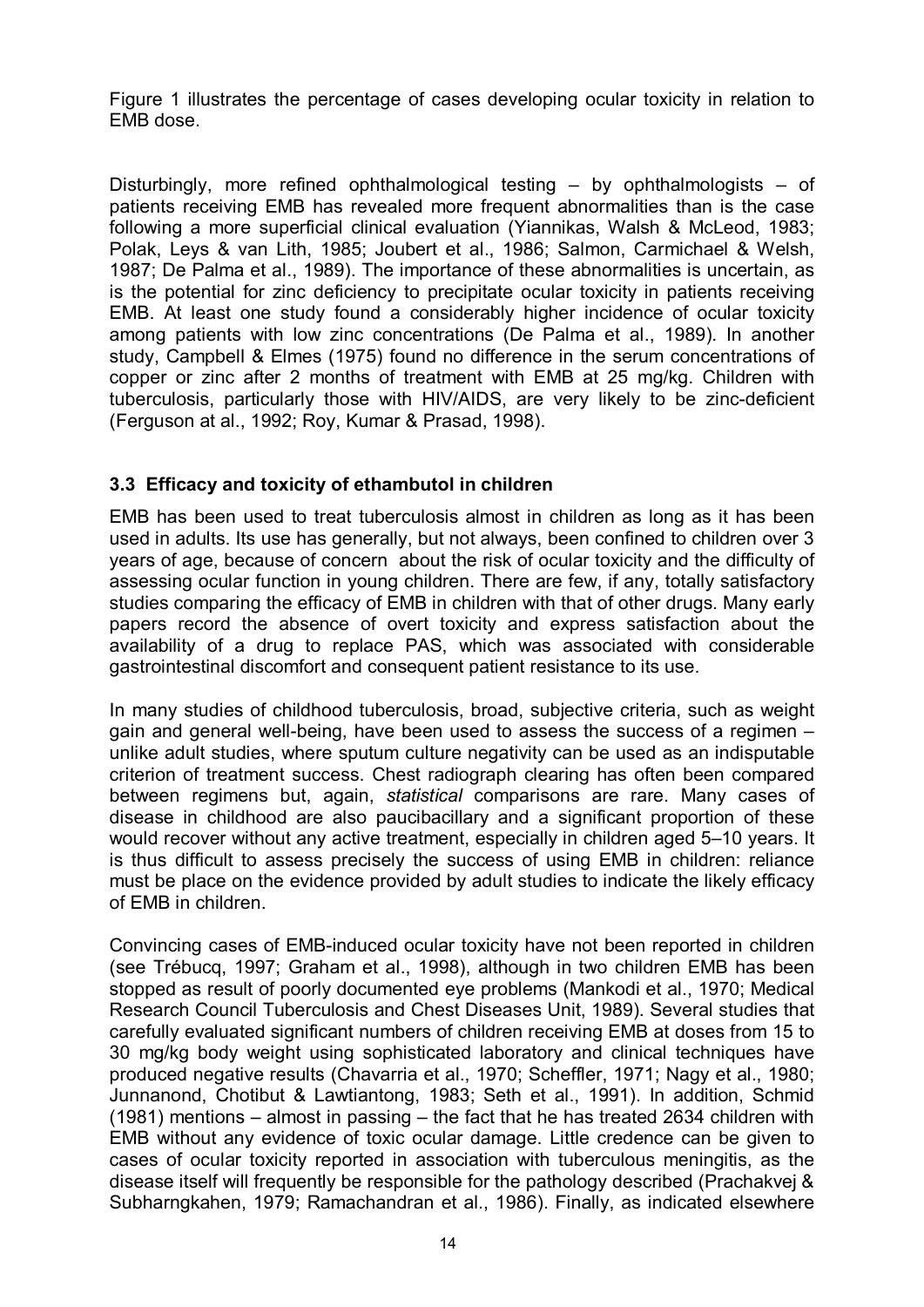Figure 1 illustrates the percentage of cases developing ocular toxicity in relation to EMB dose.

Disturbingly, more refined ophthalmological testing – by ophthalmologists – of patients receiving EMB has revealed more frequent abnormalities than is the case following a more superficial clinical evaluation (Yiannikas, Walsh & McLeod, 1983; Polak, Leys & van Lith, 1985; Joubert et al., 1986; Salmon, Carmichael & Welsh, 1987; De Palma et al., 1989). The importance of these abnormalities is uncertain, as is the potential for zinc deficiency to precipitate ocular toxicity in patients receiving EMB. At least one study found a considerably higher incidence of ocular toxicity among patients with low zinc concentrations (De Palma et al., 1989). In another study, Campbell & Elmes (1975) found no difference in the serum concentrations of copper or zinc after 2 months of treatment with EMB at 25 mg/kg. Children with tuberculosis, particularly those with HIV/AIDS, are very likely to be zinc-deficient (Ferguson at al., 1992; Roy, Kumar & Prasad, 1998).

### 3.3 Efficacy and toxicity of ethambutol in children

EMB has been used to treat tuberculosis almost in children as long as it has been used in adults. Its use has generally, but not always, been confined to children over 3 years of age, because of concern about the risk of ocular toxicity and the difficulty of assessing ocular function in young children. There are few, if any, totally satisfactory studies comparing the efficacy of EMB in children with that of other drugs. Many early papers record the absence of overt toxicity and express satisfaction about the availability of a drug to replace PAS, which was associated with considerable gastrointestinal discomfort and consequent patient resistance to its use.

In many studies of childhood tuberculosis, broad, subjective criteria, such as weight gain and general well-being, have been used to assess the success of a regimen – unlike adult studies, where sputum culture negativity can be used as an indisputable criterion of treatment success. Chest radiograph clearing has often been compared between regimens but, again, *statistical* comparisons are rare. Many cases of disease in childhood are also paucibacillary and a significant proportion of these would recover without any active treatment, especially in children aged 5–10 years. It is thus difficult to assess precisely the success of using EMB in children: reliance must be place on the evidence provided by adult studies to indicate the likely efficacy of EMB in children.

Convincing cases of EMB-induced ocular toxicity have not been reported in children (see Trébucq, 1997; Graham et al., 1998), although in two children EMB has been stopped as result of poorly documented eye problems (Mankodi et al., 1970; Medical Research Council Tuberculosis and Chest Diseases Unit, 1989). Several studies that carefully evaluated significant numbers of children receiving EMB at doses from 15 to 30 mg/kg body weight using sophisticated laboratory and clinical techniques have produced negative results (Chavarria et al., 1970; Scheffler, 1971; Nagy et al., 1980; Junnanond, Chotibut & Lawtiantong, 1983; Seth et al., 1991). In addition, Schmid (1981) mentions – almost in passing – the fact that he has treated 2634 children with EMB without any evidence of toxic ocular damage. Little credence can be given to cases of ocular toxicity reported in association with tuberculous meningitis, as the disease itself will frequently be responsible for the pathology described (Prachakvej & Subharngkahen, 1979; Ramachandran et al., 1986). Finally, as indicated elsewhere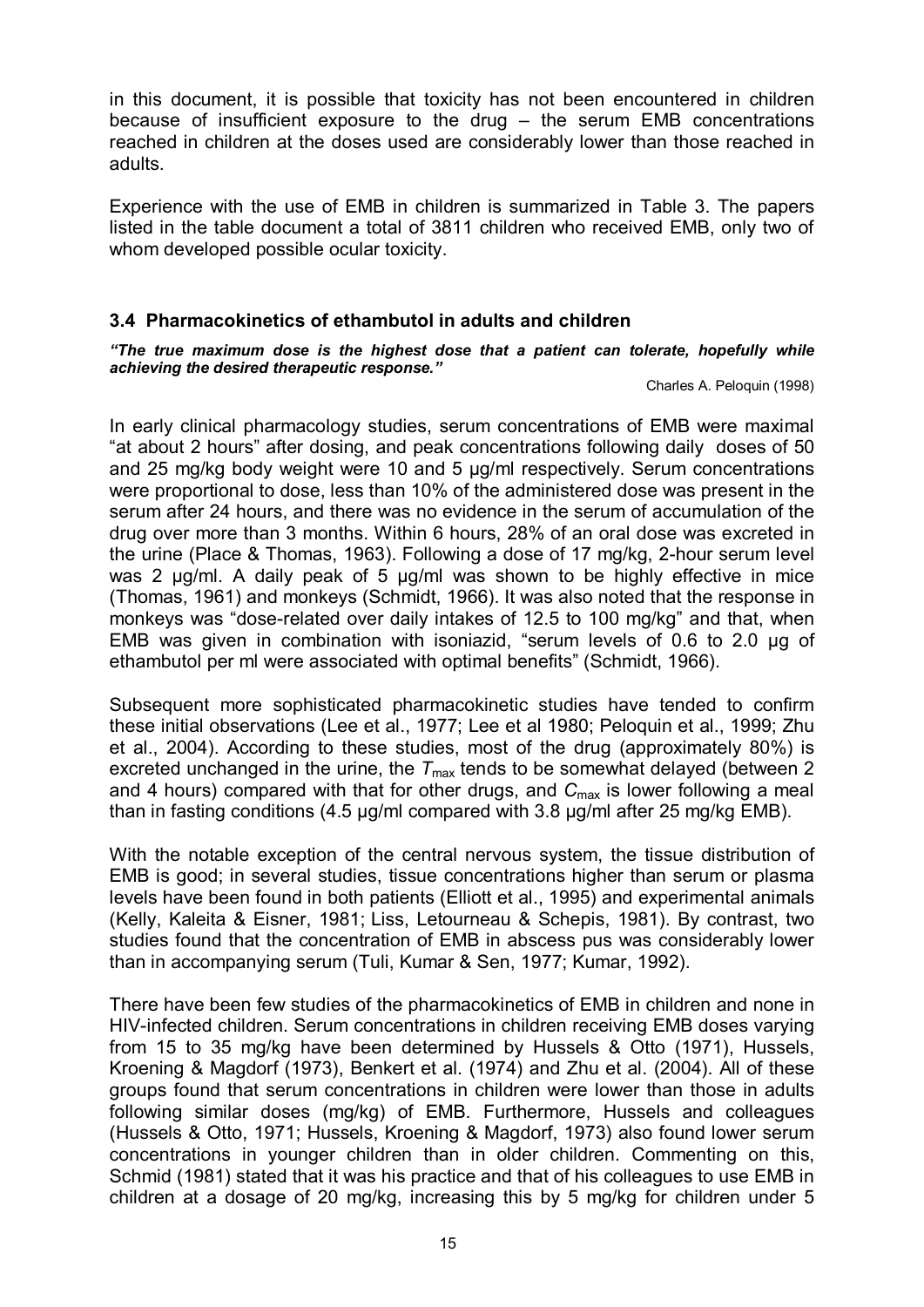in this document, it is possible that toxicity has not been encountered in children because of insufficient exposure to the drug – the serum EMB concentrations reached in children at the doses used are considerably lower than those reached in adults.

Experience with the use of EMB in children is summarized in Table 3. The papers listed in the table document a total of 3811 children who received EMB, only two of whom developed possible ocular toxicity.

### 3.4 Pharmacokinetics of ethambutol in adults and children

***"The true maximum dose is the highest dose that a patient can tolerate, hopefully while achieving the desired therapeutic response."***

Charles A. Peloquin (1998)

In early clinical pharmacology studies, serum concentrations of EMB were maximal "at about 2 hours" after dosing, and peak concentrations following daily doses of 50 and 25 mg/kg body weight were 10 and 5 µg/ml respectively. Serum concentrations were proportional to dose, less than 10% of the administered dose was present in the serum after 24 hours, and there was no evidence in the serum of accumulation of the drug over more than 3 months. Within 6 hours, 28% of an oral dose was excreted in the urine (Place & Thomas, 1963). Following a dose of 17 mg/kg, 2-hour serum level was 2 µg/ml. A daily peak of 5 µg/ml was shown to be highly effective in mice (Thomas, 1961) and monkeys (Schmidt, 1966). It was also noted that the response in monkeys was "dose-related over daily intakes of 12.5 to 100 mg/kg" and that, when EMB was given in combination with isoniazid, "serum levels of 0.6 to 2.0 µg of ethambutol per ml were associated with optimal benefits" (Schmidt, 1966).

Subsequent more sophisticated pharmacokinetic studies have tended to confirm these initial observations (Lee et al., 1977; Lee et al 1980; Peloquin et al., 1999; Zhu et al., 2004). According to these studies, most of the drug (approximately 80%) is excreted unchanged in the urine, the $T_{max}$ tends to be somewhat delayed (between 2 and 4 hours) compared with that for other drugs, and $C_{max}$ is lower following a meal than in fasting conditions (4.5 µg/ml compared with 3.8 µg/ml after 25 mg/kg EMB).

With the notable exception of the central nervous system, the tissue distribution of EMB is good; in several studies, tissue concentrations higher than serum or plasma levels have been found in both patients (Elliott et al., 1995) and experimental animals (Kelly, Kaleita & Eisner, 1981; Liss, Letourneau & Schepis, 1981). By contrast, two studies found that the concentration of EMB in abscess pus was considerably lower than in accompanying serum (Tuli, Kumar & Sen, 1977; Kumar, 1992).

There have been few studies of the pharmacokinetics of EMB in children and none in HIV-infected children. Serum concentrations in children receiving EMB doses varying from 15 to 35 mg/kg have been determined by Hussels & Otto (1971), Hussels, Kroening & Magdorf (1973), Benkert et al. (1974) and Zhu et al. (2004). All of these groups found that serum concentrations in children were lower than those in adults following similar doses (mg/kg) of EMB. Furthermore, Hussels and colleagues (Hussels & Otto, 1971; Hussels, Kroening & Magdorf, 1973) also found lower serum concentrations in younger children than in older children. Commenting on this, Schmid (1981) stated that it was his practice and that of his colleagues to use EMB in children at a dosage of 20 mg/kg, increasing this by 5 mg/kg for children under 5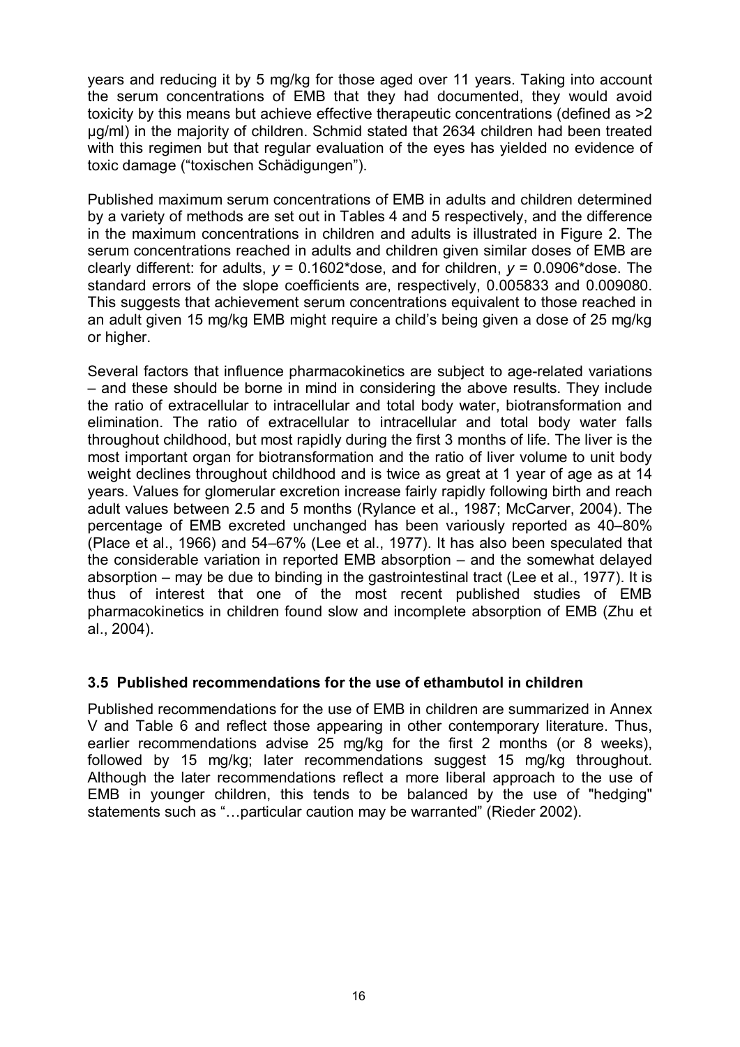years and reducing it by 5 mg/kg for those aged over 11 years. Taking into account the serum concentrations of EMB that they had documented, they would avoid toxicity by this means but achieve effective therapeutic concentrations (defined as >2 µg/ml) in the majority of children. Schmid stated that 2634 children had been treated with this regimen but that regular evaluation of the eyes has yielded no evidence of toxic damage ("toxischen Schädigungen").

Published maximum serum concentrations of EMB in adults and children determined by a variety of methods are set out in Tables 4 and 5 respectively, and the difference in the maximum concentrations in children and adults is illustrated in Figure 2. The serum concentrations reached in adults and children given similar doses of EMB are clearly different: for adults, $y = 0.1602*\text{dose}$, and for children, $y = 0.0906*\text{dose}$. The standard errors of the slope coefficients are, respectively, 0.005833 and 0.009080. This suggests that achievement serum concentrations equivalent to those reached in an adult given 15 mg/kg EMB might require a child's being given a dose of 25 mg/kg or higher.

Several factors that influence pharmacokinetics are subject to age-related variations – and these should be borne in mind in considering the above results. They include the ratio of extracellular to intracellular and total body water, biotransformation and elimination. The ratio of extracellular to intracellular and total body water falls throughout childhood, but most rapidly during the first 3 months of life. The liver is the most important organ for biotransformation and the ratio of liver volume to unit body weight declines throughout childhood and is twice as great at 1 year of age as at 14 years. Values for glomerular excretion increase fairly rapidly following birth and reach adult values between 2.5 and 5 months (Rylance et al., 1987; McCarver, 2004). The percentage of EMB excreted unchanged has been variously reported as 40–80% (Place et al., 1966) and 54–67% (Lee et al., 1977). It has also been speculated that the considerable variation in reported EMB absorption – and the somewhat delayed absorption – may be due to binding in the gastrointestinal tract (Lee et al., 1977). It is thus of interest that one of the most recent published studies of EMB pharmacokinetics in children found slow and incomplete absorption of EMB (Zhu et al., 2004).

### 3.5 Published recommendations for the use of ethambutol in children

Published recommendations for the use of EMB in children are summarized in Annex V and Table 6 and reflect those appearing in other contemporary literature. Thus, earlier recommendations advise 25 mg/kg for the first 2 months (or 8 weeks), followed by 15 mg/kg; later recommendations suggest 15 mg/kg throughout. Although the later recommendations reflect a more liberal approach to the use of EMB in younger children, this tends to be balanced by the use of "hedging" statements such as "…particular caution may be warranted" (Rieder 2002).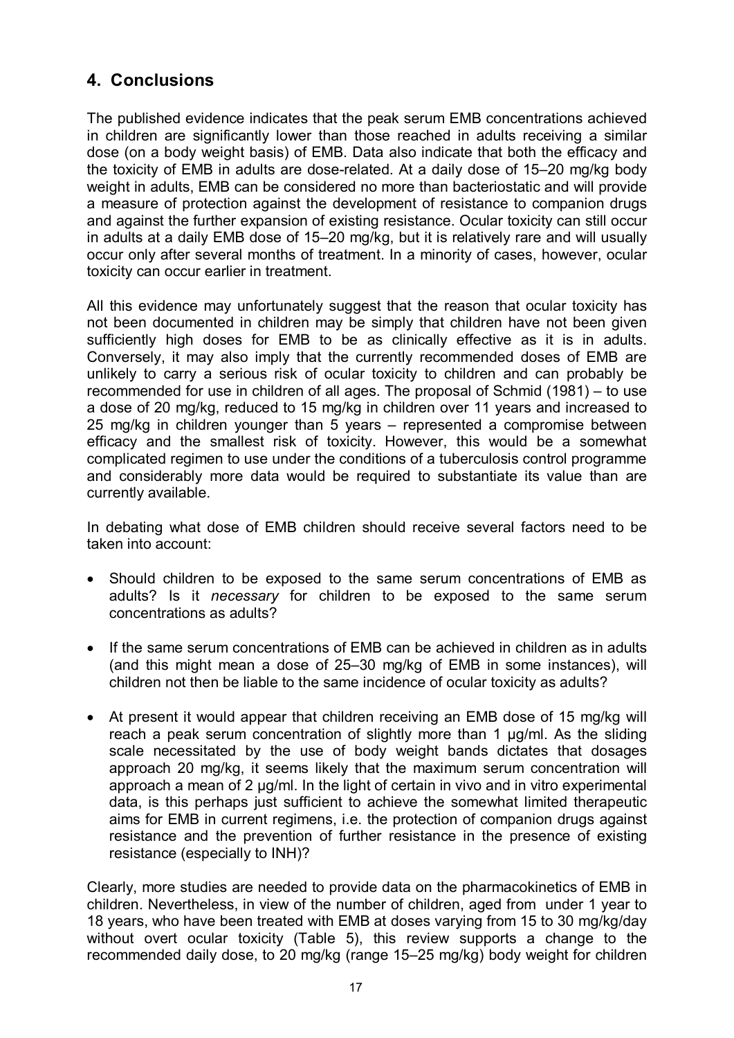## 4. Conclusions

The published evidence indicates that the peak serum EMB concentrations achieved in children are significantly lower than those reached in adults receiving a similar dose (on a body weight basis) of EMB. Data also indicate that both the efficacy and the toxicity of EMB in adults are dose-related. At a daily dose of 15–20 mg/kg body weight in adults, EMB can be considered no more than bacteriostatic and will provide a measure of protection against the development of resistance to companion drugs and against the further expansion of existing resistance. Ocular toxicity can still occur in adults at a daily EMB dose of 15–20 mg/kg, but it is relatively rare and will usually occur only after several months of treatment. In a minority of cases, however, ocular toxicity can occur earlier in treatment.

All this evidence may unfortunately suggest that the reason that ocular toxicity has not been documented in children may be simply that children have not been given sufficiently high doses for EMB to be as clinically effective as it is in adults. Conversely, it may also imply that the currently recommended doses of EMB are unlikely to carry a serious risk of ocular toxicity to children and can probably be recommended for use in children of all ages. The proposal of Schmid (1981) – to use a dose of 20 mg/kg, reduced to 15 mg/kg in children over 11 years and increased to 25 mg/kg in children younger than 5 years – represented a compromise between efficacy and the smallest risk of toxicity. However, this would be a somewhat complicated regimen to use under the conditions of a tuberculosis control programme and considerably more data would be required to substantiate its value than are currently available.

In debating what dose of EMB children should receive several factors need to be taken into account:

- Should children to be exposed to the same serum concentrations of EMB as adults? Is it *necessary* for children to be exposed to the same serum concentrations as adults?
- If the same serum concentrations of EMB can be achieved in children as in adults (and this might mean a dose of 25–30 mg/kg of EMB in some instances), will children not then be liable to the same incidence of ocular toxicity as adults?
- At present it would appear that children receiving an EMB dose of 15 mg/kg will reach a peak serum concentration of slightly more than 1 µg/ml. As the sliding scale necessitated by the use of body weight bands dictates that dosages approach 20 mg/kg, it seems likely that the maximum serum concentration will approach a mean of 2 µg/ml. In the light of certain in vivo and in vitro experimental data, is this perhaps just sufficient to achieve the somewhat limited therapeutic aims for EMB in current regimens, i.e. the protection of companion drugs against resistance and the prevention of further resistance in the presence of existing resistance (especially to INH)?

Clearly, more studies are needed to provide data on the pharmacokinetics of EMB in children. Nevertheless, in view of the number of children, aged from under 1 year to 18 years, who have been treated with EMB at doses varying from 15 to 30 mg/kg/day without overt ocular toxicity (Table 5), this review supports a change to the recommended daily dose, to 20 mg/kg (range 15–25 mg/kg) body weight for children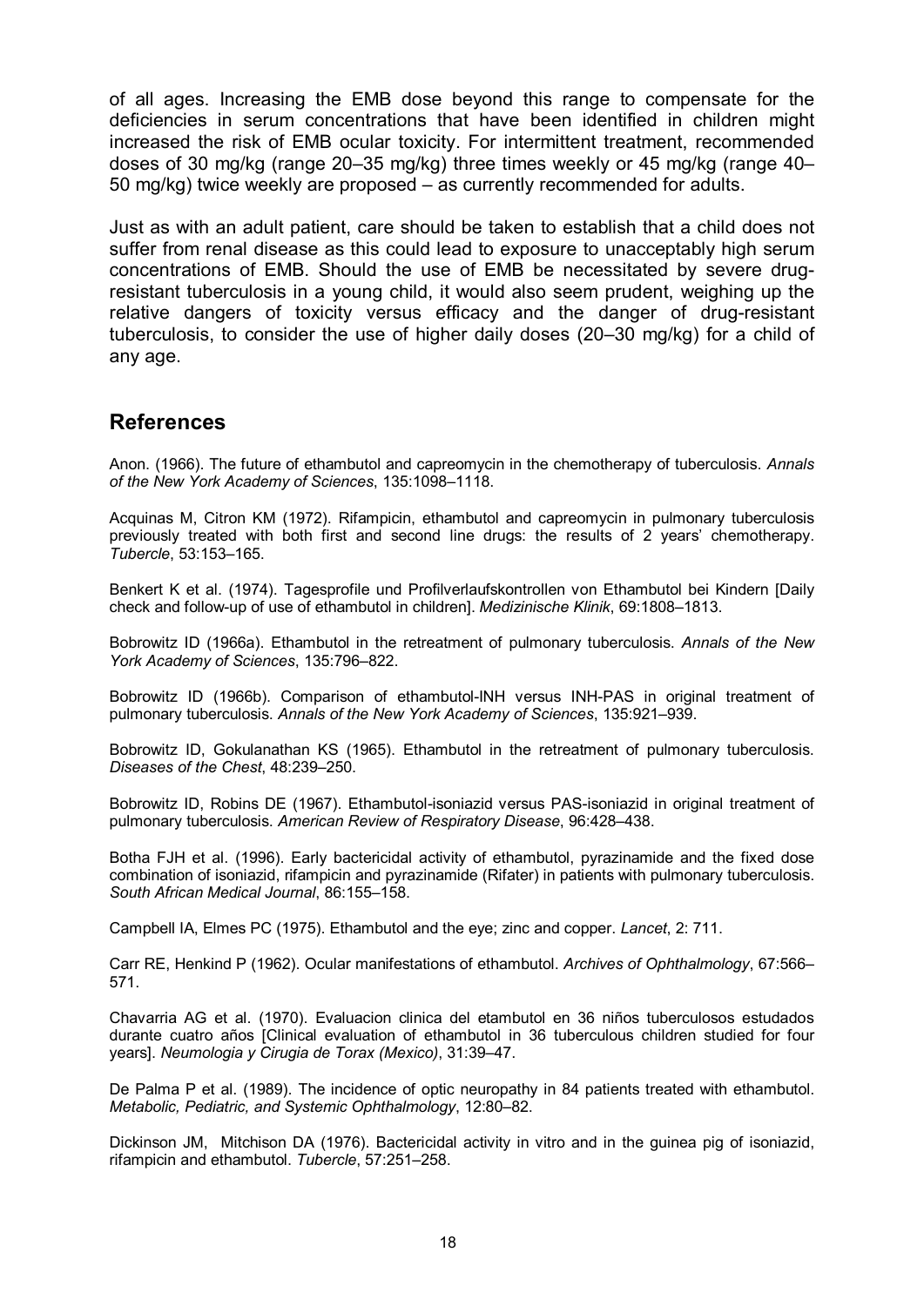of all ages. Increasing the EMB dose beyond this range to compensate for the deficiencies in serum concentrations that have been identified in children might increased the risk of EMB ocular toxicity. For intermittent treatment, recommended doses of 30 mg/kg (range 20–35 mg/kg) three times weekly or 45 mg/kg (range 40–50 mg/kg) twice weekly are proposed – as currently recommended for adults.

Just as with an adult patient, care should be taken to establish that a child does not suffer from renal disease as this could lead to exposure to unacceptably high serum concentrations of EMB. Should the use of EMB be necessitated by severe drug-resistant tuberculosis in a young child, it would also seem prudent, weighing up the relative dangers of toxicity versus efficacy and the danger of drug-resistant tuberculosis, to consider the use of higher daily doses (20–30 mg/kg) for a child of any age.

## References

Anon. (1966). The future of ethambutol and capreomycin in the chemotherapy of tuberculosis. *Annals of the New York Academy of Sciences*, 135:1098–1118.

Acquinas M, Citron KM (1972). Rifampicin, ethambutol and capreomycin in pulmonary tuberculosis previously treated with both first and second line drugs: the results of 2 years' chemotherapy. *Tubercle*, 53:153–165.

Benkert K et al. (1974). Tagesprofile und Profilverlaufskontrollen von Ethambutol bei Kindern [Daily check and follow-up of use of ethambutol in children]. *Medizinische Klinik*, 69:1808–1813.

Bobrowitz ID (1966a). Ethambutol in the retreatment of pulmonary tuberculosis. *Annals of the New York Academy of Sciences*, 135:796–822.

Bobrowitz ID (1966b). Comparison of ethambutol-INH versus INH-PAS in original treatment of pulmonary tuberculosis. *Annals of the New York Academy of Sciences*, 135:921–939.

Bobrowitz ID, Gokulanathan KS (1965). Ethambutol in the retreatment of pulmonary tuberculosis. *Diseases of the Chest*, 48:239–250.

Bobrowitz ID, Robins DE (1967). Ethambutol-isoniazid versus PAS-isoniazid in original treatment of pulmonary tuberculosis. *American Review of Respiratory Disease*, 96:428–438.

Botha FJH et al. (1996). Early bactericidal activity of ethambutol, pyrazinamide and the fixed dose combination of isoniazid, rifampicin and pyrazinamide (Rifater) in patients with pulmonary tuberculosis. *South African Medical Journal*, 86:155–158.

Campbell IA, Elmes PC (1975). Ethambutol and the eye; zinc and copper. *Lancet*, 2: 711.

Carr RE, Henkind P (1962). Ocular manifestations of ethambutol. *Archives of Ophthalmology*, 67:566–571.

Chavarria AG et al. (1970). Evaluacion clinica del etambutol en 36 niños tuberculosos estudados durante cuatro años [Clinical evaluation of ethambutol in 36 tuberculous children studied for four years]. *Neumologia y Cirugia de Torax (Mexico)*, 31:39–47.

De Palma P et al. (1989). The incidence of optic neuropathy in 84 patients treated with ethambutol. *Metabolic, Pediatric, and Systemic Ophthalmology*, 12:80–82.

Dickinson JM, Mitchison DA (1976). Bactericidal activity in vitro and in the guinea pig of isoniazid, rifampicin and ethambutol. *Tubercle*, 57:251–258.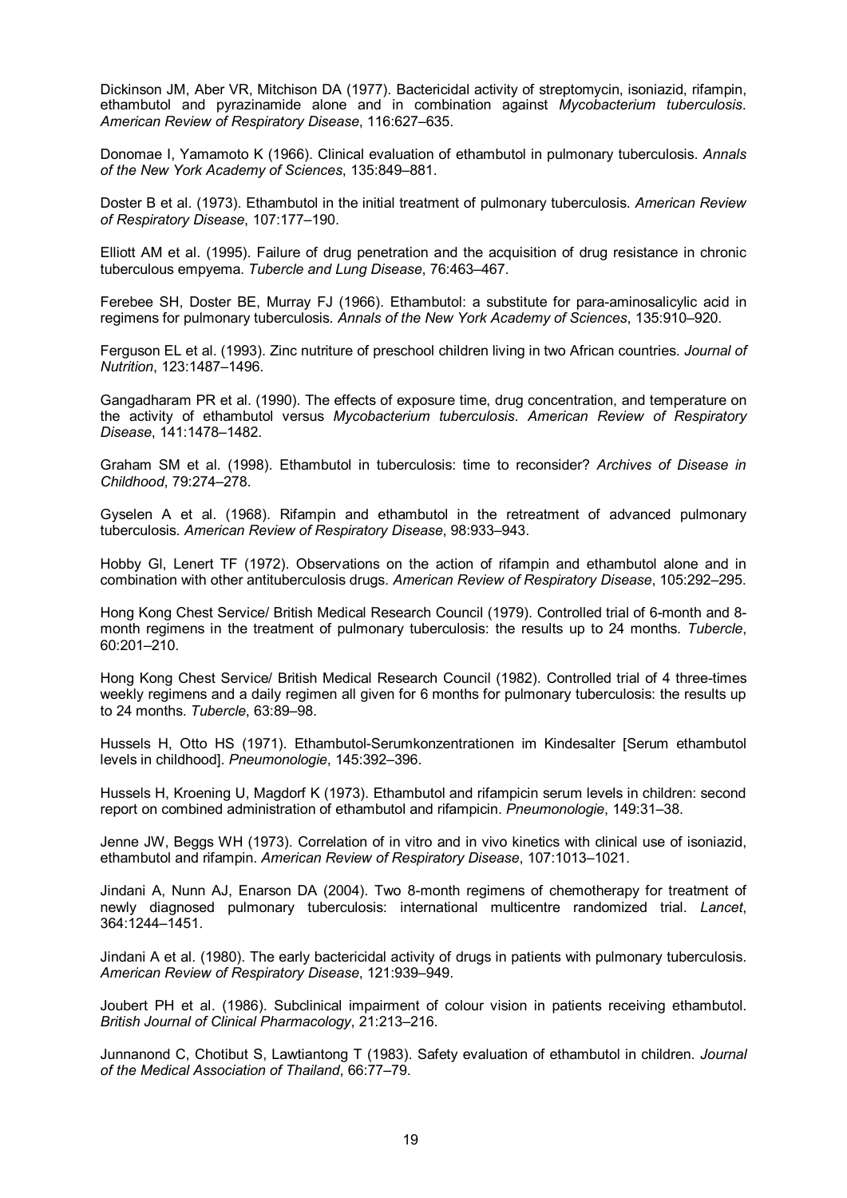Dickinson JM, Aber VR, Mitchison DA (1977). Bactericidal activity of streptomycin, isoniazid, rifampin, ethambutol and pyrazinamide alone and in combination against *Mycobacterium tuberculosis*. *American Review of Respiratory Disease*, 116:627–635.

Donomae I, Yamamoto K (1966). Clinical evaluation of ethambutol in pulmonary tuberculosis. *Annals of the New York Academy of Sciences*, 135:849–881.

Doster B et al. (1973). Ethambutol in the initial treatment of pulmonary tuberculosis. *American Review of Respiratory Disease*, 107:177–190.

Elliott AM et al. (1995). Failure of drug penetration and the acquisition of drug resistance in chronic tuberculous empyema. *Tubercle and Lung Disease*, 76:463–467.

Ferebee SH, Doster BE, Murray FJ (1966). Ethambutol: a substitute for para-aminosalicylic acid in regimens for pulmonary tuberculosis. *Annals of the New York Academy of Sciences*, 135:910–920.

Ferguson EL et al. (1993). Zinc nutriture of preschool children living in two African countries. *Journal of Nutrition*, 123:1487–1496.

Gangadharam PR et al. (1990). The effects of exposure time, drug concentration, and temperature on the activity of ethambutol versus *Mycobacterium tuberculosis*. *American Review of Respiratory Disease*, 141:1478–1482.

Graham SM et al. (1998). Ethambutol in tuberculosis: time to reconsider? *Archives of Disease in Childhood*, 79:274–278.

Gyselen A et al. (1968). Rifampin and ethambutol in the retreatment of advanced pulmonary tuberculosis. *American Review of Respiratory Disease*, 98:933–943.

Hobby GI, Lenert TF (1972). Observations on the action of rifampin and ethambutol alone and in combination with other antituberculosis drugs. *American Review of Respiratory Disease*, 105:292–295.

Hong Kong Chest Service/ British Medical Research Council (1979). Controlled trial of 6-month and 8-month regimens in the treatment of pulmonary tuberculosis: the results up to 24 months. *Tubercle*, 60:201–210.

Hong Kong Chest Service/ British Medical Research Council (1982). Controlled trial of 4 three-times weekly regimens and a daily regimen all given for 6 months for pulmonary tuberculosis: the results up to 24 months. *Tubercle*, 63:89–98.

Hussels H, Otto HS (1971). Ethambutol-Serumkonzentrationen im Kindesalter [Serum ethambutol levels in childhood]. *Pneumonologie*, 145:392–396.

Hussels H, Kroening U, Magdorf K (1973). Ethambutol and rifampicin serum levels in children: second report on combined administration of ethambutol and rifampicin. *Pneumonologie*, 149:31–38.

Jenne JW, Beggs WH (1973). Correlation of in vitro and in vivo kinetics with clinical use of isoniazid, ethambutol and rifampin. *American Review of Respiratory Disease*, 107:1013–1021.

Jindani A, Nunn AJ, Enarson DA (2004). Two 8-month regimens of chemotherapy for treatment of newly diagnosed pulmonary tuberculosis: international multicentre randomized trial. *Lancet*, 364:1244–1451.

Jindani A et al. (1980). The early bactericidal activity of drugs in patients with pulmonary tuberculosis. *American Review of Respiratory Disease*, 121:939–949.

Joubert PH et al. (1986). Subclinical impairment of colour vision in patients receiving ethambutol. *British Journal of Clinical Pharmacology*, 21:213–216.

Junnanond C, Chotibut S, Lawtiantong T (1983). Safety evaluation of ethambutol in children. *Journal of the Medical Association of Thailand*, 66:77–79.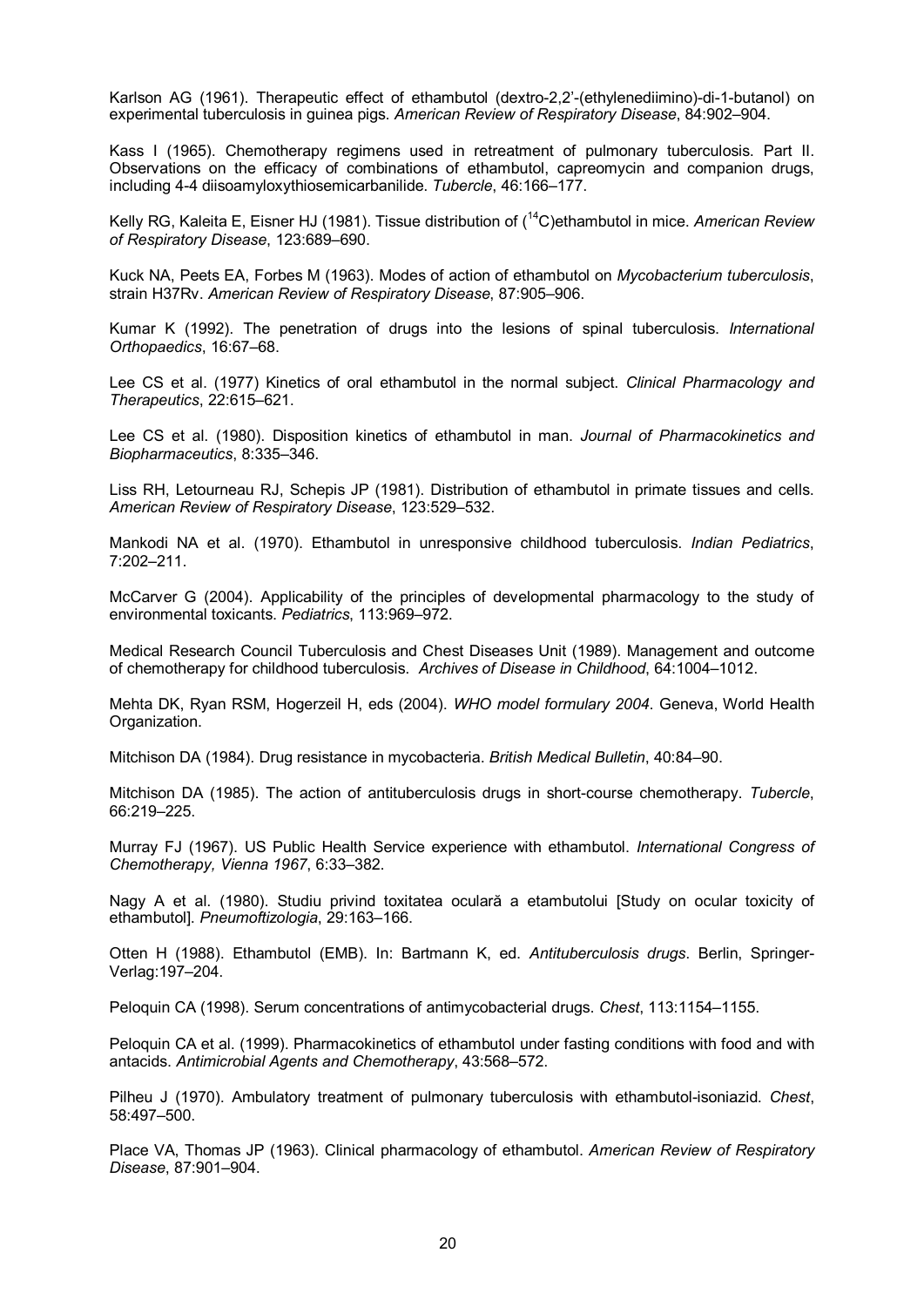Karlson AG (1961). Therapeutic effect of ethambutol (dextro-2,2'-(ethylenediimino)-di-1-butanol) on experimental tuberculosis in guinea pigs. *American Review of Respiratory Disease*, 84:902–904.

Kass I (1965). Chemotherapy regimens used in retreatment of pulmonary tuberculosis. Part II. Observations on the efficacy of combinations of ethambutol, capreomycin and companion drugs, including 4-4 diisoamyloxythiosemicarbanilide. *Tubercle*, 46:166–177.

Kelly RG, Kaleita E, Eisner HJ (1981). Tissue distribution of ($^{14}$C)ethambutol in mice. *American Review of Respiratory Disease*, 123:689–690.

Kuck NA, Peets EA, Forbes M (1963). Modes of action of ethambutol on *Mycobacterium tuberculosis*, strain H37Rv. *American Review of Respiratory Disease*, 87:905–906.

Kumar K (1992). The penetration of drugs into the lesions of spinal tuberculosis. *International Orthopaedics*, 16:67–68.

Lee CS et al. (1977) Kinetics of oral ethambutol in the normal subject. *Clinical Pharmacology and Therapeutics*, 22:615–621.

Lee CS et al. (1980). Disposition kinetics of ethambutol in man. *Journal of Pharmacokinetics and Biopharmaceutics*, 8:335–346.

Liss RH, Letourneau RJ, Schepis JP (1981). Distribution of ethambutol in primate tissues and cells. *American Review of Respiratory Disease*, 123:529–532.

Mankodi NA et al. (1970). Ethambutol in unresponsive childhood tuberculosis. *Indian Pediatrics*, 7:202–211.

McCarver G (2004). Applicability of the principles of developmental pharmacology to the study of environmental toxicants. *Pediatrics*, 113:969–972.

Medical Research Council Tuberculosis and Chest Diseases Unit (1989). Management and outcome of chemotherapy for childhood tuberculosis. *Archives of Disease in Childhood*, 64:1004–1012.

Mehta DK, Ryan RSM, Hogerzeil H, eds (2004). *WHO model formulary 2004*. Geneva, World Health Organization.

Mitchison DA (1984). Drug resistance in mycobacteria. *British Medical Bulletin*, 40:84–90.

Mitchison DA (1985). The action of antituberculosis drugs in short-course chemotherapy. *Tubercle*, 66:219–225.

Murray FJ (1967). US Public Health Service experience with ethambutol. *International Congress of Chemotherapy, Vienna 1967*, 6:33–382.

Nagy A et al. (1980). Studiu privind toxitatea oculară a etambutolui [Study on ocular toxicity of ethambutol]. *Pneumoftizologia*, 29:163–166.

Otten H (1988). Ethambutol (EMB). In: Bartmann K, ed. *Antituberculosis drugs*. Berlin, Springer-Verlag:197–204.

Peloquin CA (1998). Serum concentrations of antimycobacterial drugs. *Chest*, 113:1154–1155.

Peloquin CA et al. (1999). Pharmacokinetics of ethambutol under fasting conditions with food and with antacids. *Antimicrobial Agents and Chemotherapy*, 43:568–572.

Pilheu J (1970). Ambulatory treatment of pulmonary tuberculosis with ethambutol-isoniazid. *Chest*, 58:497–500.

Place VA, Thomas JP (1963). Clinical pharmacology of ethambutol. *American Review of Respiratory Disease*, 87:901–904.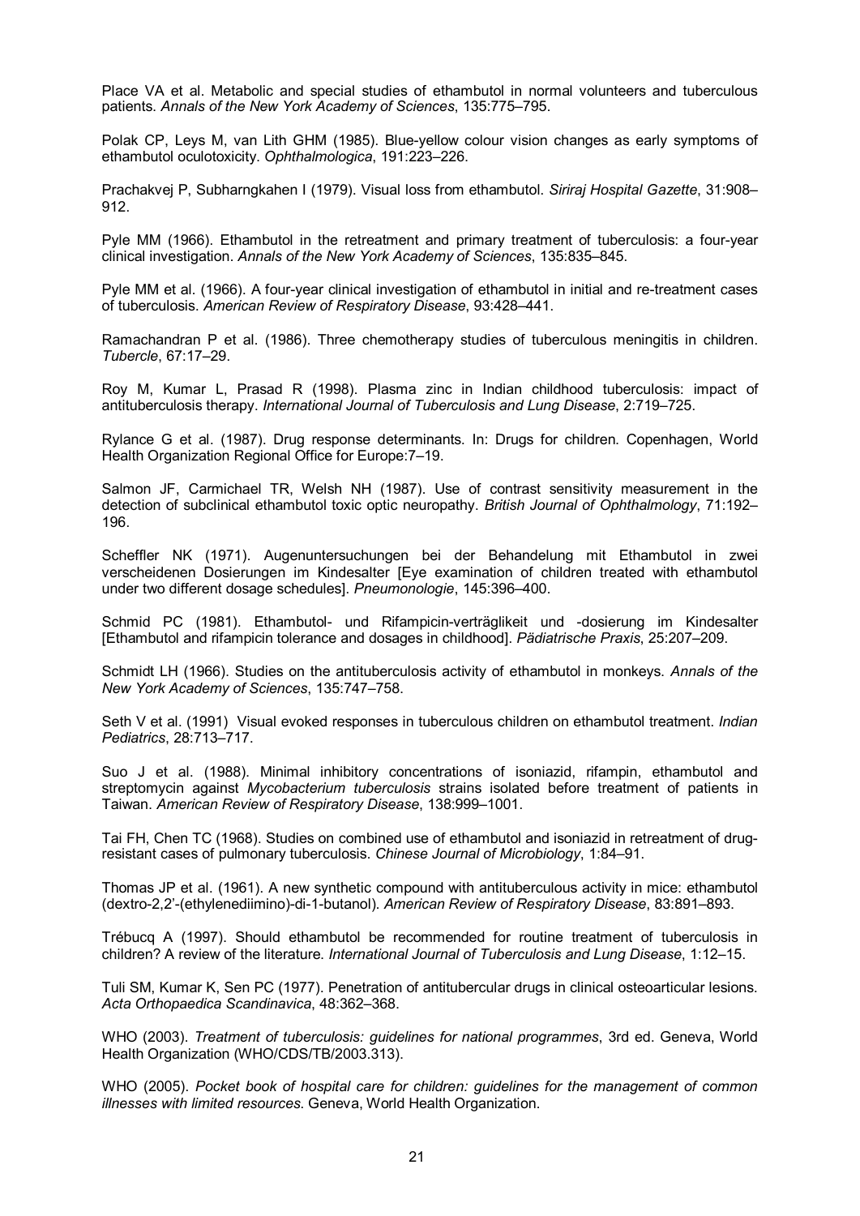Place VA et al. Metabolic and special studies of ethambutol in normal volunteers and tuberculous patients. *Annals of the New York Academy of Sciences*, 135:775–795.

Polak CP, Leys M, van Lith GHM (1985). Blue-yellow colour vision changes as early symptoms of ethambutol oculotoxicity. *Ophthalmologica*, 191:223–226.

Prachakvej P, Subharngkahen I (1979). Visual loss from ethambutol. *Siriraj Hospital Gazette*, 31:908–912.

Pyle MM (1966). Ethambutol in the retreatment and primary treatment of tuberculosis: a four-year clinical investigation. *Annals of the New York Academy of Sciences*, 135:835–845.

Pyle MM et al. (1966). A four-year clinical investigation of ethambutol in initial and re-treatment cases of tuberculosis. *American Review of Respiratory Disease*, 93:428–441.

Ramachandran P et al. (1986). Three chemotherapy studies of tuberculous meningitis in children. *Tubercle*, 67:17–29.

Roy M, Kumar L, Prasad R (1998). Plasma zinc in Indian childhood tuberculosis: impact of antituberculosis therapy. *International Journal of Tuberculosis and Lung Disease*, 2:719–725.

Rylance G et al. (1987). Drug response determinants. In: Drugs for children. Copenhagen, World Health Organization Regional Office for Europe:7–19.

Salmon JF, Carmichael TR, Welsh NH (1987). Use of contrast sensitivity measurement in the detection of subclinical ethambutol toxic optic neuropathy. *British Journal of Ophthalmology*, 71:192–196.

Scheffler NK (1971). Augenuntersuchungen bei der Behandelung mit Ethambutol in zwei verscheidenen Dosierungen im Kindesalter [Eye examination of children treated with ethambutol under two different dosage schedules]. *Pneumonologie*, 145:396–400.

Schmid PC (1981). Ethambutol- und Rifampicin-verträglikeit und -dosierung im Kindesalter [Ethambutol and rifampicin tolerance and dosages in childhood]. *Pädiatrische Praxis*, 25:207–209.

Schmidt LH (1966). Studies on the antituberculosis activity of ethambutol in monkeys. *Annals of the New York Academy of Sciences*, 135:747–758.

Seth V et al. (1991) Visual evoked responses in tuberculous children on ethambutol treatment. *Indian Pediatrics*, 28:713–717.

Suo J et al. (1988). Minimal inhibitory concentrations of isoniazid, rifampin, ethambutol and streptomycin against *Mycobacterium tuberculosis* strains isolated before treatment of patients in Taiwan. *American Review of Respiratory Disease*, 138:999–1001.

Tai FH, Chen TC (1968). Studies on combined use of ethambutol and isoniazid in retreatment of drug-resistant cases of pulmonary tuberculosis. *Chinese Journal of Microbiology*, 1:84–91.

Thomas JP et al. (1961). A new synthetic compound with antituberculous activity in mice: ethambutol (dextro-2,2'-(ethylenediimino)-di-1-butanol). *American Review of Respiratory Disease*, 83:891–893.

Trébucq A (1997). Should ethambutol be recommended for routine treatment of tuberculosis in children? A review of the literature. *International Journal of Tuberculosis and Lung Disease*, 1:12–15.

Tuli SM, Kumar K, Sen PC (1977). Penetration of antitubercular drugs in clinical osteoarticular lesions. *Acta Orthopaedica Scandinavica*, 48:362–368.

WHO (2003). *Treatment of tuberculosis: guidelines for national programmes*, 3rd ed. Geneva, World Health Organization (WHO/CDS/TB/2003.313).

WHO (2005). *Pocket book of hospital care for children: guidelines for the management of common illnesses with limited resources*. Geneva, World Health Organization.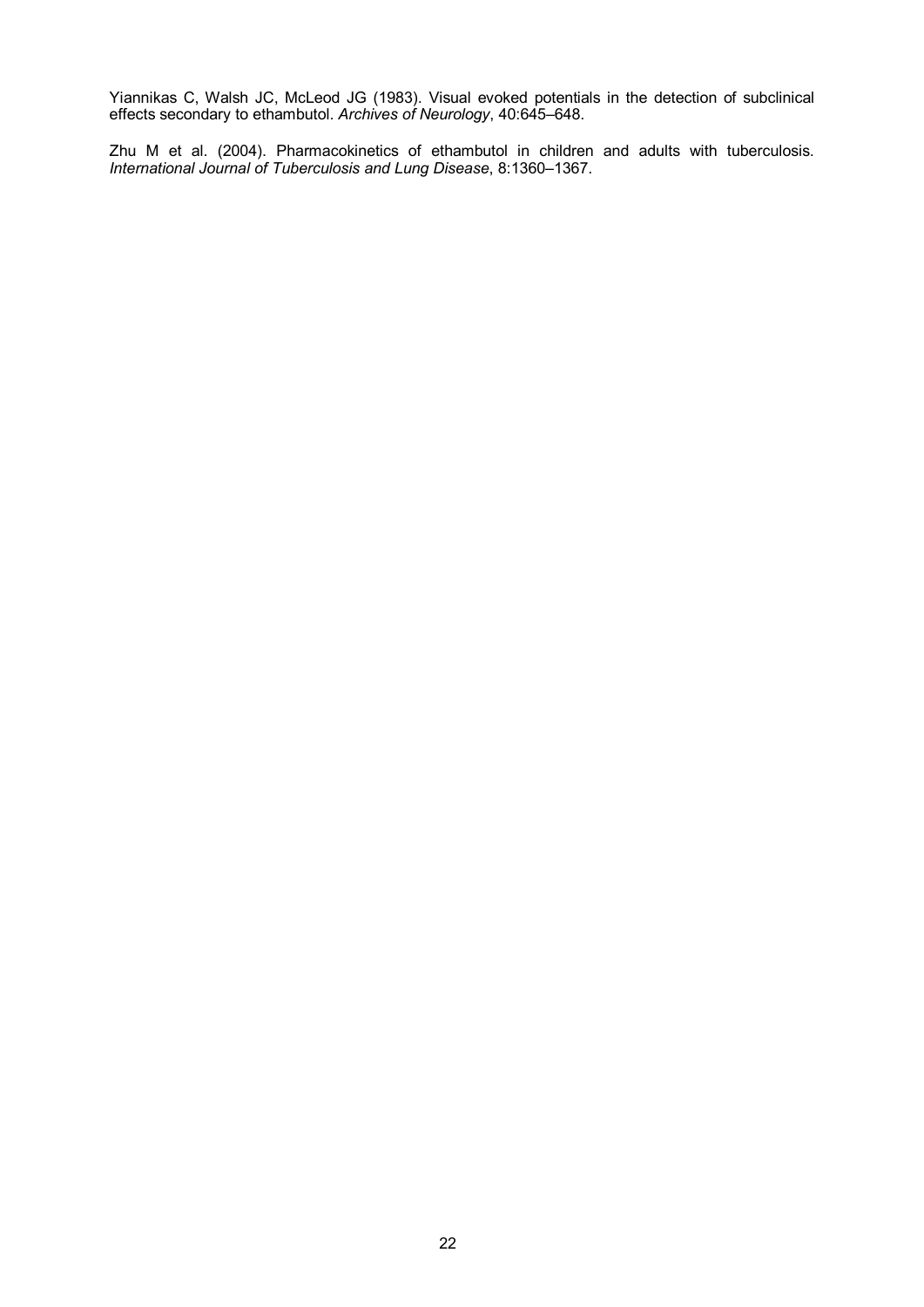Yiannikas C, Walsh JC, McLeod JG (1983). Visual evoked potentials in the detection of subclinical effects secondary to ethambutol. *Archives of Neurology*, 40:645–648.

Zhu M et al. (2004). Pharmacokinetics of ethambutol in children and adults with tuberculosis. *International Journal of Tuberculosis and Lung Disease*, 8:1360–1367.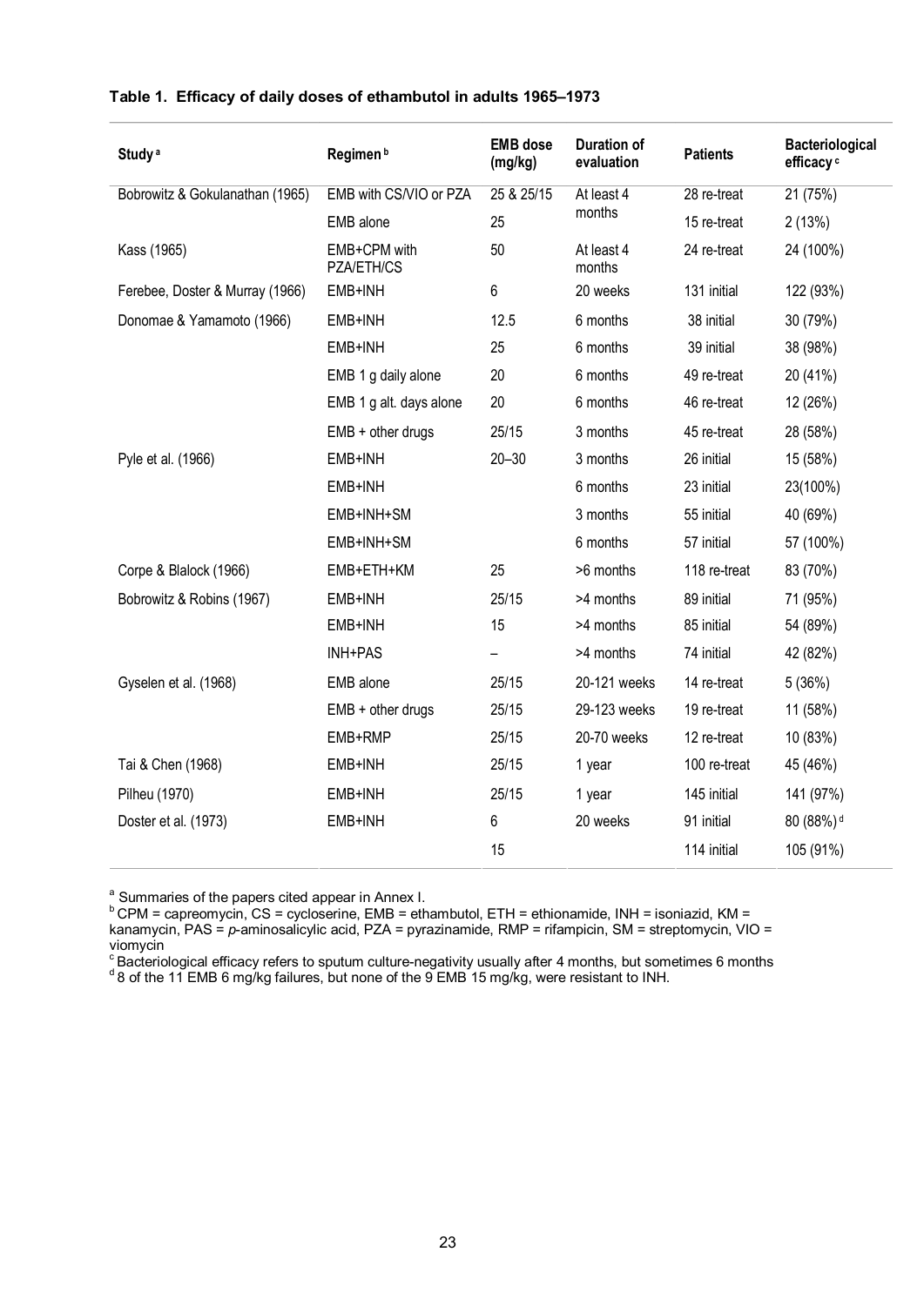**Table 1. Efficacy of daily doses of ethambutol in adults 1965–1973**

| Study [a] | Regimen [b] | EMB dose (mg/kg) | Duration of evaluation | Patients | Bacteriological efficacy [c] |
|---|---|---|---|---|---|
| Bobrowitz & Gokulanathan (1965) | EMB with CS/VIO or PZA | 25 & 25/15 | At least 4 months | 28 re-treat | 21 (75%) |
| | EMB alone | 25 | | 15 re-treat | 2 (13%) |
| Kass (1965) | EMB+CPM with PZA/ETH/CS | 50 | At least 4 months | 24 re-treat | 24 (100%) |
| Ferebee, Doster & Murray (1966) | EMB+INH | 6 | 20 weeks | 131 initial | 122 (93%) |
| Donomae & Yamamoto (1966) | EMB+INH | 12.5 | 6 months | 38 initial | 30 (79%) |
| | EMB+INH | 25 | 6 months | 39 initial | 38 (98%) |
| | EMB 1 g daily alone | 20 | 6 months | 49 re-treat | 20 (41%) |
| | EMB 1 g alt. days alone | 20 | 6 months | 46 re-treat | 12 (26%) |
| | EMB + other drugs | 25/15 | 3 months | 45 re-treat | 28 (58%) |
| Pyle et al. (1966) | EMB+INH | 20–30 | 3 months | 26 initial | 15 (58%) |
| | EMB+INH | | 6 months | 23 initial | 23(100%) |
| | EMB+INH+SM | | 3 months | 55 initial | 40 (69%) |
| | EMB+INH+SM | | 6 months | 57 initial | 57 (100%) |
| Corpe & Blalock (1966) | EMB+ETH+KM | 25 | >6 months | 118 re-treat | 83 (70%) |
| Bobrowitz & Robins (1967) | EMB+INH | 25/15 | >4 months | 89 initial | 71 (95%) |
| | EMB+INH | 15 | >4 months | 85 initial | 54 (89%) |
| | INH+PAS | – | >4 months | 74 initial | 42 (82%) |
| Gyselen et al. (1968) | EMB alone | 25/15 | 20-121 weeks | 14 re-treat | 5 (36%) |
| | EMB + other drugs | 25/15 | 29-123 weeks | 19 re-treat | 11 (58%) |
| | EMB+RMP | 25/15 | 20-70 weeks | 12 re-treat | 10 (83%) |
| Tai & Chen (1968) | EMB+INH | 25/15 | 1 year | 100 re-treat | 45 (46%) |
| Pilheu (1970) | EMB+INH | 25/15 | 1 year | 145 initial | 141 (97%) |
| Doster et al. (1973) | EMB+INH | 6 | 20 weeks | 91 initial | 80 (88%) [d] |
| | | 15 | | 114 initial | 105 (91%) |

[a] Summaries of the papers cited appear in Annex I.
[b] CPM = capreomycin, CS = cycloserine, EMB = ethambutol, ETH = ethionamide, INH = isoniazid, KM = kanamycin, PAS = *p*-aminosalicylic acid, PZA = pyrazinamide, RMP = rifampicin, SM = streptomycin, VIO = viomycin
[c] Bacteriological efficacy refers to sputum culture-negativity usually after 4 months, but sometimes 6 months
[d] 8 of the 11 EMB 6 mg/kg failures, but none of the 9 EMB 15 mg/kg, were resistant to INH.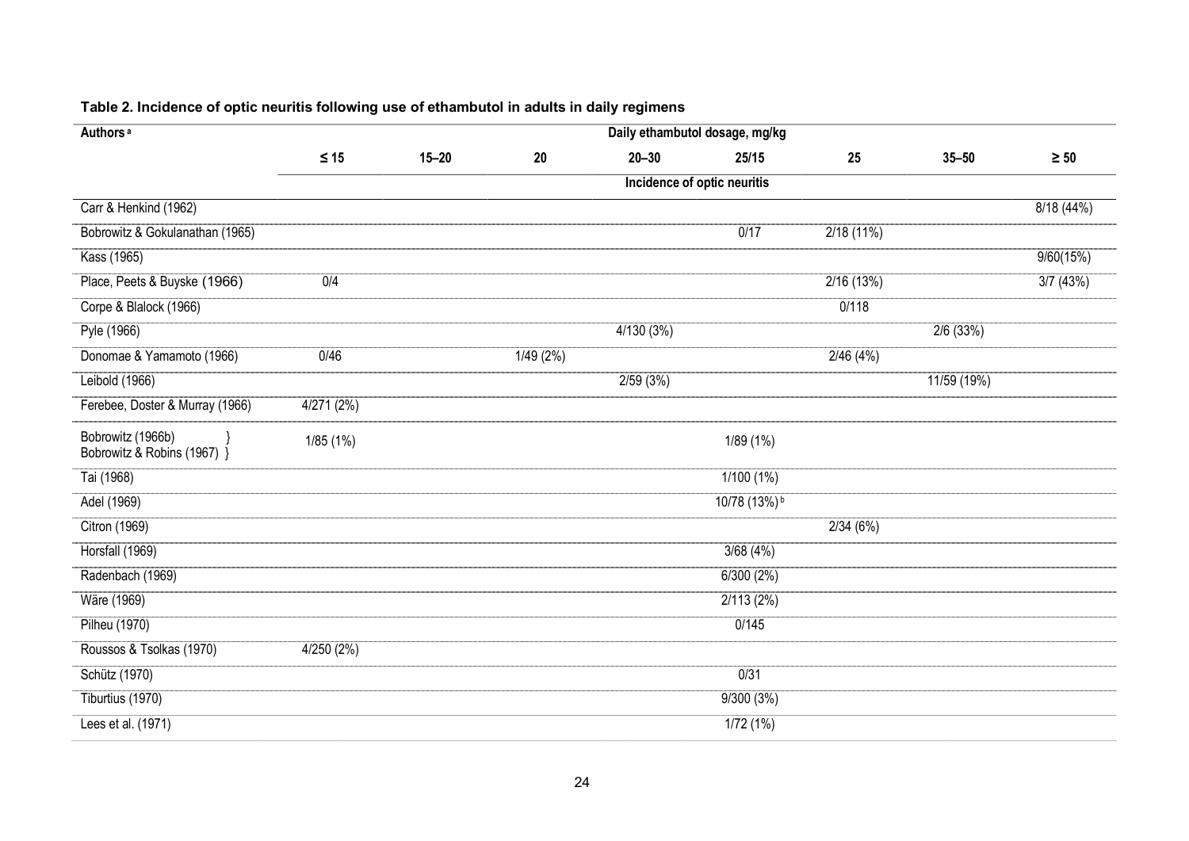**Table 2. Incidence of optic neuritis following use of ethambutol in adults in daily regimens**

| Authors [a] | Daily ethambutol dosage, mg/kg | | | | | | | |
|---|---|---|---|---|---|---|---|---|
| | ≤ 15 | 15–20 | 20 | 20–30 | 25/15 | 25 | 35–50 | ≥ 50 |
| | Incidence of optic neuritis | | | | | | | |
| Carr & Henkind (1962) | | | | | | | | 8/18 (44%) |
| Bobrowitz & Gokulanathan (1965) | | | | | 0/17 | 2/18 (11%) | | |
| Kass (1965) | | | | | | | | 9/60(15%) |
| Place, Peets & Buyske (1966) | 0/4 | | | | | 2/16 (13%) | | 3/7 (43%) |
| Corpe & Blalock (1966) | | | | | | 0/118 | | |
| Pyle (1966) | | | | 4/130 (3%) | | | 2/6 (33%) | |
| Donomae & Yamamoto (1966) | 0/46 | | 1/49 (2%) | | | 2/46 (4%) | | |
| Leibold (1966) | | | | 2/59 (3%) | | | 11/59 (19%) | |
| Ferebee, Doster & Murray (1966) | 4/271 (2%) | | | | | | | |
| Bobrowitz (1966b) } Bobrowitz & Robins (1967) } | 1/85 (1%) | | | | 1/89 (1%) | | | |
| Tai (1968) | | | | | 1/100 (1%) | | | |
| Adel (1969) | | | | | 10/78 (13%) [b] | | | |
| Citron (1969) | | | | | | 2/34 (6%) | | |
| Horsfall (1969) | | | | | 3/68 (4%) | | | |
| Radenbach (1969) | | | | | 6/300 (2%) | | | |
| Wäre (1969) | | | | | 2/113 (2%) | | | |
| Pilheu (1970) | | | | | 0/145 | | | |
| Roussos & Tsolkas (1970) | 4/250 (2%) | | | | | | | |
| Schütz (1970) | | | | | 0/31 | | | |
| Tiburtius (1970) | | | | | 9/300 (3%) | | | |
| Lees et al. (1971) | | | | | 1/72 (1%) | | | |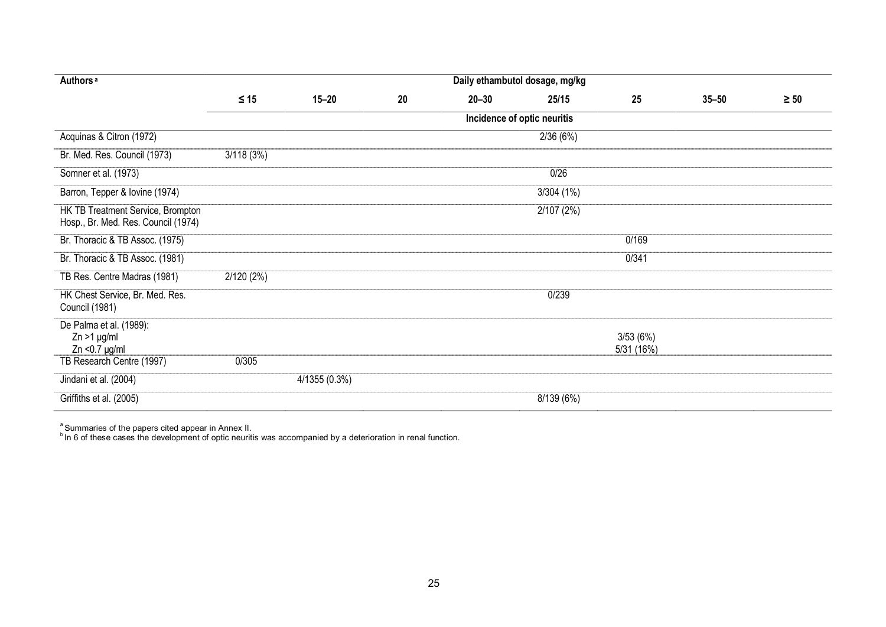| Authors [a] | Daily ethambutol dosage, mg/kg | | | | | | | |
|---|---|---|---|---|---|---|---|---|
| | ≤ 15 | 15–20 | 20 | 20–30 | 25/15 | 25 | 35–50 | ≥ 50 |
| | Incidence of optic neuritis | | | | | | | |
| Acquinas & Citron (1972) | | | | | 2/36 (6%) | | | |
| Br. Med. Res. Council (1973) | 3/118 (3%) | | | | | | | |
| Somner et al. (1973) | | | | | 0/26 | | | |
| Barron, Tepper & Iovine (1974) | | | | | 3/304 (1%) | | | |
| HK TB Treatment Service, Brompton Hosp., Br. Med. Res. Council (1974) | | | | | 2/107 (2%) | | | |
| Br. Thoracic & TB Assoc. (1975) | | | | | | 0/169 | | |
| Br. Thoracic & TB Assoc. (1981) | | | | | | 0/341 | | |
| TB Res. Centre Madras (1981) | 2/120 (2%) | | | | | | | |
| HK Chest Service, Br. Med. Res. Council (1981) | | | | | 0/239 | | | |
| De Palma et al. (1989): Zn >1 µg/ml | | | | | | 3/53 (6%) | | |
| Zn <0.7 µg/ml | | | | | | 5/31 (16%) | | |
| TB Research Centre (1997) | 0/305 | | | | | | | |
| Jindani et al. (2004) | | 4/1355 (0.3%) | | | | | | |
| Griffiths et al. (2005) | | | | | 8/139 (6%) | | | |

[a] Summaries of the papers cited appear in Annex II.
[b] In 6 of these cases the development of optic neuritis was accompanied by a deterioration in renal function.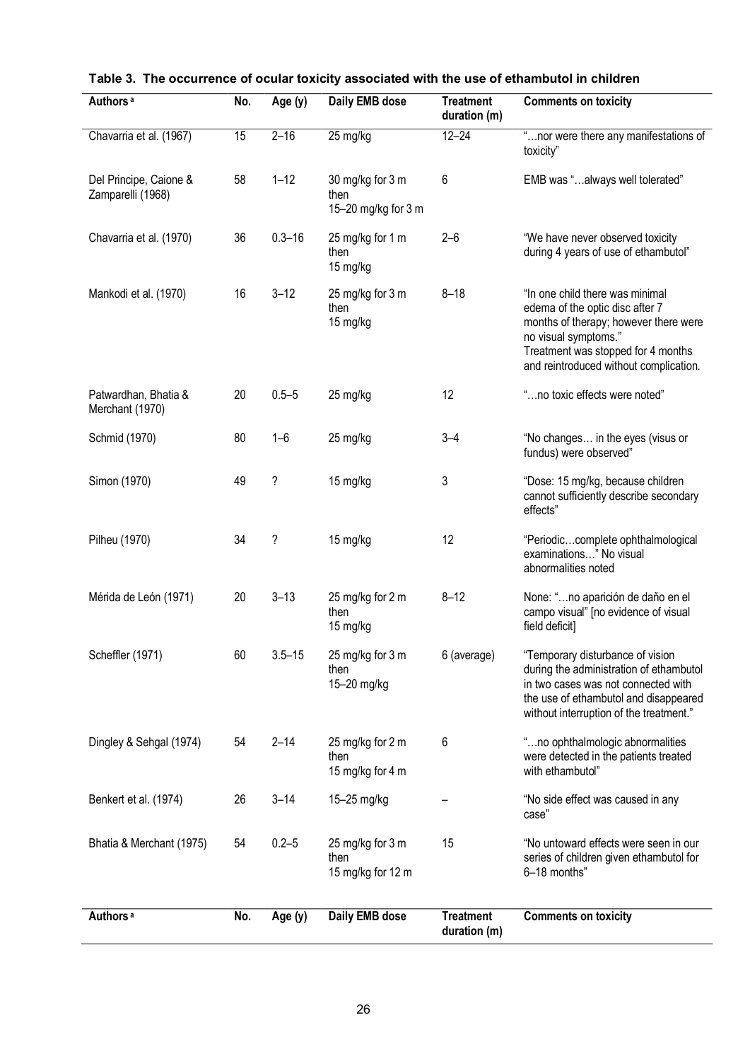**Table 3. The occurrence of ocular toxicity associated with the use of ethambutol in children**

| Authors [a] | No. | Age (y) | Daily EMB dose | Treatment duration (m) | Comments on toxicity |
|---|---|---|---|---|---|
| Chavarria et al. (1967) | 15 | 2–16 | 25 mg/kg | 12–24 | "…nor were there any manifestations of toxicity" |
| Del Principe, Caione & Zamparelli (1968) | 58 | 1–12 | 30 mg/kg for 3 m then 15–20 mg/kg for 3 m | 6 | EMB was "…always well tolerated" |
| Chavarria et al. (1970) | 36 | 0.3–16 | 25 mg/kg for 1 m then 15 mg/kg | 2–6 | "We have never observed toxicity during 4 years of use of ethambutol" |
| Mankodi et al. (1970) | 16 | 3–12 | 25 mg/kg for 3 m then 15 mg/kg | 8–18 | "In one child there was minimal edema of the optic disc after 7 months of therapy; however there were no visual symptoms." Treatment was stopped for 4 months and reintroduced without complication. |
| Patwardhan, Bhatia & Merchant (1970) | 20 | 0.5–5 | 25 mg/kg | 12 | "…no toxic effects were noted" |
| Schmid (1970) | 80 | 1–6 | 25 mg/kg | 3–4 | "No changes… in the eyes (visus or fundus) were observed" |
| Simon (1970) | 49 | ? | 15 mg/kg | 3 | "Dose: 15 mg/kg, because children cannot sufficiently describe secondary effects" |
| Pilheu (1970) | 34 | ? | 15 mg/kg | 12 | "Periodic…complete ophthalmological examinations…" No visual abnormalities noted |
| Mérida de León (1971) | 20 | 3–13 | 25 mg/kg for 2 m then 15 mg/kg | 8–12 | None: "…no aparición de daňo en el campo visual" [no evidence of visual field deficit] |
| Scheffler (1971) | 60 | 3.5–15 | 25 mg/kg for 3 m then 15–20 mg/kg | 6 (average) | "Temporary disturbance of vision during the administration of ethambutol in two cases was not connected with the use of ethambutol and disappeared without interruption of the treatment." |
| Dingley & Sehgal (1974) | 54 | 2–14 | 25 mg/kg for 2 m then 15 mg/kg for 4 m | 6 | "…no ophthalmologic abnormalities were detected in the patients treated with ethambutol" |
| Benkert et al. (1974) | 26 | 3–14 | 15–25 mg/kg | – | "No side effect was caused in any case" |
| Bhatia & Merchant (1975) | 54 | 0.2–5 | 25 mg/kg for 3 m then 15 mg/kg for 12 m | 15 | "No untoward effects were seen in our series of children given ethambutol for 6–18 months" |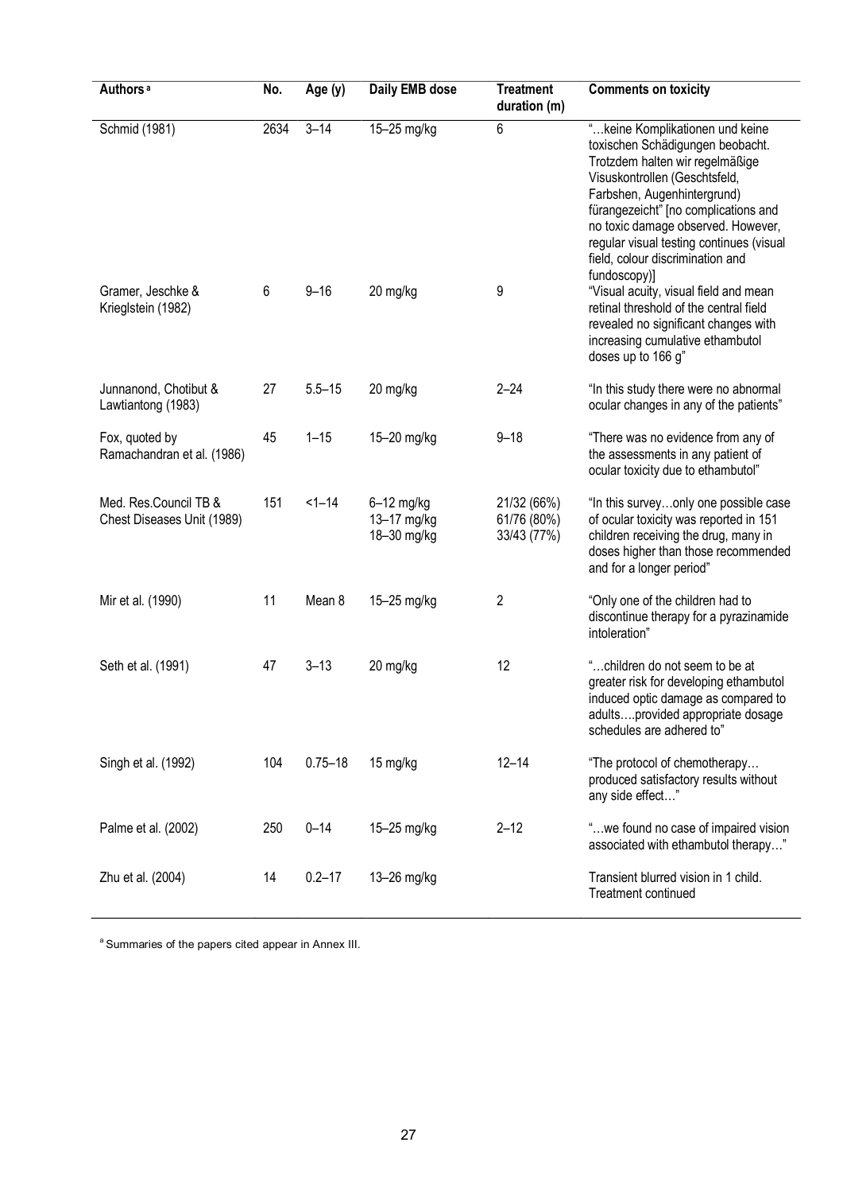| Authors [a] | No. | Age (y) | Daily EMB dose | Treatment duration (m) | Comments on toxicity |
|---|---|---|---|---|---|
| Schmid (1981) | 2634 | 3–14 | 15–25 mg/kg | 6 | "…keine Komplikationen und keine toxischen Schädigungen beobacht. Trotzdem halten wir regelmäßige Visuskontrollen (Geschtsfeld, Farbshen, Augenhintergrund) fürangezeicht" [no complications and no toxic damage observed. However, regular visual testing continues (visual field, colour discrimination and fundoscopy)] |
| Gramer, Jeschke & Krieglstein (1982) | 6 | 9–16 | 20 mg/kg | 9 | "Visual acuity, visual field and mean retinal threshold of the central field revealed no significant changes with increasing cumulative ethambutol doses up to 166 g" |
| Junnanond, Chotibut & Lawtiantong (1983) | 27 | 5.5–15 | 20 mg/kg | 2–24 | "In this study there were no abnormal ocular changes in any of the patients" |
| Fox, quoted by Ramachandran et al. (1986) | 45 | 1–15 | 15–20 mg/kg | 9–18 | "There was no evidence from any of the assessments in any patient of ocular toxicity due to ethambutol" |
| Med. Res.Council TB & Chest Diseases Unit (1989) | 151 | <1–14 | 6–12 mg/kg<br>13–17 mg/kg<br>18–30 mg/kg | 21/32 (66%)<br>61/76 (80%)<br>33/43 (77%) | "In this survey…only one possible case of ocular toxicity was reported in 151 children receiving the drug, many in doses higher than those recommended and for a longer period" |
| Mir et al. (1990) | 11 | Mean 8 | 15–25 mg/kg | 2 | "Only one of the children had to discontinue therapy for a pyrazinamide intoleration" |
| Seth et al. (1991) | 47 | 3–13 | 20 mg/kg | 12 | "…children do not seem to be at greater risk for developing ethambutol induced optic damage as compared to adults….provided appropriate dosage schedules are adhered to" |
| Singh et al. (1992) | 104 | 0.75–18 | 15 mg/kg | 12–14 | "The protocol of chemotherapy… produced satisfactory results without any side effect…" |
| Palme et al. (2002) | 250 | 0–14 | 15–25 mg/kg | 2–12 | "…we found no case of impaired vision associated with ethambutol therapy…" |
| Zhu et al. (2004) | 14 | 0.2–17 | 13–26 mg/kg | | Transient blurred vision in 1 child. Treatment continued |

[a] Summaries of the papers cited appear in Annex III.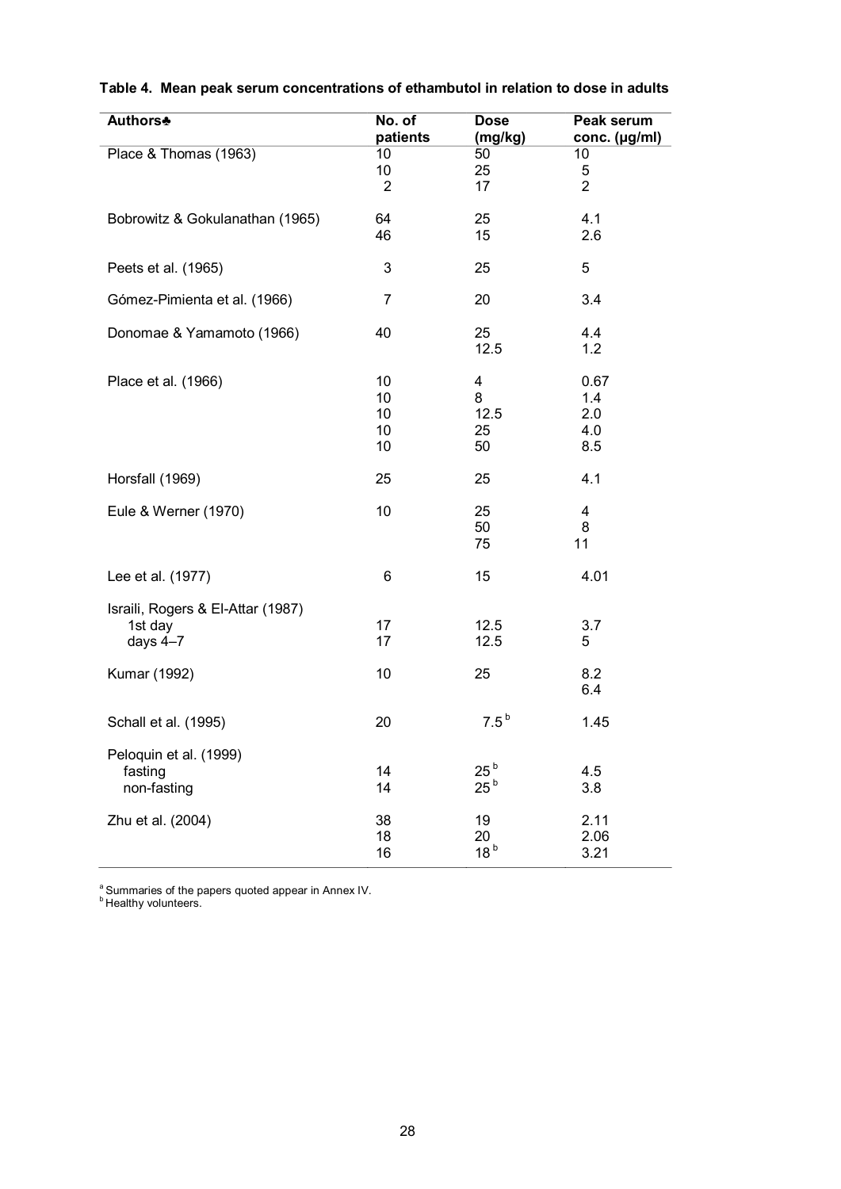**Table 4. Mean peak serum concentrations of ethambutol in relation to dose in adults**

| Authors♣ | No. of patients | Dose (mg/kg) | Peak serum conc. (µg/ml) |
|---|---|---|---|
| Place & Thomas (1963) | 10 | 50 | 10 |
| | 10 | 25 | 5 |
| | 2 | 17 | 2 |
| Bobrowitz & Gokulanathan (1965) | 64 | 25 | 4.1 |
| | 46 | 15 | 2.6 |
| Peets et al. (1965) | 3 | 25 | 5 |
| Gómez-Pimienta et al. (1966) | 7 | 20 | 3.4 |
| Donomae & Yamamoto (1966) | 40 | 25 | 4.4 |
| | | 12.5 | 1.2 |
| Place et al. (1966) | 10 | 4 | 0.67 |
| | 10 | 8 | 1.4 |
| | 10 | 12.5 | 2.0 |
| | 10 | 25 | 4.0 |
| | 10 | 50 | 8.5 |
| Horsfall (1969) | 25 | 25 | 4.1 |
| Eule & Werner (1970) | 10 | 25 | 4 |
| | | 50 | 8 |
| | | 75 | 11 |
| Lee et al. (1977) | 6 | 15 | 4.01 |
| Israili, Rogers & El-Attar (1987) | | | |
| 1st day | 17 | 12.5 | 3.7 |
| days 4–7 | 17 | 12.5 | 5 |
| Kumar (1992) | 10 | 25 | 8.2 |
| | | | 6.4 |
| Schall et al. (1995) | 20 | 7.5 [b] | 1.45 |
| Peloquin et al. (1999) | | | |
| fasting | 14 | 25 [b] | 4.5 |
| non-fasting | 14 | 25 [b] | 3.8 |
| Zhu et al. (2004) | 38 | 19 | 2.11 |
| | 18 | 20 | 2.06 |
| | 16 | 18 [b] | 3.21 |

[a] Summaries of the papers quoted appear in Annex IV.
[b] Healthy volunteers.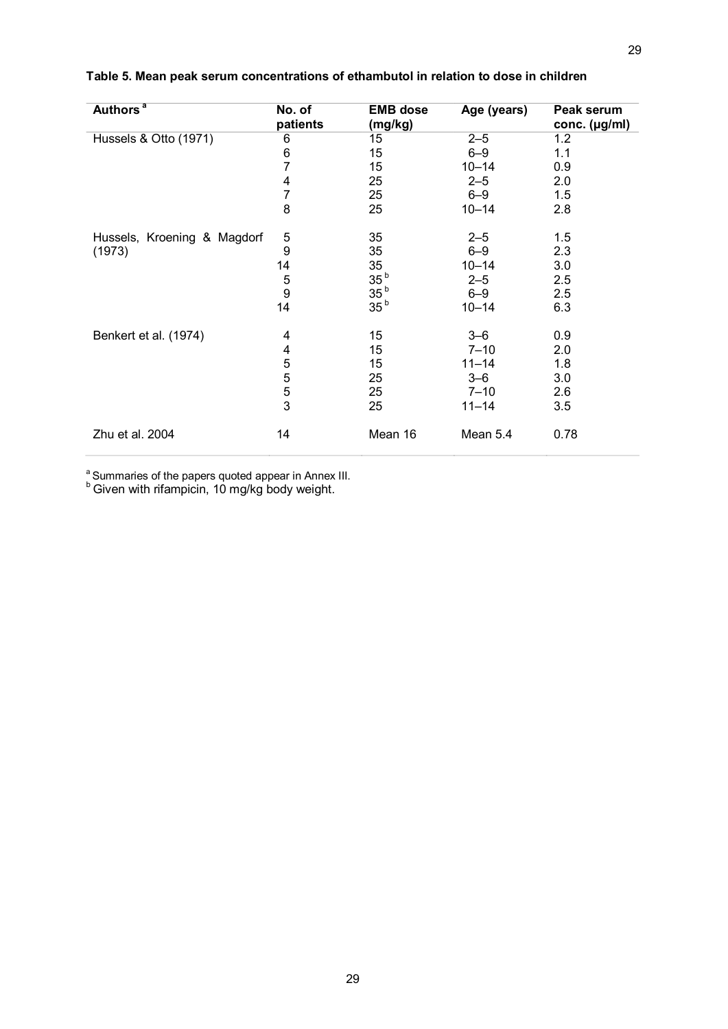**Table 5. Mean peak serum concentrations of ethambutol in relation to dose in children**

| Authors [a] | No. of patients | EMB dose (mg/kg) | Age (years) | Peak serum conc. (µg/ml) |
|---|---|---|---|---|
| Hussels & Otto (1971) | 6 | 15 | 2–5 | 1.2 |
| | 6 | 15 | 6–9 | 1.1 |
| | 7 | 15 | 10–14 | 0.9 |
| | 4 | 25 | 2–5 | 2.0 |
| | 7 | 25 | 6–9 | 1.5 |
| | 8 | 25 | 10–14 | 2.8 |
| Hussels, Kroening & Magdorf (1973) | 5 | 35 | 2–5 | 1.5 |
| | 9 | 35 | 6–9 | 2.3 |
| | 14 | 35 | 10–14 | 3.0 |
| | 5 | 35 [b] | 2–5 | 2.5 |
| | 9 | 35 [b] | 6–9 | 2.5 |
| | 14 | 35 [b] | 10–14 | 6.3 |
| Benkert et al. (1974) | 4 | 15 | 3–6 | 0.9 |
| | 4 | 15 | 7–10 | 2.0 |
| | 5 | 15 | 11–14 | 1.8 |
| | 5 | 25 | 3–6 | 3.0 |
| | 5 | 25 | 7–10 | 2.6 |
| | 3 | 25 | 11–14 | 3.5 |
| Zhu et al. 2004 | 14 | Mean 16 | Mean 5.4 | 0.78 |

[a] Summaries of the papers quoted appear in Annex III.
[b] Given with rifampicin, 10 mg/kg body weight.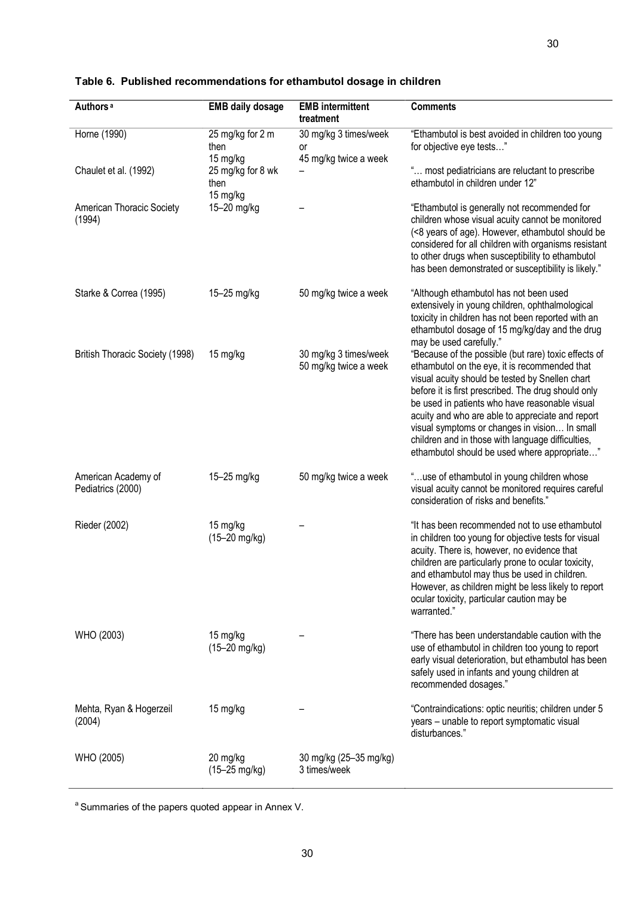**Table 6. Published recommendations for ethambutol dosage in children**

| Authors[a] | EMB daily dosage | EMB intermittent treatment | Comments |
|---|---|---|---|
| Horne (1990) | 25 mg/kg for 2 m then 15 mg/kg | 30 mg/kg 3 times/week or 45 mg/kg twice a week | "Ethambutol is best avoided in children too young for objective eye tests…" |
| Chaulet et al. (1992) | 25 mg/kg for 8 wk then 15 mg/kg | – | "… most pediatricians are reluctant to prescribe ethambutol in children under 12" |
| American Thoracic Society (1994) | 15–20 mg/kg | – | "Ethambutol is generally not recommended for children whose visual acuity cannot be monitored (<8 years of age). However, ethambutol should be considered for all children with organisms resistant to other drugs when susceptibility to ethambutol has been demonstrated or susceptibility is likely." |
| Starke & Correa (1995) | 15–25 mg/kg | 50 mg/kg twice a week | "Although ethambutol has not been used extensively in young children, ophthalmological toxicity in children has not been reported with an ethambutol dosage of 15 mg/kg/day and the drug may be used carefully." |
| British Thoracic Society (1998) | 15 mg/kg | 30 mg/kg 3 times/week 50 mg/kg twice a week | "Because of the possible (but rare) toxic effects of ethambutol on the eye, it is recommended that visual acuity should be tested by Snellen chart before it is first prescribed. The drug should only be used in patients who have reasonable visual acuity and who are able to appreciate and report visual symptoms or changes in vision… In small children and in those with language difficulties, ethambutol should be used where appropriate…" |
| American Academy of Pediatrics (2000) | 15–25 mg/kg | 50 mg/kg twice a week | "…use of ethambutol in young children whose visual acuity cannot be monitored requires careful consideration of risks and benefits." |
| Rieder (2002) | 15 mg/kg (15–20 mg/kg) | – | "It has been recommended not to use ethambutol in children too young for objective tests for visual acuity. There is, however, no evidence that children are particularly prone to ocular toxicity, and ethambutol may thus be used in children. However, as children might be less likely to report ocular toxicity, particular caution may be warranted." |
| WHO (2003) | 15 mg/kg (15–20 mg/kg) | – | "There has been understandable caution with the use of ethambutol in children too young to report early visual deterioration, but ethambutol has been safely used in infants and young children at recommended dosages." |
| Mehta, Ryan & Hogerzeil (2004) | 15 mg/kg | – | "Contraindications: optic neuritis; children under 5 years – unable to report symptomatic visual disturbances." |
| WHO (2005) | 20 mg/kg (15–25 mg/kg) | 30 mg/kg (25–35 mg/kg) 3 times/week | |

[a] Summaries of the papers quoted appear in Annex V.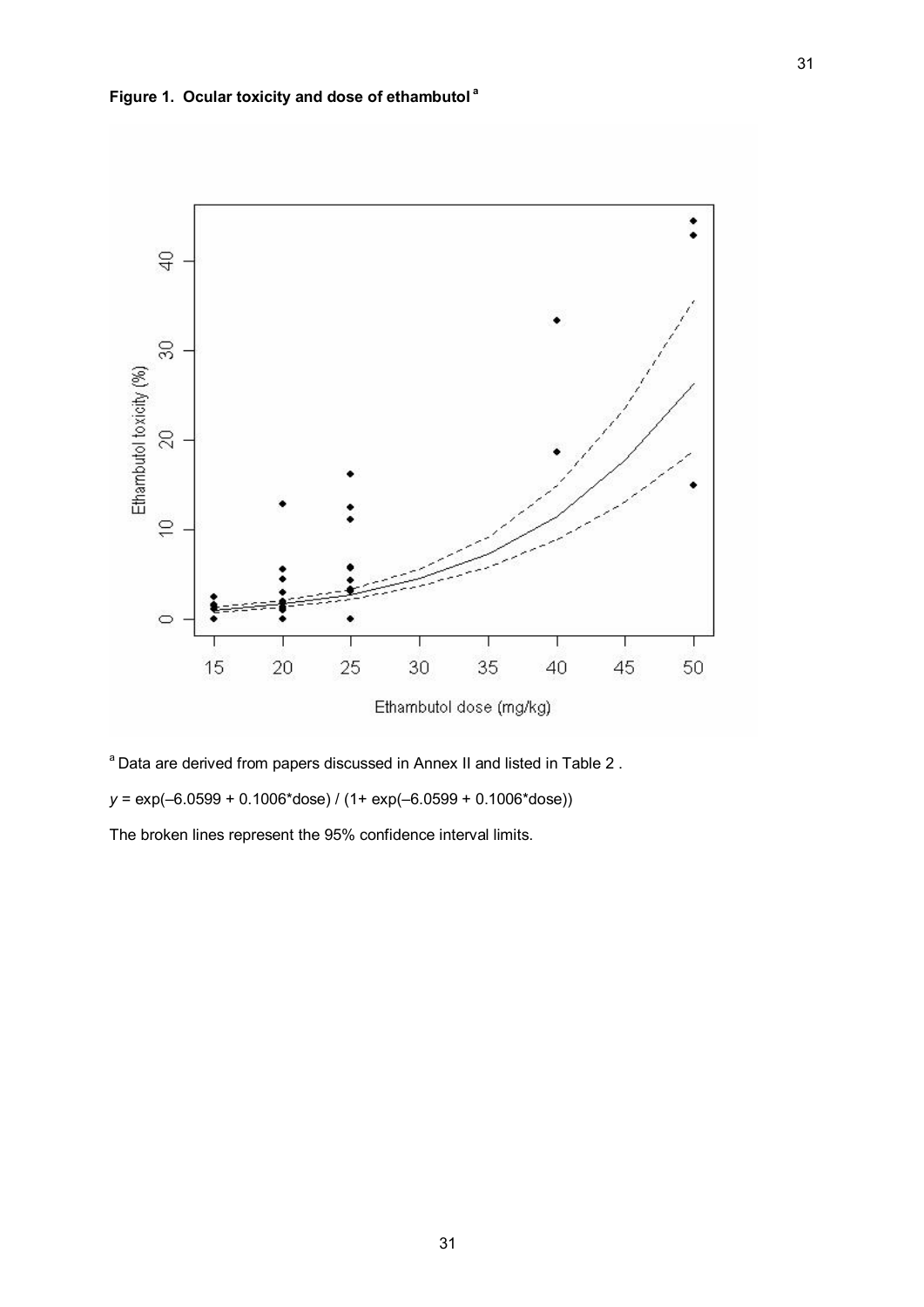**Figure 1. Ocular toxicity and dose of ethambutol** [a]

[a] Data are derived from papers discussed in Annex II and listed in Table 2 .

$y = \exp(-6.0599 + 0.1006{*}\text{dose}) / (1 + \exp(-6.0599 + 0.1006{*}\text{dose}))$

The broken lines represent the 95% confidence interval limits.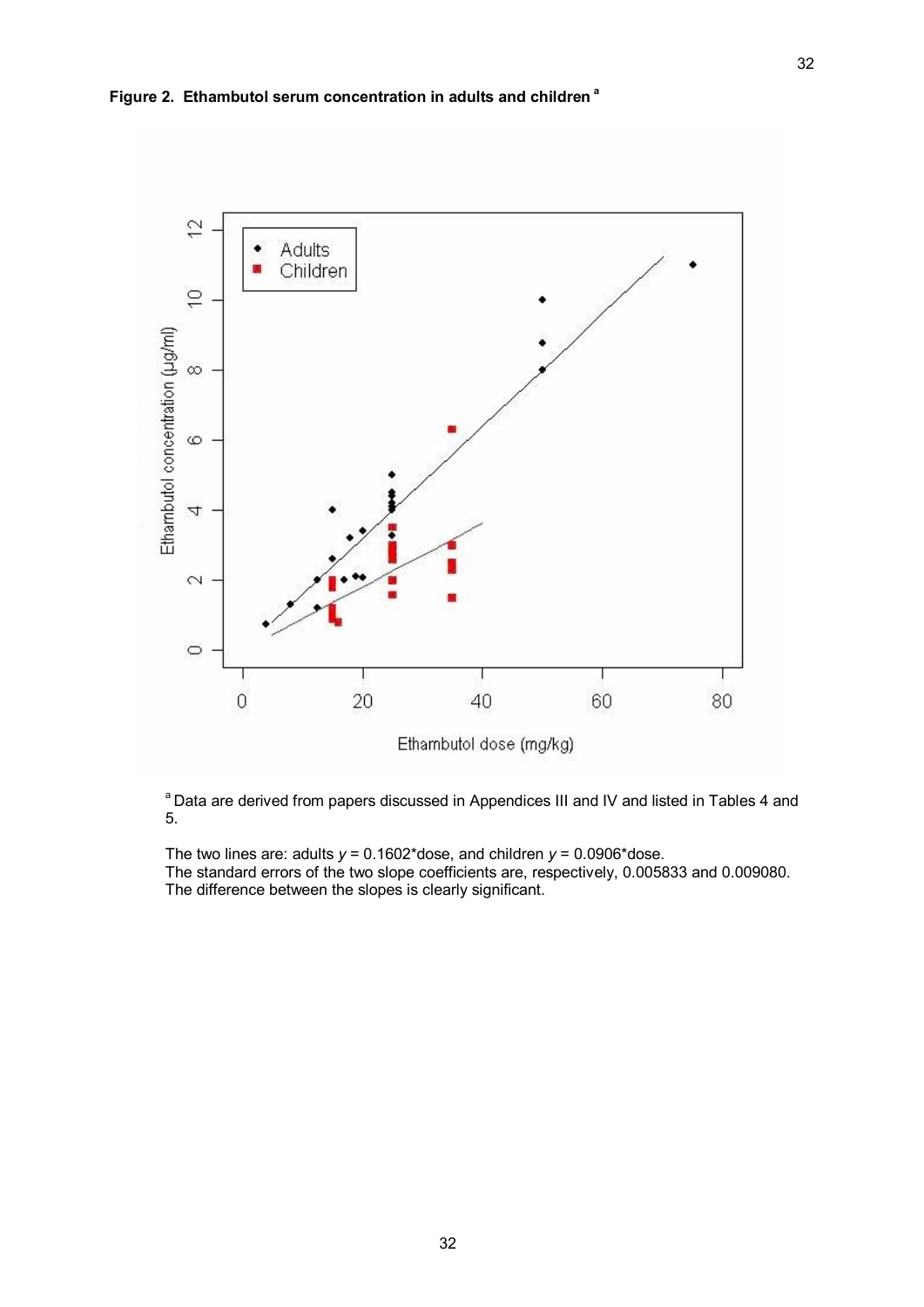**Figure 2. Ethambutol serum concentration in adults and children [a]**

[a] Data are derived from papers discussed in Appendices III and IV and listed in Tables 4 and 5.

The two lines are: adults $y = 0.1602$*dose, and children $y = 0.0906$*dose.
The standard errors of the two slope coefficients are, respectively, 0.005833 and 0.009080.
The difference between the slopes is clearly significant.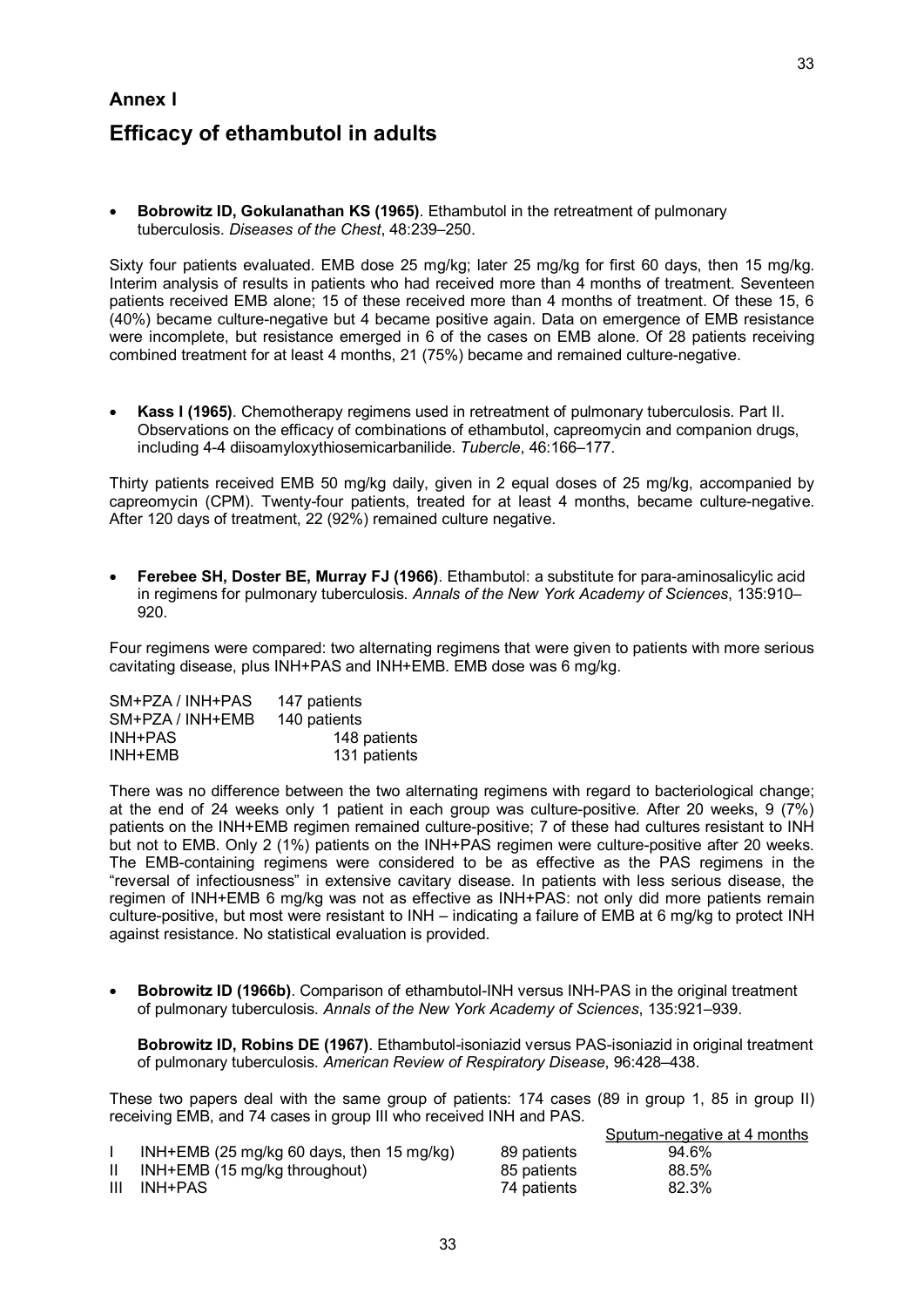## Annex I

# Efficacy of ethambutol in adults

- **Bobrowitz ID, Gokulanathan KS (1965)**. Ethambutol in the retreatment of pulmonary tuberculosis. *Diseases of the Chest*, 48:239–250.

Sixty four patients evaluated. EMB dose 25 mg/kg; later 25 mg/kg for first 60 days, then 15 mg/kg. Interim analysis of results in patients who had received more than 4 months of treatment. Seventeen patients received EMB alone; 15 of these received more than 4 months of treatment. Of these 15, 6 (40%) became culture-negative but 4 became positive again. Data on emergence of EMB resistance were incomplete, but resistance emerged in 6 of the cases on EMB alone. Of 28 patients receiving combined treatment for at least 4 months, 21 (75%) became and remained culture-negative.

- **Kass I (1965)**. Chemotherapy regimens used in retreatment of pulmonary tuberculosis. Part II. Observations on the efficacy of combinations of ethambutol, capreomycin and companion drugs, including 4-4 diisoamyloxythiosemicarbanilide. *Tubercle*, 46:166–177.

Thirty patients received EMB 50 mg/kg daily, given in 2 equal doses of 25 mg/kg, accompanied by capreomycin (CPM). Twenty-four patients, treated for at least 4 months, became culture-negative. After 120 days of treatment, 22 (92%) remained culture negative.

- **Ferebee SH, Doster BE, Murray FJ (1966)**. Ethambutol: a substitute for para-aminosalicylic acid in regimens for pulmonary tuberculosis. *Annals of the New York Academy of Sciences*, 135:910–920.

Four regimens were compared: two alternating regimens that were given to patients with more serious cavitating disease, plus INH+PAS and INH+EMB. EMB dose was 6 mg/kg.

| Regimen | Patients |
|---|---|
| SM+PZA / INH+PAS | 147 patients |
| SM+PZA / INH+EMB | 140 patients |
| INH+PAS | 148 patients |
| INH+EMB | 131 patients |

There was no difference between the two alternating regimens with regard to bacteriological change; at the end of 24 weeks only 1 patient in each group was culture-positive. After 20 weeks, 9 (7%) patients on the INH+EMB regimen remained culture-positive; 7 of these had cultures resistant to INH but not to EMB. Only 2 (1%) patients on the INH+PAS regimen were culture-positive after 20 weeks. The EMB-containing regimens were considered to be as effective as the PAS regimens in the "reversal of infectiousness" in extensive cavitary disease. In patients with less serious disease, the regimen of INH+EMB 6 mg/kg was not as effective as INH+PAS: not only did more patients remain culture-positive, but most were resistant to INH – indicating a failure of EMB at 6 mg/kg to protect INH against resistance. No statistical evaluation is provided.

- **Bobrowitz ID (1966b)**. Comparison of ethambutol-INH versus INH-PAS in the original treatment of pulmonary tuberculosis. *Annals of the New York Academy of Sciences*, 135:921–939.

  **Bobrowitz ID, Robins DE (1967)**. Ethambutol-isoniazid versus PAS-isoniazid in original treatment of pulmonary tuberculosis. *American Review of Respiratory Disease*, 96:428–438.

These two papers deal with the same group of patients: 174 cases (89 in group 1, 85 in group II) receiving EMB, and 74 cases in group III who received INH and PAS.

| Group | Regimen | Patients | Sputum-negative at 4 months |
|---|---|---|---|
| I | INH+EMB (25 mg/kg 60 days, then 15 mg/kg) | 89 patients | 94.6% |
| II | INH+EMB (15 mg/kg throughout) | 85 patients | 88.5% |
| III | INH+PAS | 74 patients | 82.3% |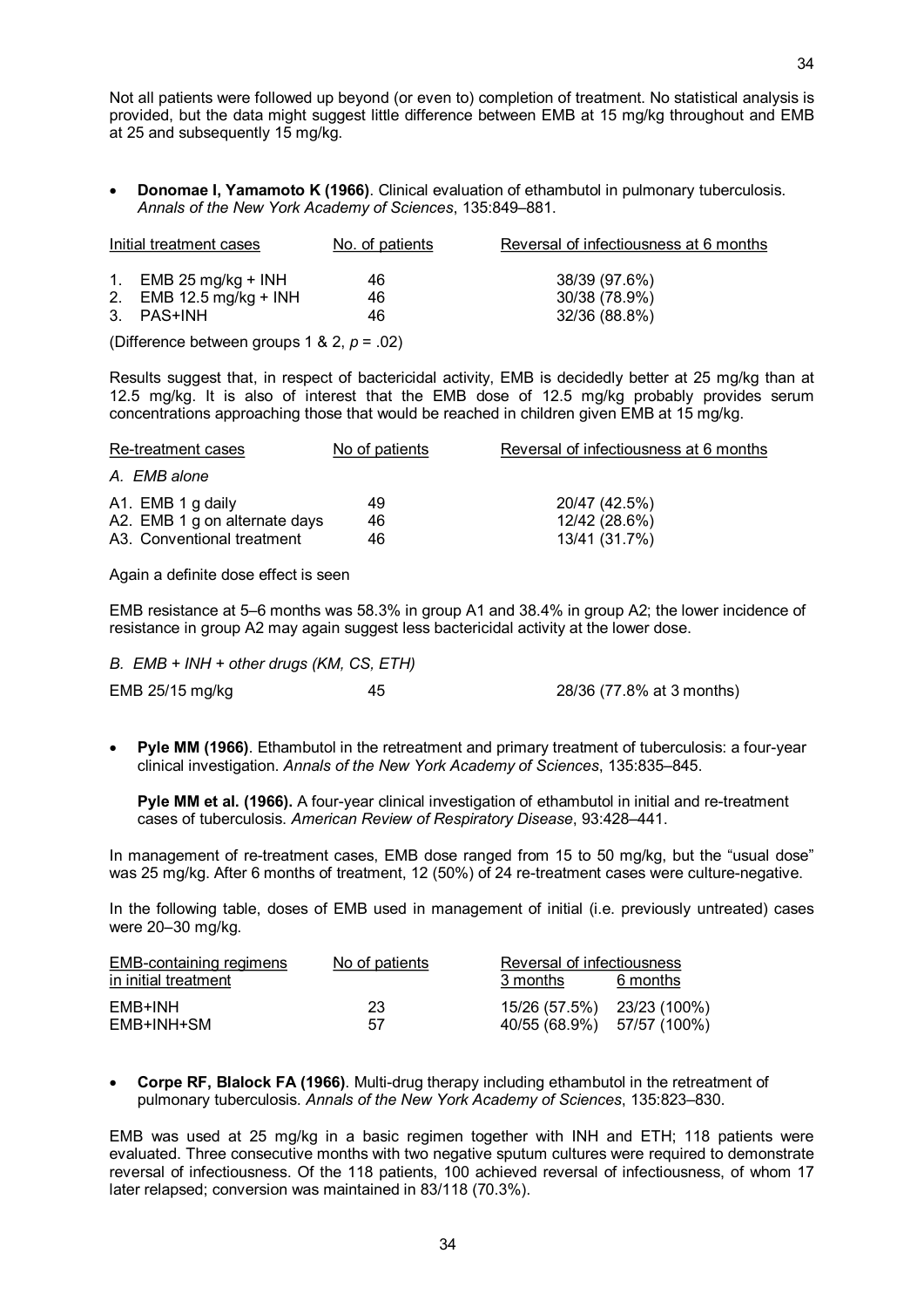Not all patients were followed up beyond (or even to) completion of treatment. No statistical analysis is provided, but the data might suggest little difference between EMB at 15 mg/kg throughout and EMB at 25 and subsequently 15 mg/kg.

- **Donomae I, Yamamoto K (1966)**. Clinical evaluation of ethambutol in pulmonary tuberculosis. *Annals of the New York Academy of Sciences*, 135:849–881.

| Initial treatment cases | No. of patients | Reversal of infectiousness at 6 months |
|---|---|---|
| 1. EMB 25 mg/kg + INH | 46 | 38/39 (97.6%) |
| 2. EMB 12.5 mg/kg + INH | 46 | 30/38 (78.9%) |
| 3. PAS+INH | 46 | 32/36 (88.8%) |

(Difference between groups 1 & 2, $p = .02$)

Results suggest that, in respect of bactericidal activity, EMB is decidedly better at 25 mg/kg than at 12.5 mg/kg. It is also of interest that the EMB dose of 12.5 mg/kg probably provides serum concentrations approaching those that would be reached in children given EMB at 15 mg/kg.

| Re-treatment cases | No of patients | Reversal of infectiousness at 6 months |
|---|---|---|
| *A. EMB alone* | | |
| A1. EMB 1 g daily | 49 | 20/47 (42.5%) |
| A2. EMB 1 g on alternate days | 46 | 12/42 (28.6%) |
| A3. Conventional treatment | 46 | 13/41 (31.7%) |

Again a definite dose effect is seen

EMB resistance at 5–6 months was 58.3% in group A1 and 38.4% in group A2; the lower incidence of resistance in group A2 may again suggest less bactericidal activity at the lower dose.

| *B. EMB + INH + other drugs (KM, CS, ETH)* | | |
|---|---|---|
| EMB 25/15 mg/kg | 45 | 28/36 (77.8% at 3 months) |

- **Pyle MM (1966)**. Ethambutol in the retreatment and primary treatment of tuberculosis: a four-year clinical investigation. *Annals of the New York Academy of Sciences*, 135:835–845.

  **Pyle MM et al. (1966).** A four-year clinical investigation of ethambutol in initial and re-treatment cases of tuberculosis. *American Review of Respiratory Disease*, 93:428–441.

In management of re-treatment cases, EMB dose ranged from 15 to 50 mg/kg, but the "usual dose" was 25 mg/kg. After 6 months of treatment, 12 (50%) of 24 re-treatment cases were culture-negative.

In the following table, doses of EMB used in management of initial (i.e. previously untreated) cases were 20–30 mg/kg.

| EMB-containing regimens in initial treatment | No of patients | Reversal of infectiousness | |
|---|---|---|---|
| | | 3 months | 6 months |
| EMB+INH | 23 | 15/26 (57.5%) | 23/23 (100%) |
| EMB+INH+SM | 57 | 40/55 (68.9%) | 57/57 (100%) |

- **Corpe RF, Blalock FA (1966)**. Multi-drug therapy including ethambutol in the retreatment of pulmonary tuberculosis. *Annals of the New York Academy of Sciences*, 135:823–830.

EMB was used at 25 mg/kg in a basic regimen together with INH and ETH; 118 patients were evaluated. Three consecutive months with two negative sputum cultures were required to demonstrate reversal of infectiousness. Of the 118 patients, 100 achieved reversal of infectiousness, of whom 17 later relapsed; conversion was maintained in 83/118 (70.3%).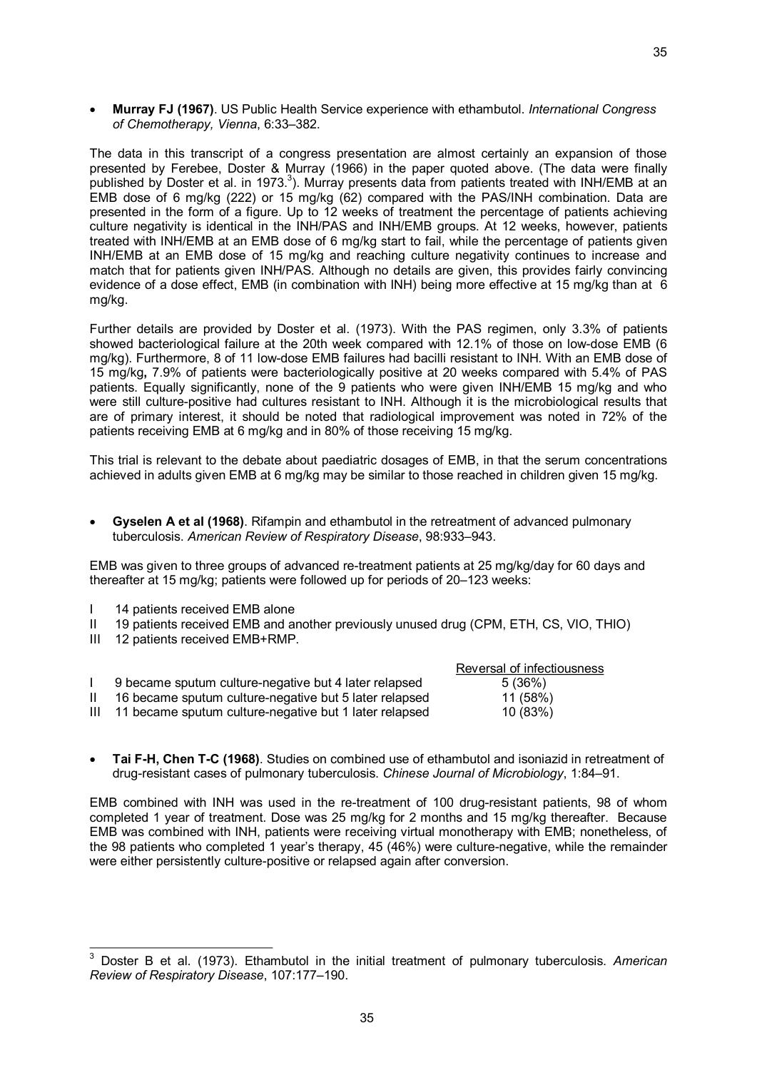- **Murray FJ (1967)**. US Public Health Service experience with ethambutol. *International Congress of Chemotherapy, Vienna*, 6:33–382.

The data in this transcript of a congress presentation are almost certainly an expansion of those presented by Ferebee, Doster & Murray (1966) in the paper quoted above. (The data were finally published by Doster et al. in 1973.[3]). Murray presents data from patients treated with INH/EMB at an EMB dose of 6 mg/kg (222) or 15 mg/kg (62) compared with the PAS/INH combination. Data are presented in the form of a figure. Up to 12 weeks of treatment the percentage of patients achieving culture negativity is identical in the INH/PAS and INH/EMB groups. At 12 weeks, however, patients treated with INH/EMB at an EMB dose of 6 mg/kg start to fail, while the percentage of patients given INH/EMB at an EMB dose of 15 mg/kg and reaching culture negativity continues to increase and match that for patients given INH/PAS. Although no details are given, this provides fairly convincing evidence of a dose effect, EMB (in combination with INH) being more effective at 15 mg/kg than at 6 mg/kg.

Further details are provided by Doster et al. (1973). With the PAS regimen, only 3.3% of patients showed bacteriological failure at the 20th week compared with 12.1% of those on low-dose EMB (6 mg/kg). Furthermore, 8 of 11 low-dose EMB failures had bacilli resistant to INH. With an EMB dose of 15 mg/kg**,** 7.9% of patients were bacteriologically positive at 20 weeks compared with 5.4% of PAS patients. Equally significantly, none of the 9 patients who were given INH/EMB 15 mg/kg and who were still culture-positive had cultures resistant to INH. Although it is the microbiological results that are of primary interest, it should be noted that radiological improvement was noted in 72% of the patients receiving EMB at 6 mg/kg and in 80% of those receiving 15 mg/kg.

This trial is relevant to the debate about paediatric dosages of EMB, in that the serum concentrations achieved in adults given EMB at 6 mg/kg may be similar to those reached in children given 15 mg/kg.

- **Gyselen A et al (1968)**. Rifampin and ethambutol in the retreatment of advanced pulmonary tuberculosis. *American Review of Respiratory Disease*, 98:933–943.

EMB was given to three groups of advanced re-treatment patients at 25 mg/kg/day for 60 days and thereafter at 15 mg/kg; patients were followed up for periods of 20–123 weeks:

I 14 patients received EMB alone
II 19 patients received EMB and another previously unused drug (CPM, ETH, CS, VIO, THIO)
III 12 patients received EMB+RMP.

| | | Reversal of infectiousness |
|---|---|---|
| I | 9 became sputum culture-negative but 4 later relapsed | 5 (36%) |
| II | 16 became sputum culture-negative but 5 later relapsed | 11 (58%) |
| III | 11 became sputum culture-negative but 1 later relapsed | 10 (83%) |

- **Tai F-H, Chen T-C (1968)**. Studies on combined use of ethambutol and isoniazid in retreatment of drug-resistant cases of pulmonary tuberculosis. *Chinese Journal of Microbiology*, 1:84–91.

EMB combined with INH was used in the re-treatment of 100 drug-resistant patients, 98 of whom completed 1 year of treatment. Dose was 25 mg/kg for 2 months and 15 mg/kg thereafter. Because EMB was combined with INH, patients were receiving virtual monotherapy with EMB; nonetheless, of the 98 patients who completed 1 year's therapy, 45 (46%) were culture-negative, while the remainder were either persistently culture-positive or relapsed again after conversion.

[3] Doster B et al. (1973). Ethambutol in the initial treatment of pulmonary tuberculosis. *American Review of Respiratory Disease*, 107:177–190.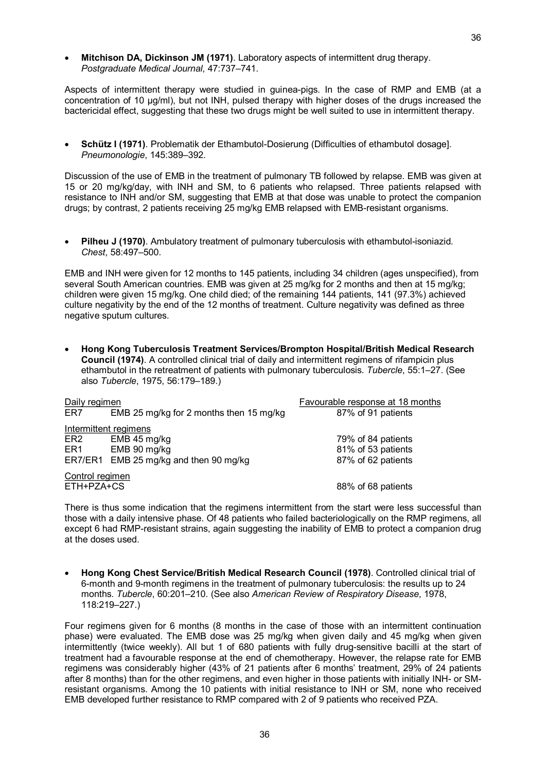- **Mitchison DA, Dickinson JM (1971)**. Laboratory aspects of intermittent drug therapy. *Postgraduate Medical Journal*, 47:737–741.

Aspects of intermittent therapy were studied in guinea-pigs. In the case of RMP and EMB (at a concentration of 10 µg/ml), but not INH, pulsed therapy with higher doses of the drugs increased the bactericidal effect, suggesting that these two drugs might be well suited to use in intermittent therapy.

- **Schütz I (1971)**. Problematik der Ethambutol-Dosierung (Difficulties of ethambutol dosage]. *Pneumonologie*, 145:389–392.

Discussion of the use of EMB in the treatment of pulmonary TB followed by relapse. EMB was given at 15 or 20 mg/kg/day, with INH and SM, to 6 patients who relapsed. Three patients relapsed with resistance to INH and/or SM, suggesting that EMB at that dose was unable to protect the companion drugs; by contrast, 2 patients receiving 25 mg/kg EMB relapsed with EMB-resistant organisms.

- **Pilheu J (1970)**. Ambulatory treatment of pulmonary tuberculosis with ethambutol-isoniazid. *Chest*, 58:497–500.

EMB and INH were given for 12 months to 145 patients, including 34 children (ages unspecified), from several South American countries. EMB was given at 25 mg/kg for 2 months and then at 15 mg/kg; children were given 15 mg/kg. One child died; of the remaining 144 patients, 141 (97.3%) achieved culture negativity by the end of the 12 months of treatment. Culture negativity was defined as three negative sputum cultures.

- **Hong Kong Tuberculosis Treatment Services/Brompton Hospital/British Medical Research Council (1974)**. A controlled clinical trial of daily and intermittent regimens of rifampicin plus ethambutol in the retreatment of patients with pulmonary tuberculosis. *Tubercle*, 55:1–27. (See also *Tubercle*, 1975, 56:179–189.)

| Daily regimen | | Favourable response at 18 months |
|---|---|---|
| ER7 | EMB 25 mg/kg for 2 months then 15 mg/kg | 87% of 91 patients |
| Intermittent regimens | | |
| ER2 | EMB 45 mg/kg | 79% of 84 patients |
| ER1 | EMB 90 mg/kg | 81% of 53 patients |
| ER7/ER1 | EMB 25 mg/kg and then 90 mg/kg | 87% of 62 patients |
| Control regimen | | |
| ETH+PZA+CS | | 88% of 68 patients |

There is thus some indication that the regimens intermittent from the start were less successful than those with a daily intensive phase. Of 48 patients who failed bacteriologically on the RMP regimens, all except 6 had RMP-resistant strains, again suggesting the inability of EMB to protect a companion drug at the doses used.

- **Hong Kong Chest Service/British Medical Research Council (1978)**. Controlled clinical trial of 6-month and 9-month regimens in the treatment of pulmonary tuberculosis: the results up to 24 months. *Tubercle*, 60:201–210. (See also *American Review of Respiratory Disease*, 1978, 118:219–227.)

Four regimens given for 6 months (8 months in the case of those with an intermittent continuation phase) were evaluated. The EMB dose was 25 mg/kg when given daily and 45 mg/kg when given intermittently (twice weekly). All but 1 of 680 patients with fully drug-sensitive bacilli at the start of treatment had a favourable response at the end of chemotherapy. However, the relapse rate for EMB regimens was considerably higher (43% of 21 patients after 6 months' treatment, 29% of 24 patients after 8 months) than for the other regimens, and even higher in those patients with initially INH- or SM-resistant organisms. Among the 10 patients with initial resistance to INH or SM, none who received EMB developed further resistance to RMP compared with 2 of 9 patients who received PZA.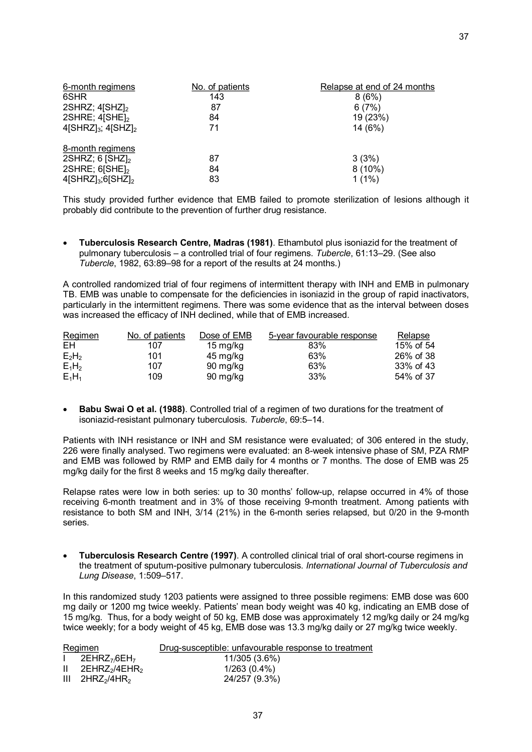| 6-month regimens | No. of patients | Relapse at end of 24 months |
|---|---|---|
| 6SHR | 143 | 8 (6%) |
| 2SHRZ; $4[SHZ]_2$ | 87 | 6 (7%) |
| 2SHRE; $4[SHE]_2$ | 84 | 19 (23%) |
| $4[SHRZ]_3$; $4[SHZ]_2$ | 71 | 14 (6%) |
| **8-month regimens** | | |
| 2SHRZ; 6 $[SHZ]_2$ | 87 | 3 (3%) |
| 2SHRE; $6[SHE]_2$ | 84 | 8 (10%) |
| $4[SHRZ]_3$;$6[SHZ]_2$ | 83 | 1 (1%) |

This study provided further evidence that EMB failed to promote sterilization of lesions although it probably did contribute to the prevention of further drug resistance.

- **Tuberculosis Research Centre, Madras (1981)**. Ethambutol plus isoniazid for the treatment of pulmonary tuberculosis – a controlled trial of four regimens. *Tubercle*, 61:13–29. (See also *Tubercle*, 1982, 63:89–98 for a report of the results at 24 months.)

A controlled randomized trial of four regimens of intermittent therapy with INH and EMB in pulmonary TB. EMB was unable to compensate for the deficiencies in isoniazid in the group of rapid inactivators, particularly in the intermittent regimens. There was some evidence that as the interval between doses was increased the efficacy of INH declined, while that of EMB increased.

| Regimen | No. of patients | Dose of EMB | 5-year favourable response | Relapse |
|---|---|---|---|---|
| EH | 107 | 15 mg/kg | 83% | 15% of 54 |
| $E_2H_2$ | 101 | 45 mg/kg | 63% | 26% of 38 |
| $E_1H_2$ | 107 | 90 mg/kg | 63% | 33% of 43 |
| $E_1H_1$ | 109 | 90 mg/kg | 33% | 54% of 37 |

- **Babu Swai O et al. (1988)**. Controlled trial of a regimen of two durations for the treatment of isoniazid-resistant pulmonary tuberculosis. *Tubercle*, 69:5–14.

Patients with INH resistance or INH and SM resistance were evaluated; of 306 entered in the study, 226 were finally analysed. Two regimens were evaluated: an 8-week intensive phase of SM, PZA RMP and EMB was followed by RMP and EMB daily for 4 months or 7 months. The dose of EMB was 25 mg/kg daily for the first 8 weeks and 15 mg/kg daily thereafter.

Relapse rates were low in both series: up to 30 months' follow-up, relapse occurred in 4% of those receiving 6-month treatment and in 3% of those receiving 9-month treatment. Among patients with resistance to both SM and INH, 3/14 (21%) in the 6-month series relapsed, but 0/20 in the 9-month series.

- **Tuberculosis Research Centre (1997)**. A controlled clinical trial of oral short-course regimens in the treatment of sputum-positive pulmonary tuberculosis. *International Journal of Tuberculosis and Lung Disease*, 1:509–517.

In this randomized study 1203 patients were assigned to three possible regimens: EMB dose was 600 mg daily or 1200 mg twice weekly. Patients' mean body weight was 40 kg, indicating an EMB dose of 15 mg/kg. Thus, for a body weight of 50 kg, EMB dose was approximately 12 mg/kg daily or 24 mg/kg twice weekly; for a body weight of 45 kg, EMB dose was 13.3 mg/kg daily or 27 mg/kg twice weekly.

| Regimen | Drug-susceptible: unfavourable response to treatment |
|---|---|
| I $2EHRZ_7/6EH_7$ | 11/305 (3.6%) |
| II $2EHRZ_2/4EHR_2$ | 1/263 (0.4%) |
| III $2HRZ_2/4HR_2$ | 24/257 (9.3%) |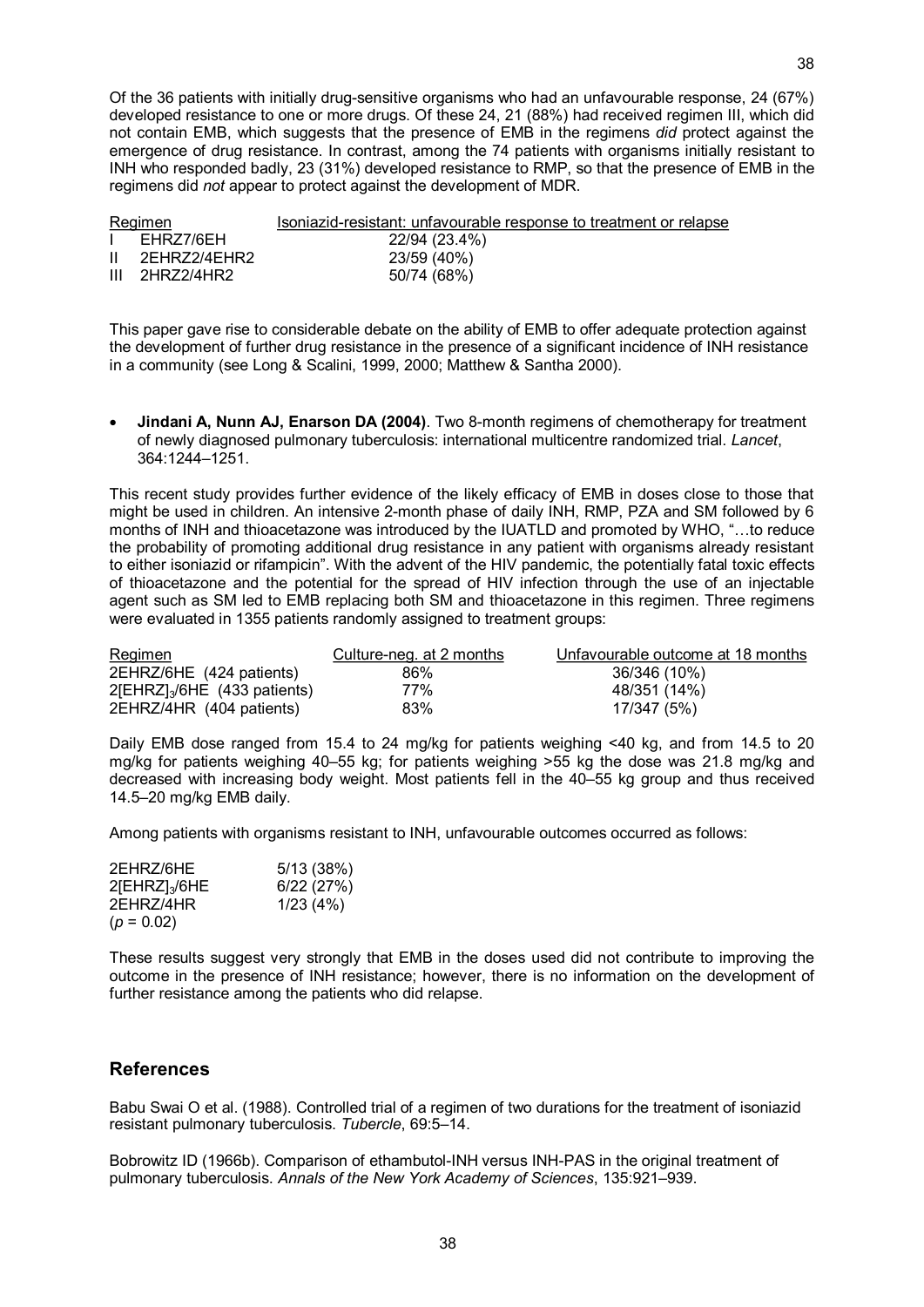Of the 36 patients with initially drug-sensitive organisms who had an unfavourable response, 24 (67%) developed resistance to one or more drugs. Of these 24, 21 (88%) had received regimen III, which did not contain EMB, which suggests that the presence of EMB in the regimens *did* protect against the emergence of drug resistance. In contrast, among the 74 patients with organisms initially resistant to INH who responded badly, 23 (31%) developed resistance to RMP, so that the presence of EMB in the regimens did *not* appear to protect against the development of MDR.

| Regimen | | Isoniazid-resistant: unfavourable response to treatment or relapse |
|---|---|---|
| I | EHRZ7/6EH | 22/94 (23.4%) |
| II | 2EHRZ2/4EHR2 | 23/59 (40%) |
| III | 2HRZ2/4HR2 | 50/74 (68%) |

This paper gave rise to considerable debate on the ability of EMB to offer adequate protection against the development of further drug resistance in the presence of a significant incidence of INH resistance in a community (see Long & Scalini, 1999, 2000; Matthew & Santha 2000).

- **Jindani A, Nunn AJ, Enarson DA (2004)**. Two 8-month regimens of chemotherapy for treatment of newly diagnosed pulmonary tuberculosis: international multicentre randomized trial. *Lancet*, 364:1244–1251.

This recent study provides further evidence of the likely efficacy of EMB in doses close to those that might be used in children. An intensive 2-month phase of daily INH, RMP, PZA and SM followed by 6 months of INH and thioacetazone was introduced by the IUATLD and promoted by WHO, "…to reduce the probability of promoting additional drug resistance in any patient with organisms already resistant to either isoniazid or rifampicin". With the advent of the HIV pandemic, the potentially fatal toxic effects of thioacetazone and the potential for the spread of HIV infection through the use of an injectable agent such as SM led to EMB replacing both SM and thioacetazone in this regimen. Three regimens were evaluated in 1355 patients randomly assigned to treatment groups:

| Regimen | Culture-neg. at 2 months | Unfavourable outcome at 18 months |
|---|---|---|
| 2EHRZ/6HE (424 patients) | 86% | 36/346 (10%) |
| 2[EHRZ]$_3$/6HE (433 patients) | 77% | 48/351 (14%) |
| 2EHRZ/4HR (404 patients) | 83% | 17/347 (5%) |

Daily EMB dose ranged from 15.4 to 24 mg/kg for patients weighing <40 kg, and from 14.5 to 20 mg/kg for patients weighing 40–55 kg; for patients weighing >55 kg the dose was 21.8 mg/kg and decreased with increasing body weight. Most patients fell in the 40–55 kg group and thus received 14.5–20 mg/kg EMB daily.

Among patients with organisms resistant to INH, unfavourable outcomes occurred as follows:

| | |
|---|---|
| 2EHRZ/6HE | 5/13 (38%) |
| 2[EHRZ]$_3$/6HE | 6/22 (27%) |
| 2EHRZ/4HR | 1/23 (4%) |
| ($p = 0.02$) | |

These results suggest very strongly that EMB in the doses used did not contribute to improving the outcome in the presence of INH resistance; however, there is no information on the development of further resistance among the patients who did relapse.

## References

Babu Swai O et al. (1988). Controlled trial of a regimen of two durations for the treatment of isoniazid resistant pulmonary tuberculosis. *Tubercle*, 69:5–14.

Bobrowitz ID (1966b). Comparison of ethambutol-INH versus INH-PAS in the original treatment of pulmonary tuberculosis. *Annals of the New York Academy of Sciences*, 135:921–939.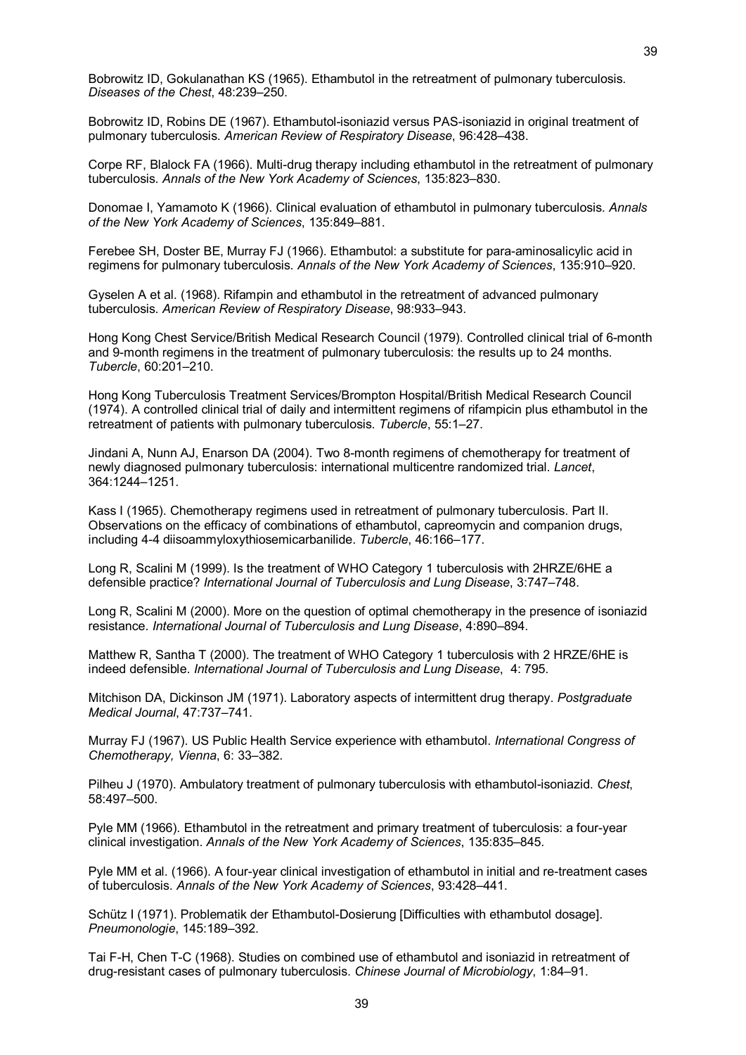Bobrowitz ID, Gokulanathan KS (1965). Ethambutol in the retreatment of pulmonary tuberculosis. *Diseases of the Chest*, 48:239–250.

Bobrowitz ID, Robins DE (1967). Ethambutol-isoniazid versus PAS-isoniazid in original treatment of pulmonary tuberculosis. *American Review of Respiratory Disease*, 96:428–438.

Corpe RF, Blalock FA (1966). Multi-drug therapy including ethambutol in the retreatment of pulmonary tuberculosis. *Annals of the New York Academy of Sciences*, 135:823–830.

Donomae I, Yamamoto K (1966). Clinical evaluation of ethambutol in pulmonary tuberculosis. *Annals of the New York Academy of Sciences*, 135:849–881.

Ferebee SH, Doster BE, Murray FJ (1966). Ethambutol: a substitute for para-aminosalicylic acid in regimens for pulmonary tuberculosis. *Annals of the New York Academy of Sciences*, 135:910–920.

Gyselen A et al. (1968). Rifampin and ethambutol in the retreatment of advanced pulmonary tuberculosis. *American Review of Respiratory Disease*, 98:933–943.

Hong Kong Chest Service/British Medical Research Council (1979). Controlled clinical trial of 6-month and 9-month regimens in the treatment of pulmonary tuberculosis: the results up to 24 months. *Tubercle*, 60:201–210.

Hong Kong Tuberculosis Treatment Services/Brompton Hospital/British Medical Research Council (1974). A controlled clinical trial of daily and intermittent regimens of rifampicin plus ethambutol in the retreatment of patients with pulmonary tuberculosis. *Tubercle*, 55:1–27.

Jindani A, Nunn AJ, Enarson DA (2004). Two 8-month regimens of chemotherapy for treatment of newly diagnosed pulmonary tuberculosis: international multicentre randomized trial. *Lancet*, 364:1244–1251.

Kass I (1965). Chemotherapy regimens used in retreatment of pulmonary tuberculosis. Part II. Observations on the efficacy of combinations of ethambutol, capreomycin and companion drugs, including 4-4 diisoammyloxythiosemicarbanilide. *Tubercle*, 46:166–177.

Long R, Scalini M (1999). Is the treatment of WHO Category 1 tuberculosis with 2HRZE/6HE a defensible practice? *International Journal of Tuberculosis and Lung Disease*, 3:747–748.

Long R, Scalini M (2000). More on the question of optimal chemotherapy in the presence of isoniazid resistance. *International Journal of Tuberculosis and Lung Disease*, 4:890–894.

Matthew R, Santha T (2000). The treatment of WHO Category 1 tuberculosis with 2 HRZE/6HE is indeed defensible. *International Journal of Tuberculosis and Lung Disease*, 4: 795.

Mitchison DA, Dickinson JM (1971). Laboratory aspects of intermittent drug therapy. *Postgraduate Medical Journal*, 47:737–741.

Murray FJ (1967). US Public Health Service experience with ethambutol. *International Congress of Chemotherapy, Vienna*, 6: 33–382.

Pilheu J (1970). Ambulatory treatment of pulmonary tuberculosis with ethambutol-isoniazid. *Chest*, 58:497–500.

Pyle MM (1966). Ethambutol in the retreatment and primary treatment of tuberculosis: a four-year clinical investigation. *Annals of the New York Academy of Sciences*, 135:835–845.

Pyle MM et al. (1966). A four-year clinical investigation of ethambutol in initial and re-treatment cases of tuberculosis. *Annals of the New York Academy of Sciences*, 93:428–441.

Schütz I (1971). Problematik der Ethambutol-Dosierung [Difficulties with ethambutol dosage]. *Pneumonologie*, 145:189–392.

Tai F-H, Chen T-C (1968). Studies on combined use of ethambutol and isoniazid in retreatment of drug-resistant cases of pulmonary tuberculosis. *Chinese Journal of Microbiology*, 1:84–91.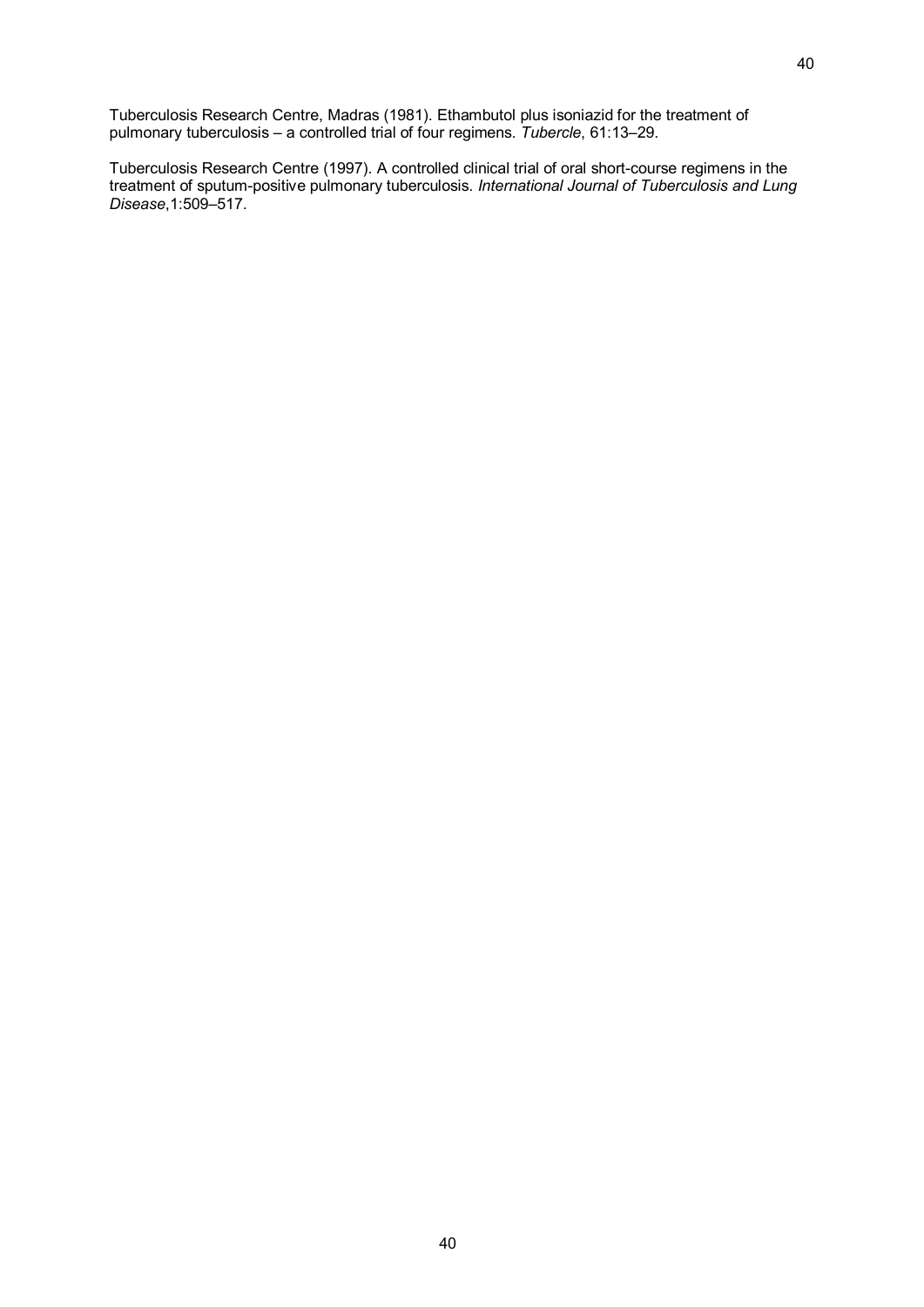Tuberculosis Research Centre, Madras (1981). Ethambutol plus isoniazid for the treatment of pulmonary tuberculosis – a controlled trial of four regimens. *Tubercle*, 61:13–29.

Tuberculosis Research Centre (1997). A controlled clinical trial of oral short-course regimens in the treatment of sputum-positive pulmonary tuberculosis. *International Journal of Tuberculosis and Lung Disease*,1:509–517.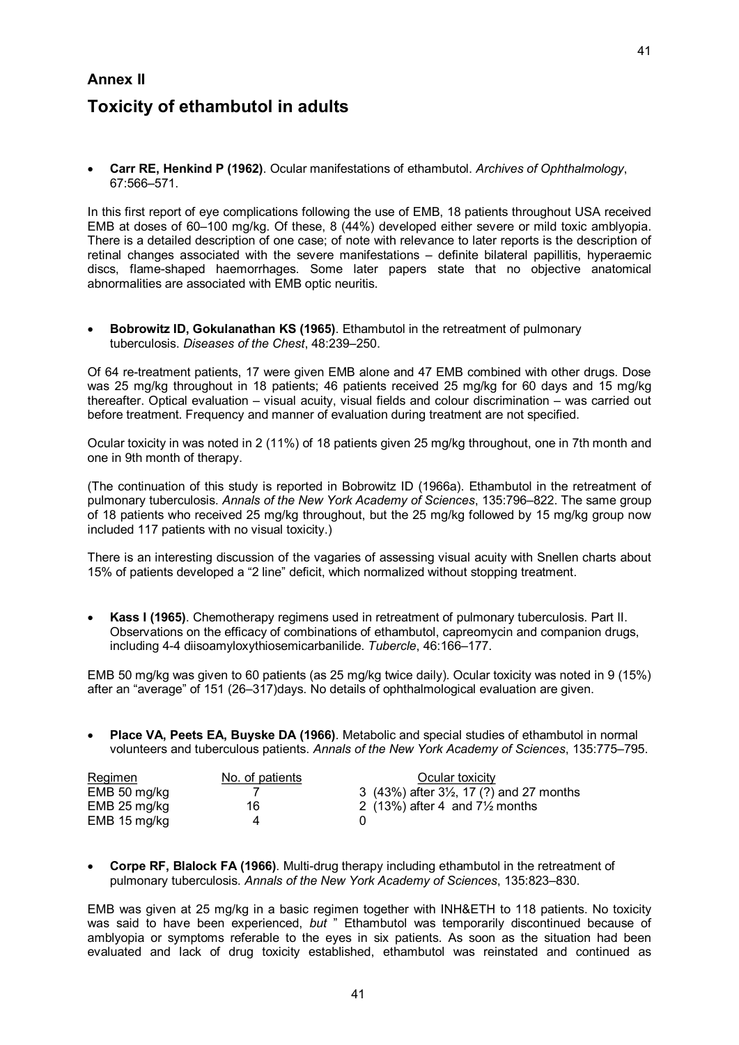## Annex II

# Toxicity of ethambutol in adults

- **Carr RE, Henkind P (1962)**. Ocular manifestations of ethambutol. *Archives of Ophthalmology*, 67:566–571.

In this first report of eye complications following the use of EMB, 18 patients throughout USA received EMB at doses of 60–100 mg/kg. Of these, 8 (44%) developed either severe or mild toxic amblyopia. There is a detailed description of one case; of note with relevance to later reports is the description of retinal changes associated with the severe manifestations – definite bilateral papillitis, hyperaemic discs, flame-shaped haemorrhages. Some later papers state that no objective anatomical abnormalities are associated with EMB optic neuritis.

- **Bobrowitz ID, Gokulanathan KS (1965)**. Ethambutol in the retreatment of pulmonary tuberculosis. *Diseases of the Chest*, 48:239–250.

Of 64 re-treatment patients, 17 were given EMB alone and 47 EMB combined with other drugs. Dose was 25 mg/kg throughout in 18 patients; 46 patients received 25 mg/kg for 60 days and 15 mg/kg thereafter. Optical evaluation – visual acuity, visual fields and colour discrimination – was carried out before treatment. Frequency and manner of evaluation during treatment are not specified.

Ocular toxicity in was noted in 2 (11%) of 18 patients given 25 mg/kg throughout, one in 7th month and one in 9th month of therapy.

(The continuation of this study is reported in Bobrowitz ID (1966a). Ethambutol in the retreatment of pulmonary tuberculosis. *Annals of the New York Academy of Sciences*, 135:796–822. The same group of 18 patients who received 25 mg/kg throughout, but the 25 mg/kg followed by 15 mg/kg group now included 117 patients with no visual toxicity.)

There is an interesting discussion of the vagaries of assessing visual acuity with Snellen charts about 15% of patients developed a "2 line" deficit, which normalized without stopping treatment.

- **Kass I (1965)**. Chemotherapy regimens used in retreatment of pulmonary tuberculosis. Part II. Observations on the efficacy of combinations of ethambutol, capreomycin and companion drugs, including 4-4 diisoamyloxythiosemicarbanilide. *Tubercle*, 46:166–177.

EMB 50 mg/kg was given to 60 patients (as 25 mg/kg twice daily). Ocular toxicity was noted in 9 (15%) after an "average" of 151 (26–317)days. No details of ophthalmological evaluation are given.

- **Place VA, Peets EA, Buyske DA (1966)**. Metabolic and special studies of ethambutol in normal volunteers and tuberculous patients. *Annals of the New York Academy of Sciences*, 135:775–795.

| Regimen | No. of patients | Ocular toxicity |
|---|---|---|
| EMB 50 mg/kg | 7 | 3 (43%) after 3½, 17 (?) and 27 months |
| EMB 25 mg/kg | 16 | 2 (13%) after 4 and 7½ months |
| EMB 15 mg/kg | 4 | 0 |

- **Corpe RF, Blalock FA (1966)**. Multi-drug therapy including ethambutol in the retreatment of pulmonary tuberculosis. *Annals of the New York Academy of Sciences*, 135:823–830.

EMB was given at 25 mg/kg in a basic regimen together with INH&ETH to 118 patients. No toxicity was said to have been experienced, *but* " Ethambutol was temporarily discontinued because of amblyopia or symptoms referable to the eyes in six patients. As soon as the situation had been evaluated and lack of drug toxicity established, ethambutol was reinstated and continued as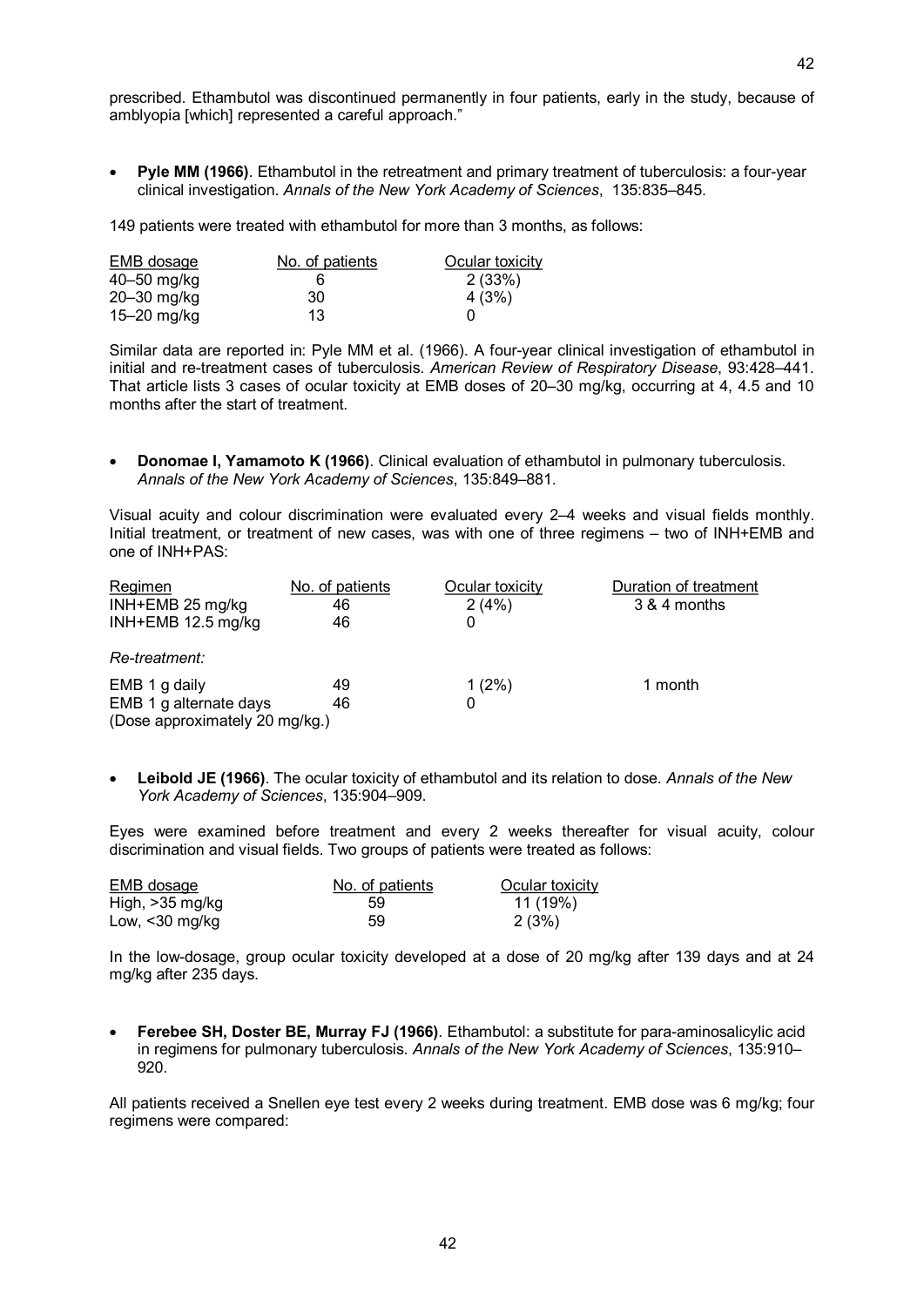prescribed. Ethambutol was discontinued permanently in four patients, early in the study, because of amblyopia [which] represented a careful approach."

- **Pyle MM (1966)**. Ethambutol in the retreatment and primary treatment of tuberculosis: a four-year clinical investigation. *Annals of the New York Academy of Sciences*, 135:835–845.

149 patients were treated with ethambutol for more than 3 months, as follows:

| EMB dosage | No. of patients | Ocular toxicity |
|---|---|---|
| 40–50 mg/kg | 6 | 2 (33%) |
| 20–30 mg/kg | 30 | 4 (3%) |
| 15–20 mg/kg | 13 | 0 |

Similar data are reported in: Pyle MM et al. (1966). A four-year clinical investigation of ethambutol in initial and re-treatment cases of tuberculosis. *American Review of Respiratory Disease*, 93:428–441. That article lists 3 cases of ocular toxicity at EMB doses of 20–30 mg/kg, occurring at 4, 4.5 and 10 months after the start of treatment.

- **Donomae I, Yamamoto K (1966)**. Clinical evaluation of ethambutol in pulmonary tuberculosis. *Annals of the New York Academy of Sciences*, 135:849–881.

Visual acuity and colour discrimination were evaluated every 2–4 weeks and visual fields monthly. Initial treatment, or treatment of new cases, was with one of three regimens – two of INH+EMB and one of INH+PAS:

| Regimen | No. of patients | Ocular toxicity | Duration of treatment |
|---|---|---|---|
| INH+EMB 25 mg/kg | 46 | 2 (4%) | 3 & 4 months |
| INH+EMB 12.5 mg/kg | 46 | 0 | |
| *Re-treatment:* | | | |
| EMB 1 g daily | 49 | 1 (2%) | 1 month |
| EMB 1 g alternate days | 46 | 0 | |
| (Dose approximately 20 mg/kg.) | | | |

- **Leibold JE (1966)**. The ocular toxicity of ethambutol and its relation to dose. *Annals of the New York Academy of Sciences*, 135:904–909.

Eyes were examined before treatment and every 2 weeks thereafter for visual acuity, colour discrimination and visual fields. Two groups of patients were treated as follows:

| EMB dosage | No. of patients | Ocular toxicity |
|---|---|---|
| High, >35 mg/kg | 59 | 11 (19%) |
| Low, <30 mg/kg | 59 | 2 (3%) |

In the low-dosage, group ocular toxicity developed at a dose of 20 mg/kg after 139 days and at 24 mg/kg after 235 days.

- **Ferebee SH, Doster BE, Murray FJ (1966)**. Ethambutol: a substitute for para-aminosalicylic acid in regimens for pulmonary tuberculosis. *Annals of the New York Academy of Sciences*, 135:910–920.

All patients received a Snellen eye test every 2 weeks during treatment. EMB dose was 6 mg/kg; four regimens were compared: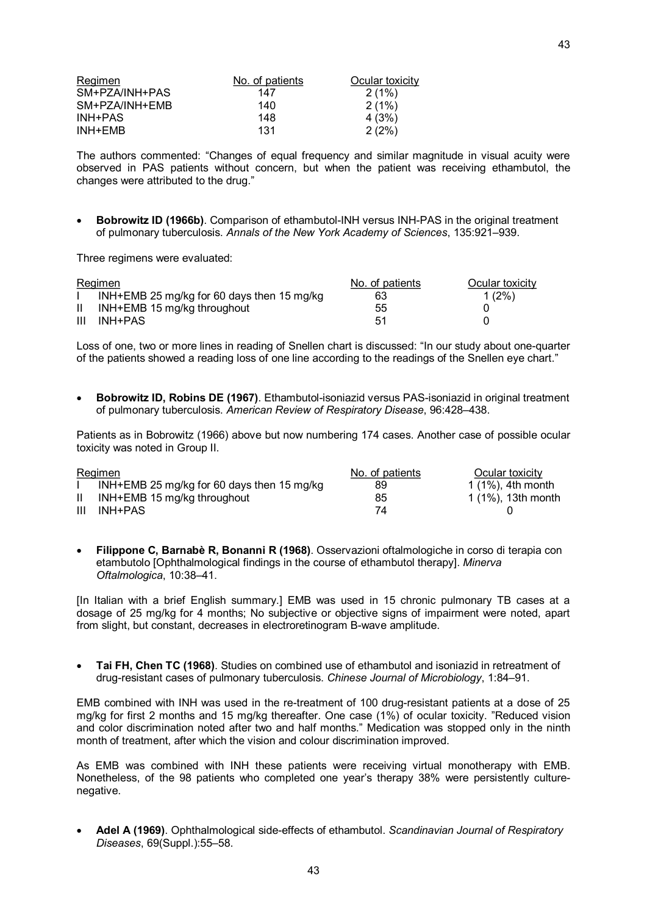| Regimen | No. of patients | Ocular toxicity |
|---|---|---|
| SM+PZA/INH+PAS | 147 | 2 (1%) |
| SM+PZA/INH+EMB | 140 | 2 (1%) |
| INH+PAS | 148 | 4 (3%) |
| INH+EMB | 131 | 2 (2%) |

The authors commented: "Changes of equal frequency and similar magnitude in visual acuity were observed in PAS patients without concern, but when the patient was receiving ethambutol, the changes were attributed to the drug."

- **Bobrowitz ID (1966b)**. Comparison of ethambutol-INH versus INH-PAS in the original treatment of pulmonary tuberculosis. *Annals of the New York Academy of Sciences*, 135:921–939.

Three regimens were evaluated:

| | Regimen | No. of patients | Ocular toxicity |
|---|---|---|---|
| I | INH+EMB 25 mg/kg for 60 days then 15 mg/kg | 63 | 1 (2%) |
| II | INH+EMB 15 mg/kg throughout | 55 | 0 |
| III | INH+PAS | 51 | 0 |

Loss of one, two or more lines in reading of Snellen chart is discussed: "In our study about one-quarter of the patients showed a reading loss of one line according to the readings of the Snellen eye chart."

- **Bobrowitz ID, Robins DE (1967)**. Ethambutol-isoniazid versus PAS-isoniazid in original treatment of pulmonary tuberculosis. *American Review of Respiratory Disease*, 96:428–438.

Patients as in Bobrowitz (1966) above but now numbering 174 cases. Another case of possible ocular toxicity was noted in Group II.

| | Regimen | No. of patients | Ocular toxicity |
|---|---|---|---|
| I | INH+EMB 25 mg/kg for 60 days then 15 mg/kg | 89 | 1 (1%), 4th month |
| II | INH+EMB 15 mg/kg throughout | 85 | 1 (1%), 13th month |
| III | INH+PAS | 74 | 0 |

- **Filippone C, Barnabè R, Bonanni R (1968)**. Osservazioni oftalmologiche in corso di terapia con etambutolo [Ophthalmological findings in the course of ethambutol therapy]. *Minerva Oftalmologica*, 10:38–41.

[In Italian with a brief English summary.] EMB was used in 15 chronic pulmonary TB cases at a dosage of 25 mg/kg for 4 months; No subjective or objective signs of impairment were noted, apart from slight, but constant, decreases in electroretinogram B-wave amplitude.

- **Tai FH, Chen TC (1968)**. Studies on combined use of ethambutol and isoniazid in retreatment of drug-resistant cases of pulmonary tuberculosis. *Chinese Journal of Microbiology*, 1:84–91.

EMB combined with INH was used in the re-treatment of 100 drug-resistant patients at a dose of 25 mg/kg for first 2 months and 15 mg/kg thereafter. One case (1%) of ocular toxicity. "Reduced vision and color discrimination noted after two and half months." Medication was stopped only in the ninth month of treatment, after which the vision and colour discrimination improved.

As EMB was combined with INH these patients were receiving virtual monotherapy with EMB. Nonetheless, of the 98 patients who completed one year's therapy 38% were persistently culture-negative.

- **Adel A (1969)**. Ophthalmological side-effects of ethambutol. *Scandinavian Journal of Respiratory Diseases*, 69(Suppl.):55–58.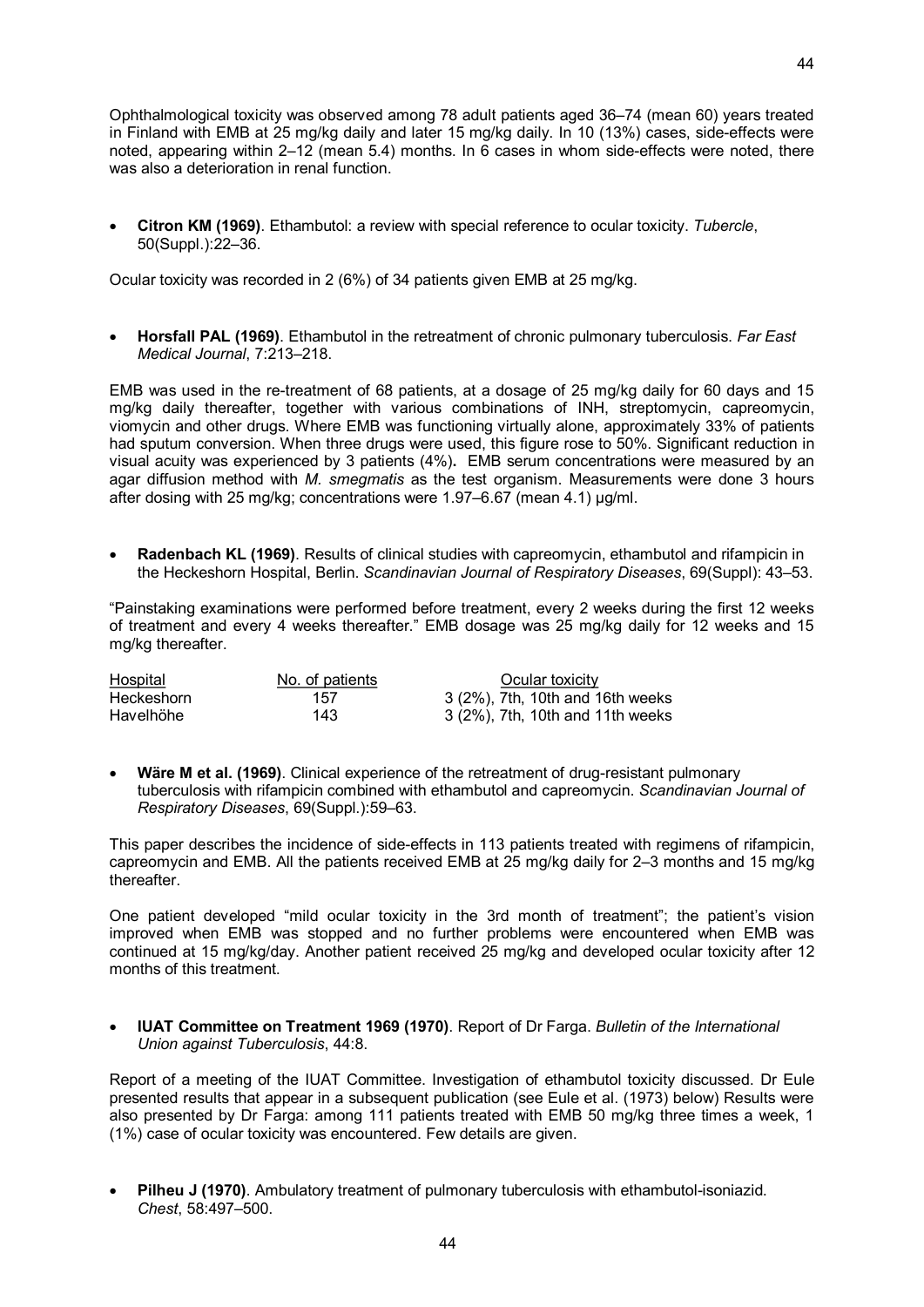Ophthalmological toxicity was observed among 78 adult patients aged 36–74 (mean 60) years treated in Finland with EMB at 25 mg/kg daily and later 15 mg/kg daily. In 10 (13%) cases, side-effects were noted, appearing within 2–12 (mean 5.4) months. In 6 cases in whom side-effects were noted, there was also a deterioration in renal function.

- **Citron KM (1969)**. Ethambutol: a review with special reference to ocular toxicity. *Tubercle*, 50(Suppl.):22–36.

Ocular toxicity was recorded in 2 (6%) of 34 patients given EMB at 25 mg/kg.

- **Horsfall PAL (1969)**. Ethambutol in the retreatment of chronic pulmonary tuberculosis. *Far East Medical Journal*, 7:213–218.

EMB was used in the re-treatment of 68 patients, at a dosage of 25 mg/kg daily for 60 days and 15 mg/kg daily thereafter, together with various combinations of INH, streptomycin, capreomycin, viomycin and other drugs. Where EMB was functioning virtually alone, approximately 33% of patients had sputum conversion. When three drugs were used, this figure rose to 50%. Significant reduction in visual acuity was experienced by 3 patients (4%)**.** EMB serum concentrations were measured by an agar diffusion method with *M. smegmatis* as the test organism. Measurements were done 3 hours after dosing with 25 mg/kg; concentrations were 1.97–6.67 (mean 4.1) µg/ml.

- **Radenbach KL (1969)**. Results of clinical studies with capreomycin, ethambutol and rifampicin in the Heckeshorn Hospital, Berlin. *Scandinavian Journal of Respiratory Diseases*, 69(Suppl): 43–53.

"Painstaking examinations were performed before treatment, every 2 weeks during the first 12 weeks of treatment and every 4 weeks thereafter." EMB dosage was 25 mg/kg daily for 12 weeks and 15 mg/kg thereafter.

| Hospital | No. of patients | Ocular toxicity |
|---|---|---|
| Heckeshorn | 157 | 3 (2%), 7th, 10th and 16th weeks |
| Havelhöhe | 143 | 3 (2%), 7th, 10th and 11th weeks |

- **Wäre M et al. (1969)**. Clinical experience of the retreatment of drug-resistant pulmonary tuberculosis with rifampicin combined with ethambutol and capreomycin. *Scandinavian Journal of Respiratory Diseases*, 69(Suppl.):59–63.

This paper describes the incidence of side-effects in 113 patients treated with regimens of rifampicin, capreomycin and EMB. All the patients received EMB at 25 mg/kg daily for 2–3 months and 15 mg/kg thereafter.

One patient developed "mild ocular toxicity in the 3rd month of treatment"; the patient's vision improved when EMB was stopped and no further problems were encountered when EMB was continued at 15 mg/kg/day. Another patient received 25 mg/kg and developed ocular toxicity after 12 months of this treatment.

- **IUAT Committee on Treatment 1969 (1970)**. Report of Dr Farga. *Bulletin of the International Union against Tuberculosis*, 44:8.

Report of a meeting of the IUAT Committee. Investigation of ethambutol toxicity discussed. Dr Eule presented results that appear in a subsequent publication (see Eule et al. (1973) below) Results were also presented by Dr Farga: among 111 patients treated with EMB 50 mg/kg three times a week, 1 (1%) case of ocular toxicity was encountered. Few details are given.

- **Pilheu J (1970)**. Ambulatory treatment of pulmonary tuberculosis with ethambutol-isoniazid. *Chest*, 58:497–500.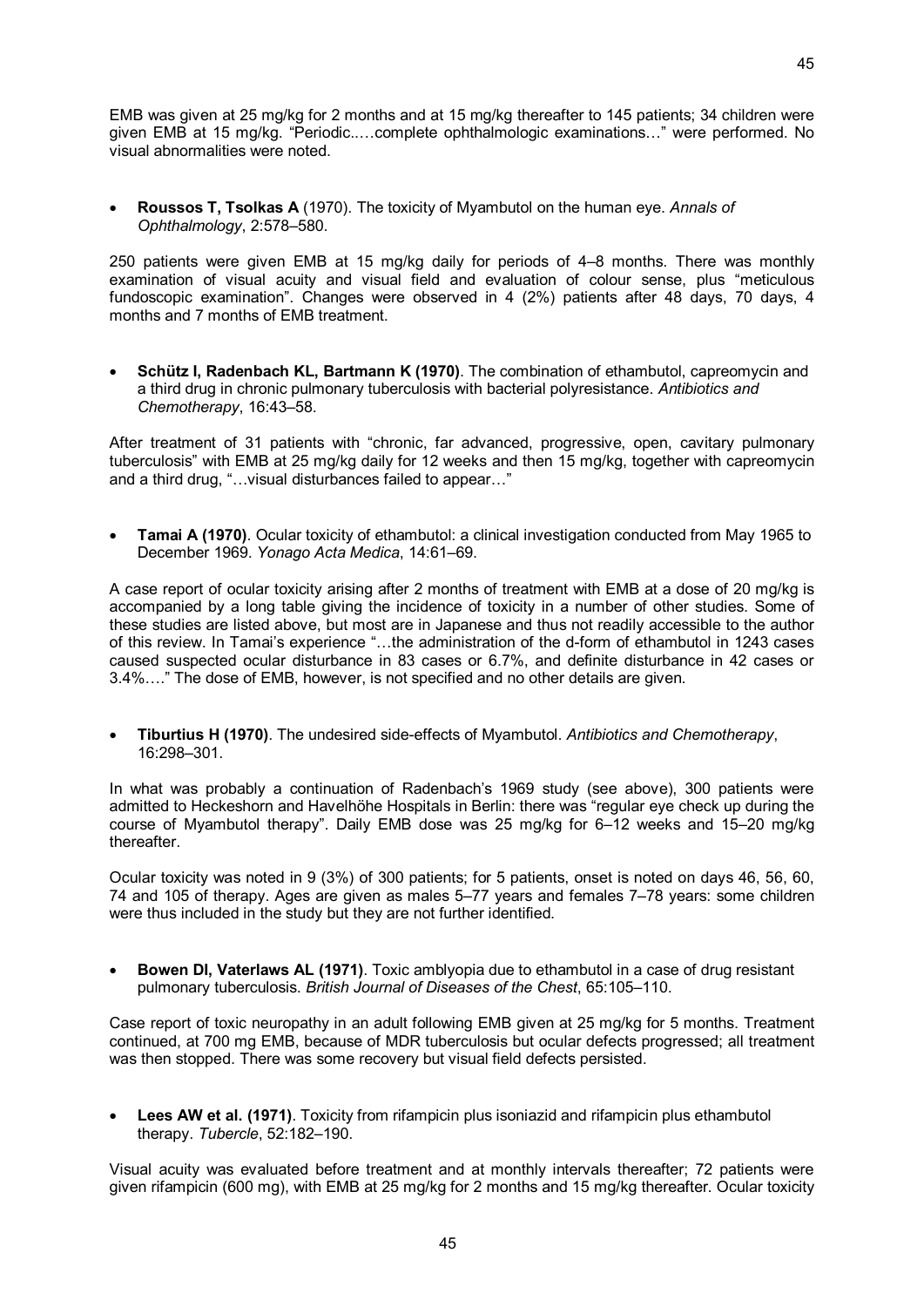EMB was given at 25 mg/kg for 2 months and at 15 mg/kg thereafter to 145 patients; 34 children were given EMB at 15 mg/kg. "Periodic..…complete ophthalmologic examinations…" were performed. No visual abnormalities were noted.

- **Roussos T, Tsolkas A** (1970). The toxicity of Myambutol on the human eye. *Annals of Ophthalmology*, 2:578–580.

250 patients were given EMB at 15 mg/kg daily for periods of 4–8 months. There was monthly examination of visual acuity and visual field and evaluation of colour sense, plus "meticulous fundoscopic examination". Changes were observed in 4 (2%) patients after 48 days, 70 days, 4 months and 7 months of EMB treatment.

- **Schütz I, Radenbach KL, Bartmann K (1970)**. The combination of ethambutol, capreomycin and a third drug in chronic pulmonary tuberculosis with bacterial polyresistance. *Antibiotics and Chemotherapy*, 16:43–58.

After treatment of 31 patients with "chronic, far advanced, progressive, open, cavitary pulmonary tuberculosis" with EMB at 25 mg/kg daily for 12 weeks and then 15 mg/kg, together with capreomycin and a third drug, "…visual disturbances failed to appear…"

- **Tamai A (1970)**. Ocular toxicity of ethambutol: a clinical investigation conducted from May 1965 to December 1969. *Yonago Acta Medica*, 14:61–69.

A case report of ocular toxicity arising after 2 months of treatment with EMB at a dose of 20 mg/kg is accompanied by a long table giving the incidence of toxicity in a number of other studies. Some of these studies are listed above, but most are in Japanese and thus not readily accessible to the author of this review. In Tamai's experience "…the administration of the d-form of ethambutol in 1243 cases caused suspected ocular disturbance in 83 cases or 6.7%, and definite disturbance in 42 cases or 3.4%.…" The dose of EMB, however, is not specified and no other details are given.

- **Tiburtius H (1970)**. The undesired side-effects of Myambutol. *Antibiotics and Chemotherapy*, 16:298–301.

In what was probably a continuation of Radenbach's 1969 study (see above), 300 patients were admitted to Heckeshorn and Havelhöhe Hospitals in Berlin: there was "regular eye check up during the course of Myambutol therapy". Daily EMB dose was 25 mg/kg for 6–12 weeks and 15–20 mg/kg thereafter.

Ocular toxicity was noted in 9 (3%) of 300 patients; for 5 patients, onset is noted on days 46, 56, 60, 74 and 105 of therapy. Ages are given as males 5–77 years and females 7–78 years: some children were thus included in the study but they are not further identified.

- **Bowen DI, Vaterlaws AL (1971)**. Toxic amblyopia due to ethambutol in a case of drug resistant pulmonary tuberculosis. *British Journal of Diseases of the Chest*, 65:105–110.

Case report of toxic neuropathy in an adult following EMB given at 25 mg/kg for 5 months. Treatment continued, at 700 mg EMB, because of MDR tuberculosis but ocular defects progressed; all treatment was then stopped. There was some recovery but visual field defects persisted.

- **Lees AW et al. (1971)**. Toxicity from rifampicin plus isoniazid and rifampicin plus ethambutol therapy. *Tubercle*, 52:182–190.

Visual acuity was evaluated before treatment and at monthly intervals thereafter; 72 patients were given rifampicin (600 mg), with EMB at 25 mg/kg for 2 months and 15 mg/kg thereafter. Ocular toxicity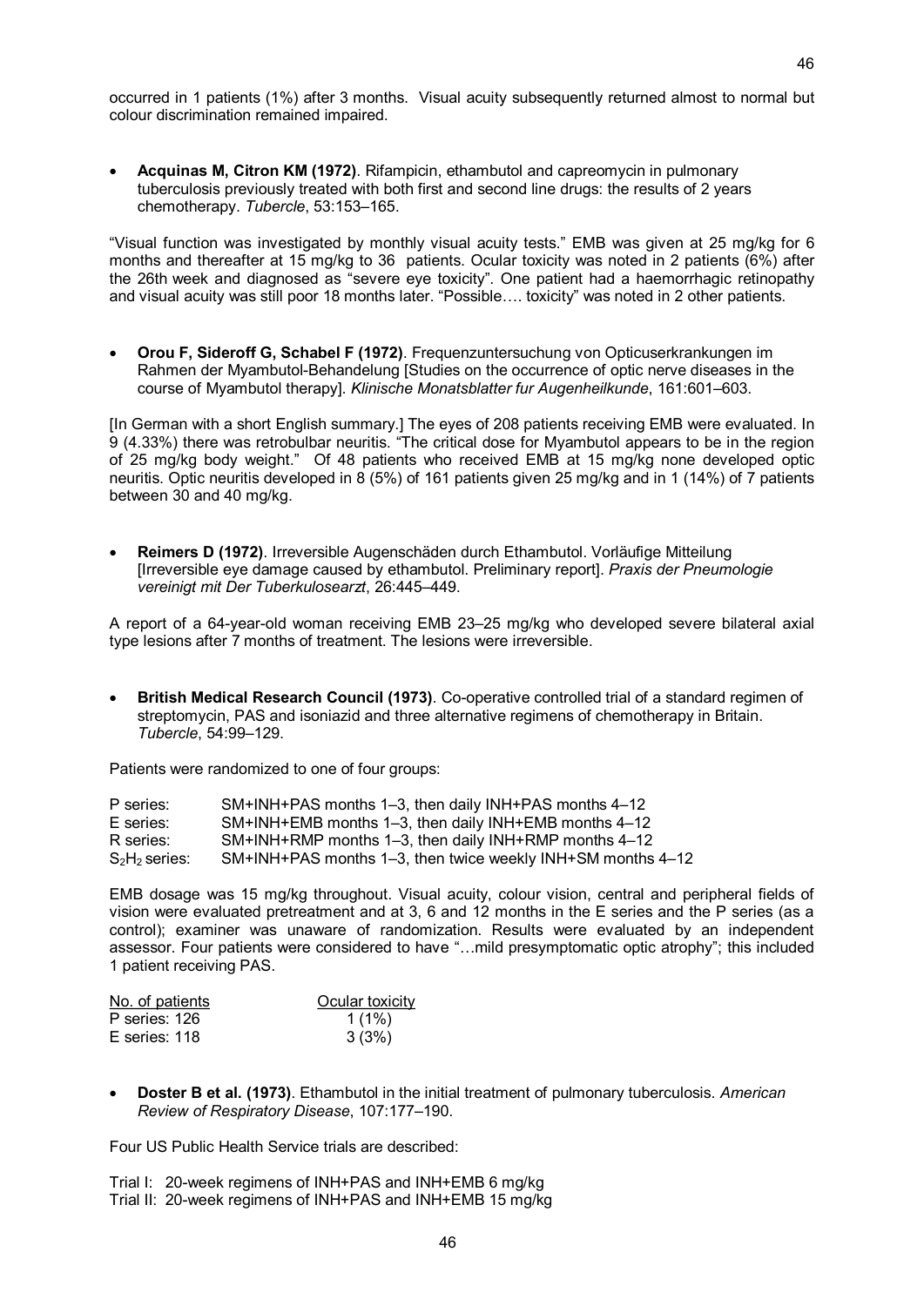occurred in 1 patients (1%) after 3 months. Visual acuity subsequently returned almost to normal but colour discrimination remained impaired.

- **Acquinas M, Citron KM (1972)**. Rifampicin, ethambutol and capreomycin in pulmonary tuberculosis previously treated with both first and second line drugs: the results of 2 years chemotherapy. *Tubercle*, 53:153–165.

"Visual function was investigated by monthly visual acuity tests." EMB was given at 25 mg/kg for 6 months and thereafter at 15 mg/kg to 36 patients. Ocular toxicity was noted in 2 patients (6%) after the 26th week and diagnosed as "severe eye toxicity". One patient had a haemorrhagic retinopathy and visual acuity was still poor 18 months later. "Possible…. toxicity" was noted in 2 other patients.

- **Orou F, Sideroff G, Schabel F (1972)**. Frequenzuntersuchung von Opticuserkrankungen im Rahmen der Myambutol-Behandelung [Studies on the occurrence of optic nerve diseases in the course of Myambutol therapy]. *Klinische Monatsblatter fur Augenheilkunde*, 161:601–603.

[In German with a short English summary.] The eyes of 208 patients receiving EMB were evaluated. In 9 (4.33%) there was retrobulbar neuritis. "The critical dose for Myambutol appears to be in the region of 25 mg/kg body weight." Of 48 patients who received EMB at 15 mg/kg none developed optic neuritis. Optic neuritis developed in 8 (5%) of 161 patients given 25 mg/kg and in 1 (14%) of 7 patients between 30 and 40 mg/kg.

- **Reimers D (1972)**. Irreversible Augenschäden durch Ethambutol. Vorläufige Mitteilung [Irreversible eye damage caused by ethambutol. Preliminary report]. *Praxis der Pneumologie vereinigt mit Der Tuberkulosearzt*, 26:445–449.

A report of a 64-year-old woman receiving EMB 23–25 mg/kg who developed severe bilateral axial type lesions after 7 months of treatment. The lesions were irreversible.

- **British Medical Research Council (1973)**. Co-operative controlled trial of a standard regimen of streptomycin, PAS and isoniazid and three alternative regimens of chemotherapy in Britain. *Tubercle*, 54:99–129.

Patients were randomized to one of four groups:

| | |
|---|---|
| P series: | SM+INH+PAS months 1–3, then daily INH+PAS months 4–12 |
| E series: | SM+INH+EMB months 1–3, then daily INH+EMB months 4–12 |
| R series: | SM+INH+RMP months 1–3, then daily INH+RMP months 4–12 |
| $S_2H_2$ series: | SM+INH+PAS months 1–3, then twice weekly INH+SM months 4–12 |

EMB dosage was 15 mg/kg throughout. Visual acuity, colour vision, central and peripheral fields of vision were evaluated pretreatment and at 3, 6 and 12 months in the E series and the P series (as a control); examiner was unaware of randomization. Results were evaluated by an independent assessor. Four patients were considered to have "…mild presymptomatic optic atrophy"; this included 1 patient receiving PAS.

| No. of patients | Ocular toxicity |
|---|---|
| P series: 126 | 1 (1%) |
| E series: 118 | 3 (3%) |

- **Doster B et al. (1973)**. Ethambutol in the initial treatment of pulmonary tuberculosis. *American Review of Respiratory Disease*, 107:177–190.

Four US Public Health Service trials are described:

Trial I: 20-week regimens of INH+PAS and INH+EMB 6 mg/kg
Trial II: 20-week regimens of INH+PAS and INH+EMB 15 mg/kg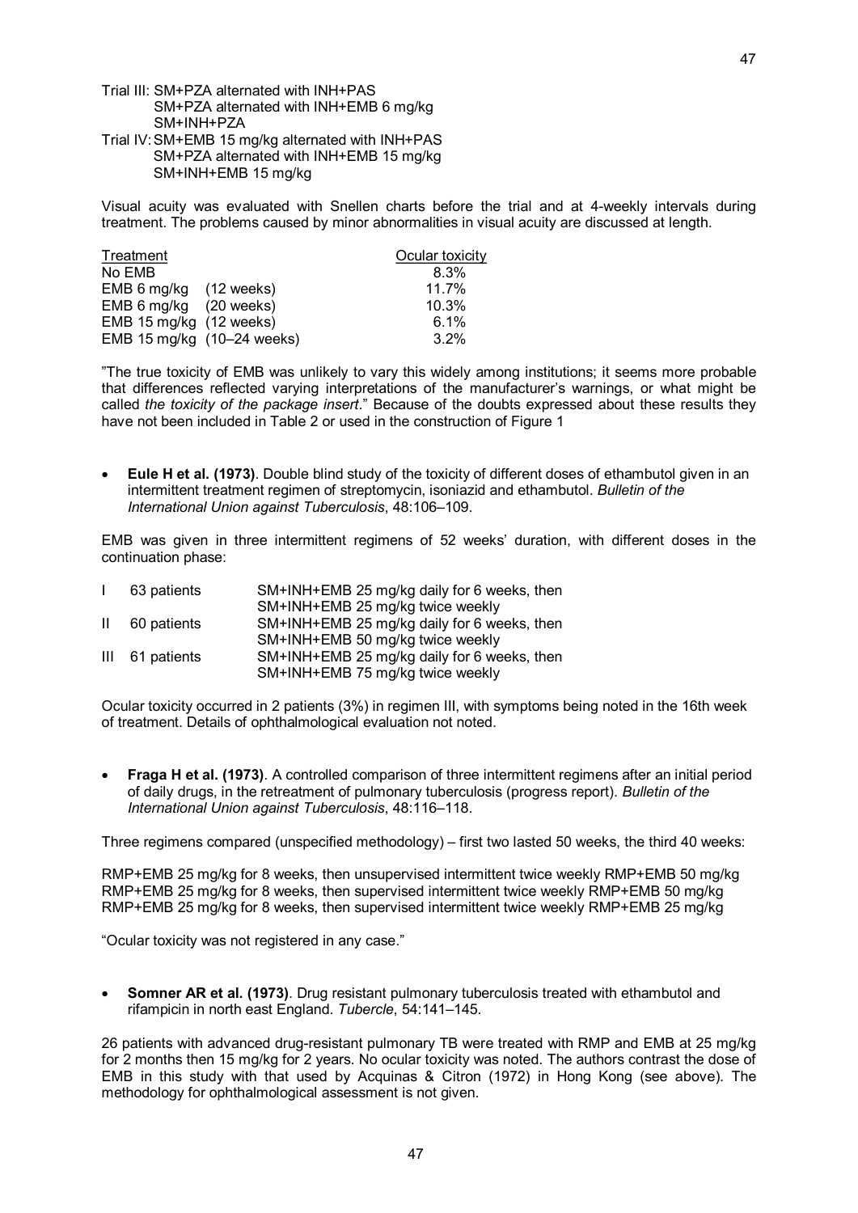Trial III: SM+PZA alternated with INH+PAS
SM+PZA alternated with INH+EMB 6 mg/kg
SM+INH+PZA

Trial IV: SM+EMB 15 mg/kg alternated with INH+PAS
SM+PZA alternated with INH+EMB 15 mg/kg
SM+INH+EMB 15 mg/kg

Visual acuity was evaluated with Snellen charts before the trial and at 4-weekly intervals during treatment. The problems caused by minor abnormalities in visual acuity are discussed at length.

| Treatment | Ocular toxicity |
|---|---|
| No EMB | 8.3% |
| EMB 6 mg/kg (12 weeks) | 11.7% |
| EMB 6 mg/kg (20 weeks) | 10.3% |
| EMB 15 mg/kg (12 weeks) | 6.1% |
| EMB 15 mg/kg (10–24 weeks) | 3.2% |

"The true toxicity of EMB was unlikely to vary this widely among institutions; it seems more probable that differences reflected varying interpretations of the manufacturer's warnings, or what might be called *the toxicity of the package insert*." Because of the doubts expressed about these results they have not been included in Table 2 or used in the construction of Figure 1

- **Eule H et al. (1973)**. Double blind study of the toxicity of different doses of ethambutol given in an intermittent treatment regimen of streptomycin, isoniazid and ethambutol. *Bulletin of the International Union against Tuberculosis*, 48:106–109.

EMB was given in three intermittent regimens of 52 weeks' duration, with different doses in the continuation phase:

| | | |
|---|---|---|
| I | 63 patients | SM+INH+EMB 25 mg/kg daily for 6 weeks, then SM+INH+EMB 25 mg/kg twice weekly |
| II | 60 patients | SM+INH+EMB 25 mg/kg daily for 6 weeks, then SM+INH+EMB 50 mg/kg twice weekly |
| III | 61 patients | SM+INH+EMB 25 mg/kg daily for 6 weeks, then SM+INH+EMB 75 mg/kg twice weekly |

Ocular toxicity occurred in 2 patients (3%) in regimen III, with symptoms being noted in the 16th week of treatment. Details of ophthalmological evaluation not noted.

- **Fraga H et al. (1973)**. A controlled comparison of three intermittent regimens after an initial period of daily drugs, in the retreatment of pulmonary tuberculosis (progress report). *Bulletin of the International Union against Tuberculosis*, 48:116–118.

Three regimens compared (unspecified methodology) – first two lasted 50 weeks, the third 40 weeks:

RMP+EMB 25 mg/kg for 8 weeks, then unsupervised intermittent twice weekly RMP+EMB 50 mg/kg
RMP+EMB 25 mg/kg for 8 weeks, then supervised intermittent twice weekly RMP+EMB 50 mg/kg
RMP+EMB 25 mg/kg for 8 weeks, then supervised intermittent twice weekly RMP+EMB 25 mg/kg

"Ocular toxicity was not registered in any case."

- **Somner AR et al. (1973)**. Drug resistant pulmonary tuberculosis treated with ethambutol and rifampicin in north east England. *Tubercle*, 54:141–145.

26 patients with advanced drug-resistant pulmonary TB were treated with RMP and EMB at 25 mg/kg for 2 months then 15 mg/kg for 2 years. No ocular toxicity was noted. The authors contrast the dose of EMB in this study with that used by Acquinas & Citron (1972) in Hong Kong (see above). The methodology for ophthalmological assessment is not given.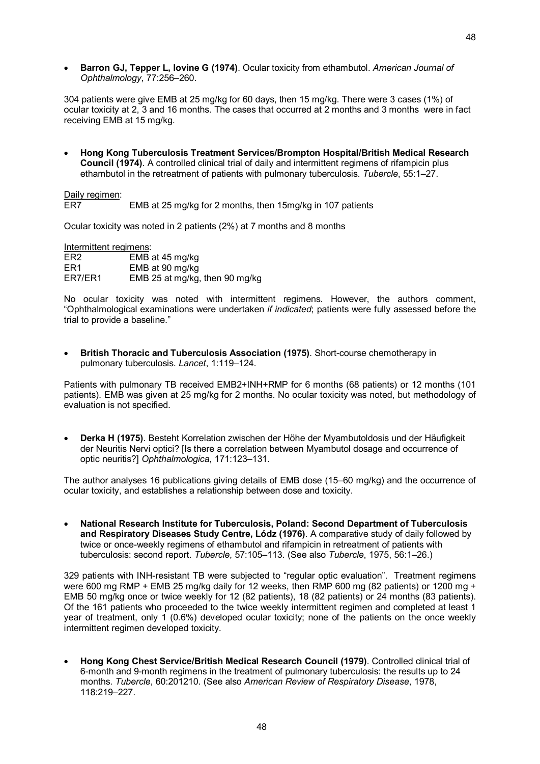- **Barron GJ, Tepper L, Iovine G (1974)**. Ocular toxicity from ethambutol. *American Journal of Ophthalmology*, 77:256–260.

304 patients were give EMB at 25 mg/kg for 60 days, then 15 mg/kg. There were 3 cases (1%) of ocular toxicity at 2, 3 and 16 months. The cases that occurred at 2 months and 3 months were in fact receiving EMB at 15 mg/kg.

- **Hong Kong Tuberculosis Treatment Services/Brompton Hospital/British Medical Research Council (1974)**. A controlled clinical trial of daily and intermittent regimens of rifampicin plus ethambutol in the retreatment of patients with pulmonary tuberculosis. *Tubercle*, 55:1–27.

Daily regimen:

| | |
|---|---|
| ER7 | EMB at 25 mg/kg for 2 months, then 15mg/kg in 107 patients |

Ocular toxicity was noted in 2 patients (2%) at 7 months and 8 months

Intermittent regimens:

| | |
|---|---|
| ER2 | EMB at 45 mg/kg |
| ER1 | EMB at 90 mg/kg |
| ER7/ER1 | EMB 25 at mg/kg, then 90 mg/kg |

No ocular toxicity was noted with intermittent regimens. However, the authors comment, "Ophthalmological examinations were undertaken *if indicated*; patients were fully assessed before the trial to provide a baseline."

- **British Thoracic and Tuberculosis Association (1975)**. Short-course chemotherapy in pulmonary tuberculosis. *Lancet*, 1:119–124.

Patients with pulmonary TB received EMB2+INH+RMP for 6 months (68 patients) or 12 months (101 patients). EMB was given at 25 mg/kg for 2 months. No ocular toxicity was noted, but methodology of evaluation is not specified.

- **Derka H (1975)**. Besteht Korrelation zwischen der Höhe der Myambutoldosis und der Häufigkeit der Neuritis Nervi optici? [Is there a correlation between Myambutol dosage and occurrence of optic neuritis?] *Ophthalmologica*, 171:123–131.

The author analyses 16 publications giving details of EMB dose (15–60 mg/kg) and the occurrence of ocular toxicity, and establishes a relationship between dose and toxicity.

- **National Research Institute for Tuberculosis, Poland: Second Department of Tuberculosis and Respiratory Diseases Study Centre, Lódz (1976)**. A comparative study of daily followed by twice or once-weekly regimens of ethambutol and rifampicin in retreatment of patients with tuberculosis: second report. *Tubercle*, 57:105–113. (See also *Tubercle*, 1975, 56:1–26.)

329 patients with INH-resistant TB were subjected to "regular optic evaluation". Treatment regimens were 600 mg RMP + EMB 25 mg/kg daily for 12 weeks, then RMP 600 mg (82 patients) or 1200 mg + EMB 50 mg/kg once or twice weekly for 12 (82 patients), 18 (82 patients) or 24 months (83 patients). Of the 161 patients who proceeded to the twice weekly intermittent regimen and completed at least 1 year of treatment, only 1 (0.6%) developed ocular toxicity; none of the patients on the once weekly intermittent regimen developed toxicity.

- **Hong Kong Chest Service/British Medical Research Council (1979)**. Controlled clinical trial of 6-month and 9-month regimens in the treatment of pulmonary tuberculosis: the results up to 24 months. *Tubercle*, 60:201210. (See also *American Review of Respiratory Disease*, 1978, 118:219–227.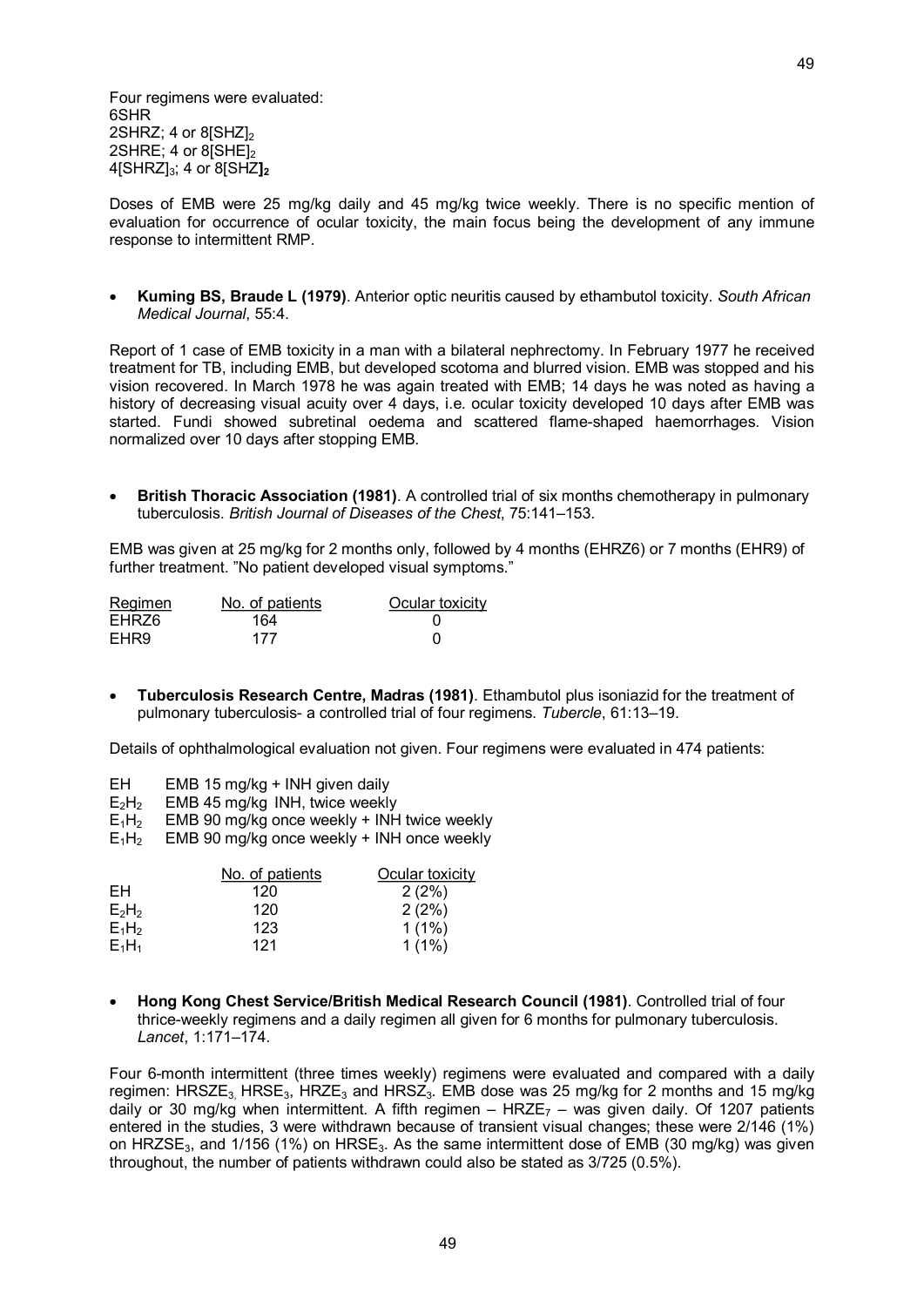Four regimens were evaluated:
6SHR
2SHRZ; 4 or $8[SHZ]_2$
2SHRE; 4 or $8[SHE]_2$
$4[SHRZ]_3$; 4 or $8[SHZ]_2$

Doses of EMB were 25 mg/kg daily and 45 mg/kg twice weekly. There is no specific mention of evaluation for occurrence of ocular toxicity, the main focus being the development of any immune response to intermittent RMP.

- **Kuming BS, Braude L (1979)**. Anterior optic neuritis caused by ethambutol toxicity. *South African Medical Journal*, 55:4.

Report of 1 case of EMB toxicity in a man with a bilateral nephrectomy. In February 1977 he received treatment for TB, including EMB, but developed scotoma and blurred vision. EMB was stopped and his vision recovered. In March 1978 he was again treated with EMB; 14 days he was noted as having a history of decreasing visual acuity over 4 days, i.e. ocular toxicity developed 10 days after EMB was started. Fundi showed subretinal oedema and scattered flame-shaped haemorrhages. Vision normalized over 10 days after stopping EMB.

- **British Thoracic Association (1981)**. A controlled trial of six months chemotherapy in pulmonary tuberculosis. *British Journal of Diseases of the Chest*, 75:141–153.

EMB was given at 25 mg/kg for 2 months only, followed by 4 months (EHRZ6) or 7 months (EHR9) of further treatment. "No patient developed visual symptoms."

| Regimen | No. of patients | Ocular toxicity |
|---|---|---|
| EHRZ6 | 164 | 0 |
| EHR9 | 177 | 0 |

- **Tuberculosis Research Centre, Madras (1981)**. Ethambutol plus isoniazid for the treatment of pulmonary tuberculosis- a controlled trial of four regimens. *Tubercle*, 61:13–19.

Details of ophthalmological evaluation not given. Four regimens were evaluated in 474 patients:

EH EMB 15 mg/kg + INH given daily
$E_2H_2$ EMB 45 mg/kg INH, twice weekly
$E_1H_2$ EMB 90 mg/kg once weekly + INH twice weekly
$E_1H_2$ EMB 90 mg/kg once weekly + INH once weekly

| | No. of patients | Ocular toxicity |
|---|---|---|
| EH | 120 | 2 (2%) |
| $E_2H_2$ | 120 | 2 (2%) |
| $E_1H_2$ | 123 | 1 (1%) |
| $E_1H_1$ | 121 | 1 (1%) |

- **Hong Kong Chest Service/British Medical Research Council (1981)**. Controlled trial of four thrice-weekly regimens and a daily regimen all given for 6 months for pulmonary tuberculosis. *Lancet*, 1:171–174.

Four 6-month intermittent (three times weekly) regimens were evaluated and compared with a daily regimen: $HRSZE_3$, $HRSE_3$, $HRZE_3$ and $HRSZ_3$. EMB dose was 25 mg/kg for 2 months and 15 mg/kg daily or 30 mg/kg when intermittent. A fifth regimen – $HRZE_7$ – was given daily. Of 1207 patients entered in the studies, 3 were withdrawn because of transient visual changes; these were 2/146 (1%) on $HRZSE_3$, and 1/156 (1%) on $HRSE_3$. As the same intermittent dose of EMB (30 mg/kg) was given throughout, the number of patients withdrawn could also be stated as 3/725 (0.5%).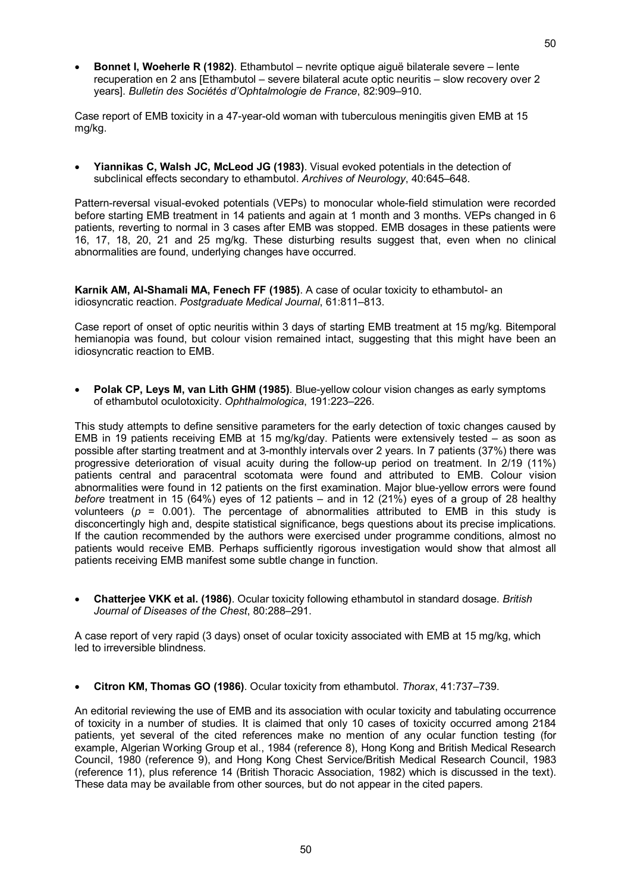- **Bonnet I, Woeherle R (1982)**. Ethambutol – nevrite optique aiguë bilaterale severe – lente recuperation en 2 ans [Ethambutol – severe bilateral acute optic neuritis – slow recovery over 2 years]. *Bulletin des Sociétés d'Ophtalmologie de France*, 82:909–910.

Case report of EMB toxicity in a 47-year-old woman with tuberculous meningitis given EMB at 15 mg/kg.

- **Yiannikas C, Walsh JC, McLeod JG (1983)**. Visual evoked potentials in the detection of subclinical effects secondary to ethambutol. *Archives of Neurology*, 40:645–648.

Pattern-reversal visual-evoked potentials (VEPs) to monocular whole-field stimulation were recorded before starting EMB treatment in 14 patients and again at 1 month and 3 months. VEPs changed in 6 patients, reverting to normal in 3 cases after EMB was stopped. EMB dosages in these patients were 16, 17, 18, 20, 21 and 25 mg/kg. These disturbing results suggest that, even when no clinical abnormalities are found, underlying changes have occurred.

**Karnik AM, Al-Shamali MA, Fenech FF (1985)**. A case of ocular toxicity to ethambutol- an idiosyncratic reaction. *Postgraduate Medical Journal*, 61:811–813.

Case report of onset of optic neuritis within 3 days of starting EMB treatment at 15 mg/kg. Bitemporal hemianopia was found, but colour vision remained intact, suggesting that this might have been an idiosyncratic reaction to EMB.

- **Polak CP, Leys M, van Lith GHM (1985)**. Blue-yellow colour vision changes as early symptoms of ethambutol oculotoxicity. *Ophthalmologica*, 191:223–226.

This study attempts to define sensitive parameters for the early detection of toxic changes caused by EMB in 19 patients receiving EMB at 15 mg/kg/day. Patients were extensively tested – as soon as possible after starting treatment and at 3-monthly intervals over 2 years. In 7 patients (37%) there was progressive deterioration of visual acuity during the follow-up period on treatment. In 2/19 (11%) patients central and paracentral scotomata were found and attributed to EMB. Colour vision abnormalities were found in 12 patients on the first examination. Major blue-yellow errors were found *before* treatment in 15 (64%) eyes of 12 patients – and in 12 (21%) eyes of a group of 28 healthy volunteers ($p$ = 0.001). The percentage of abnormalities attributed to EMB in this study is disconcertingly high and, despite statistical significance, begs questions about its precise implications. If the caution recommended by the authors were exercised under programme conditions, almost no patients would receive EMB. Perhaps sufficiently rigorous investigation would show that almost all patients receiving EMB manifest some subtle change in function.

- **Chatterjee VKK et al. (1986)**. Ocular toxicity following ethambutol in standard dosage. *British Journal of Diseases of the Chest*, 80:288–291.

A case report of very rapid (3 days) onset of ocular toxicity associated with EMB at 15 mg/kg, which led to irreversible blindness.

- **Citron KM, Thomas GO (1986)**. Ocular toxicity from ethambutol. *Thorax*, 41:737–739.

An editorial reviewing the use of EMB and its association with ocular toxicity and tabulating occurrence of toxicity in a number of studies. It is claimed that only 10 cases of toxicity occurred among 2184 patients, yet several of the cited references make no mention of any ocular function testing (for example, Algerian Working Group et al., 1984 (reference 8), Hong Kong and British Medical Research Council, 1980 (reference 9), and Hong Kong Chest Service/British Medical Research Council, 1983 (reference 11), plus reference 14 (British Thoracic Association, 1982) which is discussed in the text). These data may be available from other sources, but do not appear in the cited papers.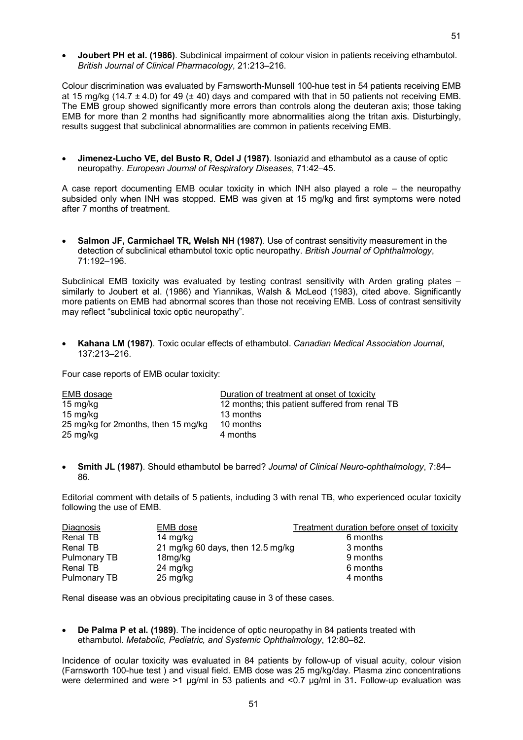- **Joubert PH et al. (1986)**. Subclinical impairment of colour vision in patients receiving ethambutol. *British Journal of Clinical Pharmacology*, 21:213–216.

Colour discrimination was evaluated by Farnsworth-Munsell 100-hue test in 54 patients receiving EMB at 15 mg/kg (14.7 ± 4.0) for 49 (± 40) days and compared with that in 50 patients not receiving EMB. The EMB group showed significantly more errors than controls along the deuteran axis; those taking EMB for more than 2 months had significantly more abnormalities along the tritan axis. Disturbingly, results suggest that subclinical abnormalities are common in patients receiving EMB.

- **Jimenez-Lucho VE, del Busto R, Odel J (1987)**. Isoniazid and ethambutol as a cause of optic neuropathy. *European Journal of Respiratory Diseases*, 71:42–45.

A case report documenting EMB ocular toxicity in which INH also played a role – the neuropathy subsided only when INH was stopped. EMB was given at 15 mg/kg and first symptoms were noted after 7 months of treatment.

- **Salmon JF, Carmichael TR, Welsh NH (1987)**. Use of contrast sensitivity measurement in the detection of subclinical ethambutol toxic optic neuropathy. *British Journal of Ophthalmology*, 71:192–196.

Subclinical EMB toxicity was evaluated by testing contrast sensitivity with Arden grating plates – similarly to Joubert et al. (1986) and Yiannikas, Walsh & McLeod (1983), cited above. Significantly more patients on EMB had abnormal scores than those not receiving EMB. Loss of contrast sensitivity may reflect "subclinical toxic optic neuropathy".

- **Kahana LM (1987)**. Toxic ocular effects of ethambutol. *Canadian Medical Association Journal*, 137:213–216.

Four case reports of EMB ocular toxicity:

| EMB dosage | Duration of treatment at onset of toxicity |
|---|---|
| 15 mg/kg | 12 months; this patient suffered from renal TB |
| 15 mg/kg | 13 months |
| 25 mg/kg for 2months, then 15 mg/kg | 10 months |
| 25 mg/kg | 4 months |

- **Smith JL (1987)**. Should ethambutol be barred? *Journal of Clinical Neuro-ophthalmology*, 7:84–86.

Editorial comment with details of 5 patients, including 3 with renal TB, who experienced ocular toxicity following the use of EMB.

| Diagnosis | EMB dose | Treatment duration before onset of toxicity |
|---|---|---|
| Renal TB | 14 mg/kg | 6 months |
| Renal TB | 21 mg/kg 60 days, then 12.5 mg/kg | 3 months |
| Pulmonary TB | 18mg/kg | 9 months |
| Renal TB | 24 mg/kg | 6 months |
| Pulmonary TB | 25 mg/kg | 4 months |

Renal disease was an obvious precipitating cause in 3 of these cases.

- **De Palma P et al. (1989)**. The incidence of optic neuropathy in 84 patients treated with ethambutol. *Metabolic, Pediatric, and Systemic Ophthalmology*, 12:80–82.

Incidence of ocular toxicity was evaluated in 84 patients by follow-up of visual acuity, colour vision (Farnsworth 100-hue test ) and visual field. EMB dose was 25 mg/kg/day. Plasma zinc concentrations were determined and were >1 μg/ml in 53 patients and <0.7 μg/ml in 31**.** Follow-up evaluation was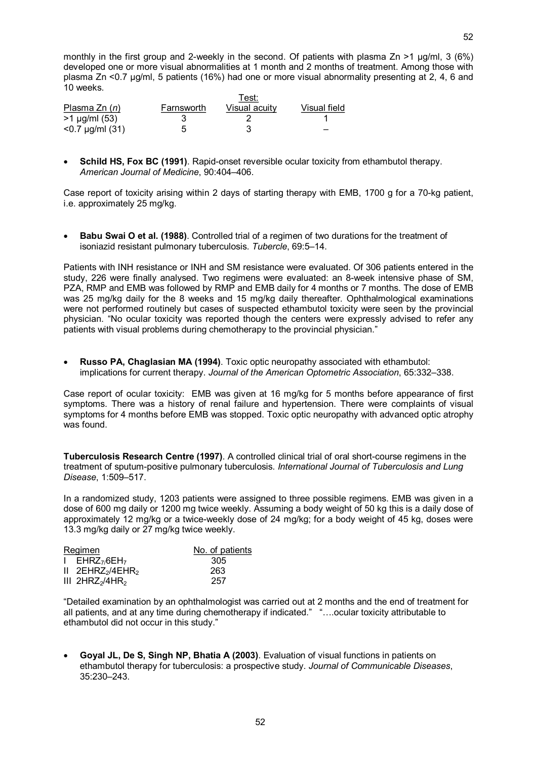monthly in the first group and 2-weekly in the second. Of patients with plasma Zn >1 µg/ml, 3 (6%) developed one or more visual abnormalities at 1 month and 2 months of treatment. Among those with plasma Zn <0.7 µg/ml, 5 patients (16%) had one or more visual abnormality presenting at 2, 4, 6 and 10 weeks.

| | | Test: | |
|---|---|---|---|
| Plasma Zn (*n*) | Farnsworth | Visual acuity | Visual field |
| >1 µg/ml (53) | 3 | 2 | 1 |
| <0.7 µg/ml (31) | 5 | 3 | – |

- **Schild HS, Fox BC (1991)**. Rapid-onset reversible ocular toxicity from ethambutol therapy. *American Journal of Medicine*, 90:404–406.

Case report of toxicity arising within 2 days of starting therapy with EMB, 1700 g for a 70-kg patient, i.e. approximately 25 mg/kg.

- **Babu Swai O et al. (1988)**. Controlled trial of a regimen of two durations for the treatment of isoniazid resistant pulmonary tuberculosis. *Tubercle*, 69:5–14.

Patients with INH resistance or INH and SM resistance were evaluated. Of 306 patients entered in the study, 226 were finally analysed. Two regimens were evaluated: an 8-week intensive phase of SM, PZA, RMP and EMB was followed by RMP and EMB daily for 4 months or 7 months. The dose of EMB was 25 mg/kg daily for the 8 weeks and 15 mg/kg daily thereafter. Ophthalmological examinations were not performed routinely but cases of suspected ethambutol toxicity were seen by the provincial physician. "No ocular toxicity was reported though the centers were expressly advised to refer any patients with visual problems during chemotherapy to the provincial physician."

- **Russo PA, Chaglasian MA (1994)**. Toxic optic neuropathy associated with ethambutol: implications for current therapy. *Journal of the American Optometric Association*, 65:332–338.

Case report of ocular toxicity: EMB was given at 16 mg/kg for 5 months before appearance of first symptoms. There was a history of renal failure and hypertension. There were complaints of visual symptoms for 4 months before EMB was stopped. Toxic optic neuropathy with advanced optic atrophy was found.

**Tuberculosis Research Centre (1997)**. A controlled clinical trial of oral short-course regimens in the treatment of sputum-positive pulmonary tuberculosis. *International Journal of Tuberculosis and Lung Disease*, 1:509–517.

In a randomized study, 1203 patients were assigned to three possible regimens. EMB was given in a dose of 600 mg daily or 1200 mg twice weekly. Assuming a body weight of 50 kg this is a daily dose of approximately 12 mg/kg or a twice-weekly dose of 24 mg/kg; for a body weight of 45 kg, doses were 13.3 mg/kg daily or 27 mg/kg twice weekly.

| Regimen | No. of patients |
|---|---|
| I $EHRZ_7/6EH_7$ | 305 |
| II $2EHRZ_2/4EHR_2$ | 263 |
| III $2HRZ_2/4HR_2$ | 257 |

"Detailed examination by an ophthalmologist was carried out at 2 months and the end of treatment for all patients, and at any time during chemotherapy if indicated." "….ocular toxicity attributable to ethambutol did not occur in this study."

- **Goyal JL, De S, Singh NP, Bhatia A (2003)**. Evaluation of visual functions in patients on ethambutol therapy for tuberculosis: a prospective study. *Journal of Communicable Diseases*, 35:230–243.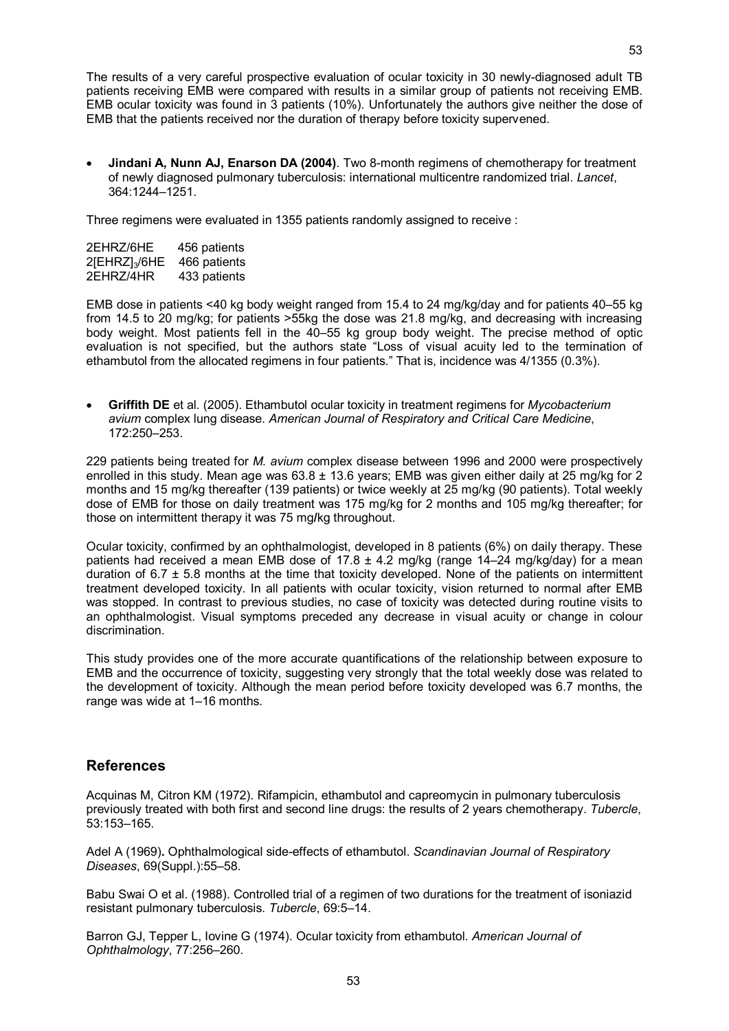The results of a very careful prospective evaluation of ocular toxicity in 30 newly-diagnosed adult TB patients receiving EMB were compared with results in a similar group of patients not receiving EMB. EMB ocular toxicity was found in 3 patients (10%). Unfortunately the authors give neither the dose of EMB that the patients received nor the duration of therapy before toxicity supervened.

- **Jindani A, Nunn AJ, Enarson DA (2004)**. Two 8-month regimens of chemotherapy for treatment of newly diagnosed pulmonary tuberculosis: international multicentre randomized trial. *Lancet*, 364:1244–1251.

Three regimens were evaluated in 1355 patients randomly assigned to receive :

| | |
|---|---|
| 2EHRZ/6HE | 456 patients |
| 2[EHRZ]$_3$/6HE | 466 patients |
| 2EHRZ/4HR | 433 patients |

EMB dose in patients <40 kg body weight ranged from 15.4 to 24 mg/kg/day and for patients 40–55 kg from 14.5 to 20 mg/kg; for patients >55kg the dose was 21.8 mg/kg, and decreasing with increasing body weight. Most patients fell in the 40–55 kg group body weight. The precise method of optic evaluation is not specified, but the authors state "Loss of visual acuity led to the termination of ethambutol from the allocated regimens in four patients." That is, incidence was 4/1355 (0.3%).

- **Griffith DE** et al. (2005). Ethambutol ocular toxicity in treatment regimens for *Mycobacterium avium* complex lung disease. *American Journal of Respiratory and Critical Care Medicine*, 172:250–253.

229 patients being treated for *M. avium* complex disease between 1996 and 2000 were prospectively enrolled in this study. Mean age was 63.8 ± 13.6 years; EMB was given either daily at 25 mg/kg for 2 months and 15 mg/kg thereafter (139 patients) or twice weekly at 25 mg/kg (90 patients). Total weekly dose of EMB for those on daily treatment was 175 mg/kg for 2 months and 105 mg/kg thereafter; for those on intermittent therapy it was 75 mg/kg throughout.

Ocular toxicity, confirmed by an ophthalmologist, developed in 8 patients (6%) on daily therapy. These patients had received a mean EMB dose of 17.8 ± 4.2 mg/kg (range 14–24 mg/kg/day) for a mean duration of 6.7 ± 5.8 months at the time that toxicity developed. None of the patients on intermittent treatment developed toxicity. In all patients with ocular toxicity, vision returned to normal after EMB was stopped. In contrast to previous studies, no case of toxicity was detected during routine visits to an ophthalmologist. Visual symptoms preceded any decrease in visual acuity or change in colour discrimination.

This study provides one of the more accurate quantifications of the relationship between exposure to EMB and the occurrence of toxicity, suggesting very strongly that the total weekly dose was related to the development of toxicity. Although the mean period before toxicity developed was 6.7 months, the range was wide at 1–16 months.

## References

Acquinas M, Citron KM (1972). Rifampicin, ethambutol and capreomycin in pulmonary tuberculosis previously treated with both first and second line drugs: the results of 2 years chemotherapy. *Tubercle*, 53:153–165.

Adel A (1969). Ophthalmological side-effects of ethambutol. *Scandinavian Journal of Respiratory Diseases*, 69(Suppl.):55–58.

Babu Swai O et al. (1988). Controlled trial of a regimen of two durations for the treatment of isoniazid resistant pulmonary tuberculosis. *Tubercle*, 69:5–14.

Barron GJ, Tepper L, Iovine G (1974). Ocular toxicity from ethambutol. *American Journal of Ophthalmology*, 77:256–260.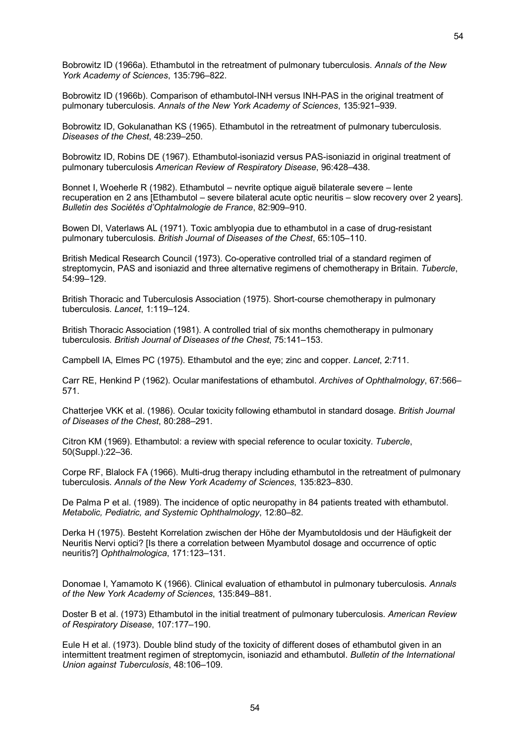Bobrowitz ID (1966a). Ethambutol in the retreatment of pulmonary tuberculosis. *Annals of the New York Academy of Sciences*, 135:796–822.

Bobrowitz ID (1966b). Comparison of ethambutol-INH versus INH-PAS in the original treatment of pulmonary tuberculosis. *Annals of the New York Academy of Sciences*, 135:921–939.

Bobrowitz ID, Gokulanathan KS (1965). Ethambutol in the retreatment of pulmonary tuberculosis. *Diseases of the Chest*, 48:239–250.

Bobrowitz ID, Robins DE (1967). Ethambutol-isoniazid versus PAS-isoniazid in original treatment of pulmonary tuberculosis *American Review of Respiratory Disease*, 96:428–438.

Bonnet I, Woeherle R (1982). Ethambutol – nevrite optique aiguë bilaterale severe – lente recuperation en 2 ans [Ethambutol – severe bilateral acute optic neuritis – slow recovery over 2 years]. *Bulletin des Sociétés d'Ophtalmologie de France*, 82:909–910.

Bowen DI, Vaterlaws AL (1971). Toxic amblyopia due to ethambutol in a case of drug-resistant pulmonary tuberculosis. *British Journal of Diseases of the Chest*, 65:105–110.

British Medical Research Council (1973). Co-operative controlled trial of a standard regimen of streptomycin, PAS and isoniazid and three alternative regimens of chemotherapy in Britain. *Tubercle*, 54:99–129.

British Thoracic and Tuberculosis Association (1975). Short-course chemotherapy in pulmonary tuberculosis. *Lancet*, 1:119–124.

British Thoracic Association (1981). A controlled trial of six months chemotherapy in pulmonary tuberculosis. *British Journal of Diseases of the Chest*, 75:141–153.

Campbell IA, Elmes PC (1975). Ethambutol and the eye; zinc and copper. *Lancet*, 2:711.

Carr RE, Henkind P (1962). Ocular manifestations of ethambutol. *Archives of Ophthalmology*, 67:566–571.

Chatterjee VKK et al. (1986). Ocular toxicity following ethambutol in standard dosage. *British Journal of Diseases of the Chest*, 80:288–291.

Citron KM (1969). Ethambutol: a review with special reference to ocular toxicity. *Tubercle*, 50(Suppl.):22–36.

Corpe RF, Blalock FA (1966). Multi-drug therapy including ethambutol in the retreatment of pulmonary tuberculosis. *Annals of the New York Academy of Sciences*, 135:823–830.

De Palma P et al. (1989). The incidence of optic neuropathy in 84 patients treated with ethambutol. *Metabolic, Pediatric, and Systemic Ophthalmology*, 12:80–82.

Derka H (1975). Besteht Korrelation zwischen der Höhe der Myambutoldosis und der Häufigkeit der Neuritis Nervi optici? [Is there a correlation between Myambutol dosage and occurrence of optic neuritis?] *Ophthalmologica*, 171:123–131.

Donomae I, Yamamoto K (1966). Clinical evaluation of ethambutol in pulmonary tuberculosis. *Annals of the New York Academy of Sciences*, 135:849–881.

Doster B et al. (1973) Ethambutol in the initial treatment of pulmonary tuberculosis. *American Review of Respiratory Disease*, 107:177–190.

Eule H et al. (1973). Double blind study of the toxicity of different doses of ethambutol given in an intermittent treatment regimen of streptomycin, isoniazid and ethambutol. *Bulletin of the International Union against Tuberculosis*, 48:106–109.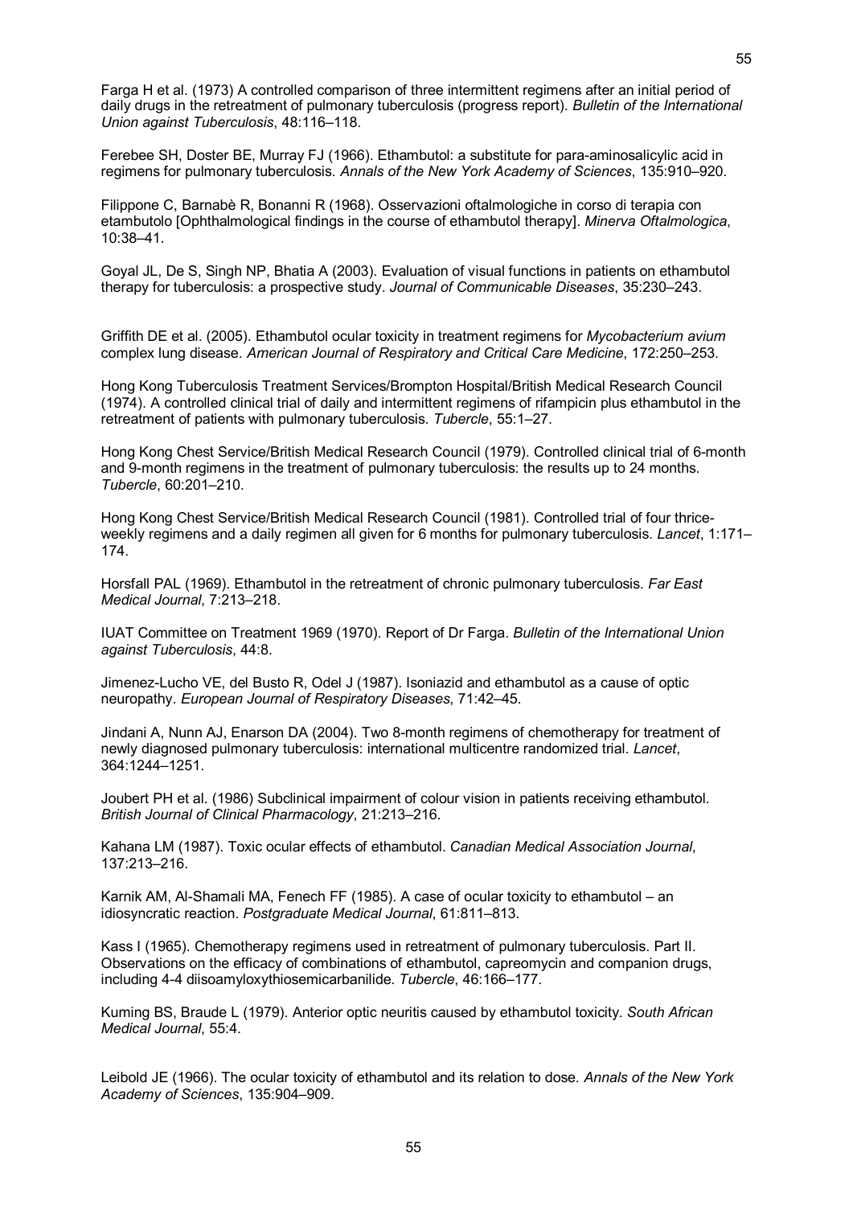Farga H et al. (1973) A controlled comparison of three intermittent regimens after an initial period of daily drugs in the retreatment of pulmonary tuberculosis (progress report). *Bulletin of the International Union against Tuberculosis*, 48:116–118.

Ferebee SH, Doster BE, Murray FJ (1966). Ethambutol: a substitute for para-aminosalicylic acid in regimens for pulmonary tuberculosis. *Annals of the New York Academy of Sciences*, 135:910–920.

Filippone C, Barnabè R, Bonanni R (1968). Osservazioni oftalmologiche in corso di terapia con etambutolo [Ophthalmological findings in the course of ethambutol therapy]. *Minerva Oftalmologica*, 10:38–41.

Goyal JL, De S, Singh NP, Bhatia A (2003). Evaluation of visual functions in patients on ethambutol therapy for tuberculosis: a prospective study. *Journal of Communicable Diseases*, 35:230–243.

Griffith DE et al. (2005). Ethambutol ocular toxicity in treatment regimens for *Mycobacterium avium* complex lung disease. *American Journal of Respiratory and Critical Care Medicine*, 172:250–253.

Hong Kong Tuberculosis Treatment Services/Brompton Hospital/British Medical Research Council (1974). A controlled clinical trial of daily and intermittent regimens of rifampicin plus ethambutol in the retreatment of patients with pulmonary tuberculosis. *Tubercle*, 55:1–27.

Hong Kong Chest Service/British Medical Research Council (1979). Controlled clinical trial of 6-month and 9-month regimens in the treatment of pulmonary tuberculosis: the results up to 24 months. *Tubercle*, 60:201–210.

Hong Kong Chest Service/British Medical Research Council (1981). Controlled trial of four thrice-weekly regimens and a daily regimen all given for 6 months for pulmonary tuberculosis. *Lancet*, 1:171–174.

Horsfall PAL (1969). Ethambutol in the retreatment of chronic pulmonary tuberculosis. *Far East Medical Journal*, 7:213–218.

IUAT Committee on Treatment 1969 (1970). Report of Dr Farga. *Bulletin of the International Union against Tuberculosis*, 44:8.

Jimenez-Lucho VE, del Busto R, Odel J (1987). Isoniazid and ethambutol as a cause of optic neuropathy. *European Journal of Respiratory Diseases*, 71:42–45.

Jindani A, Nunn AJ, Enarson DA (2004). Two 8-month regimens of chemotherapy for treatment of newly diagnosed pulmonary tuberculosis: international multicentre randomized trial. *Lancet*, 364:1244–1251.

Joubert PH et al. (1986) Subclinical impairment of colour vision in patients receiving ethambutol. *British Journal of Clinical Pharmacology*, 21:213–216.

Kahana LM (1987). Toxic ocular effects of ethambutol. *Canadian Medical Association Journal*, 137:213–216.

Karnik AM, Al-Shamali MA, Fenech FF (1985). A case of ocular toxicity to ethambutol – an idiosyncratic reaction. *Postgraduate Medical Journal*, 61:811–813.

Kass I (1965). Chemotherapy regimens used in retreatment of pulmonary tuberculosis. Part II. Observations on the efficacy of combinations of ethambutol, capreomycin and companion drugs, including 4-4 diisoamyloxythiosemicarbanilide. *Tubercle*, 46:166–177.

Kuming BS, Braude L (1979). Anterior optic neuritis caused by ethambutol toxicity. *South African Medical Journal*, 55:4.

Leibold JE (1966). The ocular toxicity of ethambutol and its relation to dose. *Annals of the New York Academy of Sciences*, 135:904–909.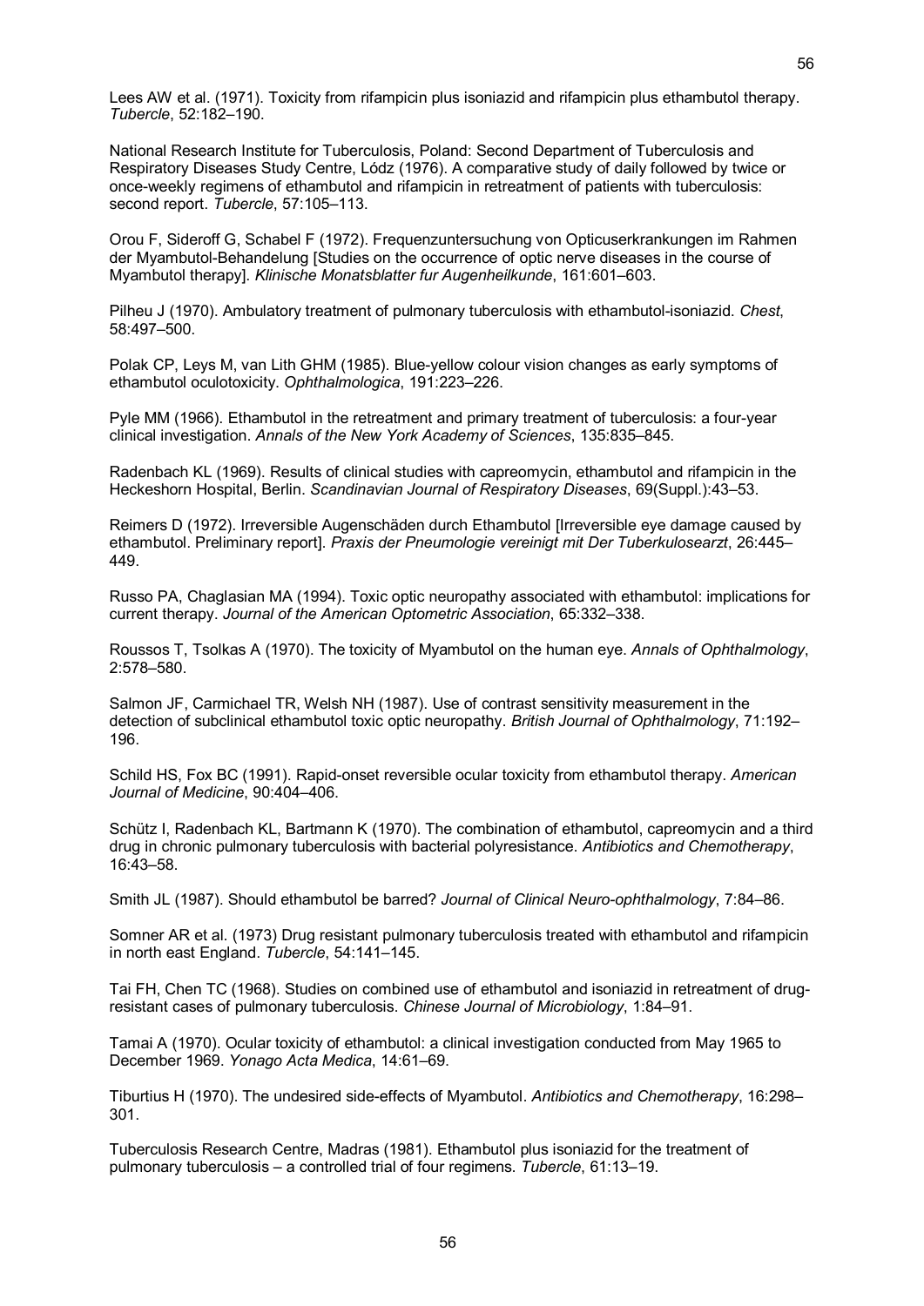Lees AW et al. (1971). Toxicity from rifampicin plus isoniazid and rifampicin plus ethambutol therapy. *Tubercle*, 52:182–190.

National Research Institute for Tuberculosis, Poland: Second Department of Tuberculosis and Respiratory Diseases Study Centre, Lódz (1976). A comparative study of daily followed by twice or once-weekly regimens of ethambutol and rifampicin in retreatment of patients with tuberculosis: second report. *Tubercle*, 57:105–113.

Orou F, Sideroff G, Schabel F (1972). Frequenzuntersuchung von Opticuserkrankungen im Rahmen der Myambutol-Behandelung [Studies on the occurrence of optic nerve diseases in the course of Myambutol therapy]. *Klinische Monatsblatter fur Augenheilkunde*, 161:601–603.

Pilheu J (1970). Ambulatory treatment of pulmonary tuberculosis with ethambutol-isoniazid. *Chest*, 58:497–500.

Polak CP, Leys M, van Lith GHM (1985). Blue-yellow colour vision changes as early symptoms of ethambutol oculotoxicity. *Ophthalmologica*, 191:223–226.

Pyle MM (1966). Ethambutol in the retreatment and primary treatment of tuberculosis: a four-year clinical investigation. *Annals of the New York Academy of Sciences*, 135:835–845.

Radenbach KL (1969). Results of clinical studies with capreomycin, ethambutol and rifampicin in the Heckeshorn Hospital, Berlin. *Scandinavian Journal of Respiratory Diseases*, 69(Suppl.):43–53.

Reimers D (1972). Irreversible Augenschäden durch Ethambutol [Irreversible eye damage caused by ethambutol. Preliminary report]. *Praxis der Pneumologie vereinigt mit Der Tuberkulosearzt*, 26:445–449.

Russo PA, Chaglasian MA (1994). Toxic optic neuropathy associated with ethambutol: implications for current therapy. *Journal of the American Optometric Association*, 65:332–338.

Roussos T, Tsolkas A (1970). The toxicity of Myambutol on the human eye. *Annals of Ophthalmology*, 2:578–580.

Salmon JF, Carmichael TR, Welsh NH (1987). Use of contrast sensitivity measurement in the detection of subclinical ethambutol toxic optic neuropathy. *British Journal of Ophthalmology*, 71:192–196.

Schild HS, Fox BC (1991). Rapid-onset reversible ocular toxicity from ethambutol therapy. *American Journal of Medicine*, 90:404–406.

Schütz I, Radenbach KL, Bartmann K (1970). The combination of ethambutol, capreomycin and a third drug in chronic pulmonary tuberculosis with bacterial polyresistance. *Antibiotics and Chemotherapy*, 16:43–58.

Smith JL (1987). Should ethambutol be barred? *Journal of Clinical Neuro-ophthalmology*, 7:84–86.

Somner AR et al. (1973) Drug resistant pulmonary tuberculosis treated with ethambutol and rifampicin in north east England. *Tubercle*, 54:141–145.

Tai FH, Chen TC (1968). Studies on combined use of ethambutol and isoniazid in retreatment of drug-resistant cases of pulmonary tuberculosis. *Chinese Journal of Microbiology*, 1:84–91.

Tamai A (1970). Ocular toxicity of ethambutol: a clinical investigation conducted from May 1965 to December 1969. *Yonago Acta Medica*, 14:61–69.

Tiburtius H (1970). The undesired side-effects of Myambutol. *Antibiotics and Chemotherapy*, 16:298–301.

Tuberculosis Research Centre, Madras (1981). Ethambutol plus isoniazid for the treatment of pulmonary tuberculosis – a controlled trial of four regimens. *Tubercle*, 61:13–19.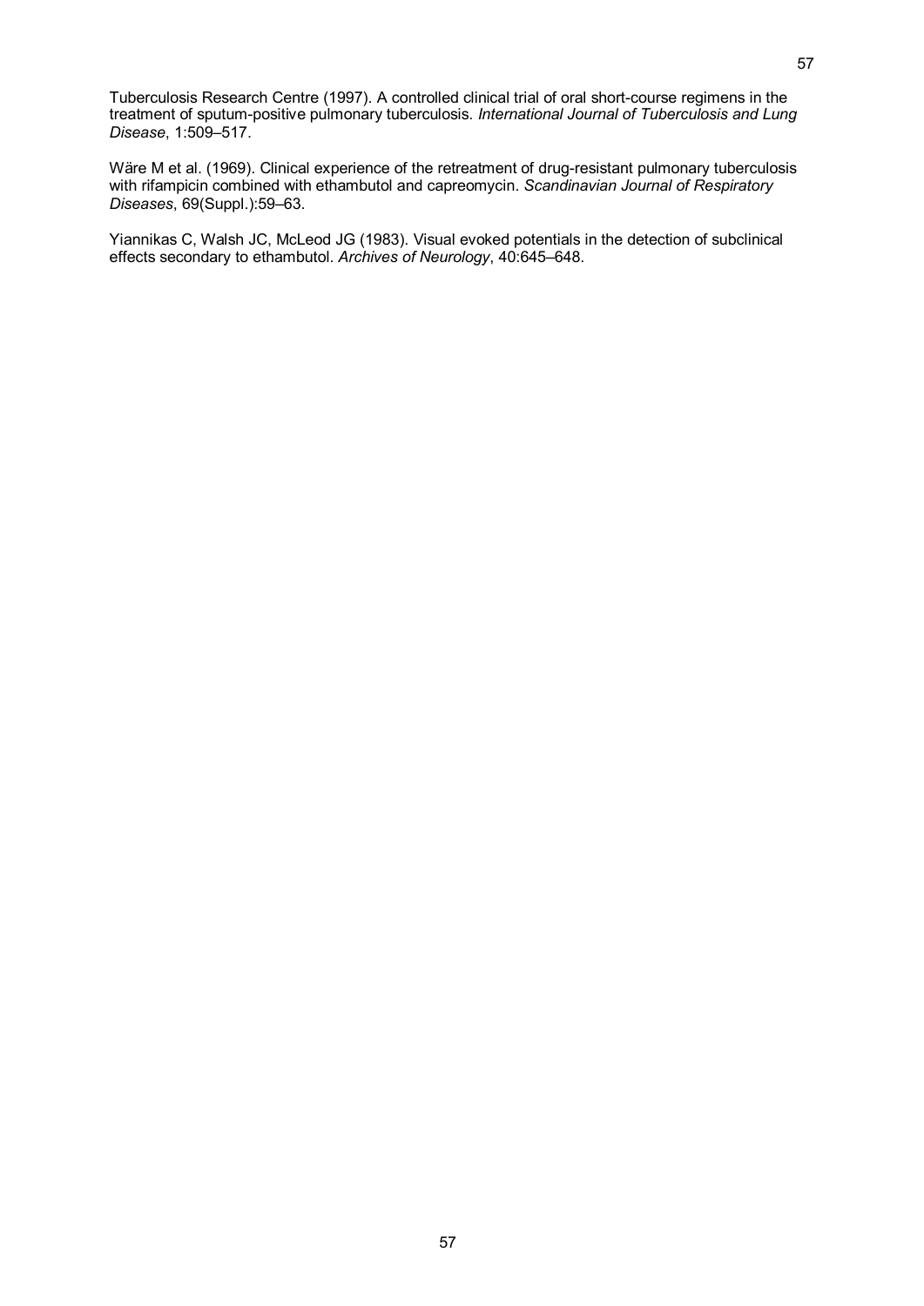Tuberculosis Research Centre (1997). A controlled clinical trial of oral short-course regimens in the treatment of sputum-positive pulmonary tuberculosis. *International Journal of Tuberculosis and Lung Disease*, 1:509–517.

Wäre M et al. (1969). Clinical experience of the retreatment of drug-resistant pulmonary tuberculosis with rifampicin combined with ethambutol and capreomycin. *Scandinavian Journal of Respiratory Diseases*, 69(Suppl.):59–63.

Yiannikas C, Walsh JC, McLeod JG (1983). Visual evoked potentials in the detection of subclinical effects secondary to ethambutol. *Archives of Neurology*, 40:645–648.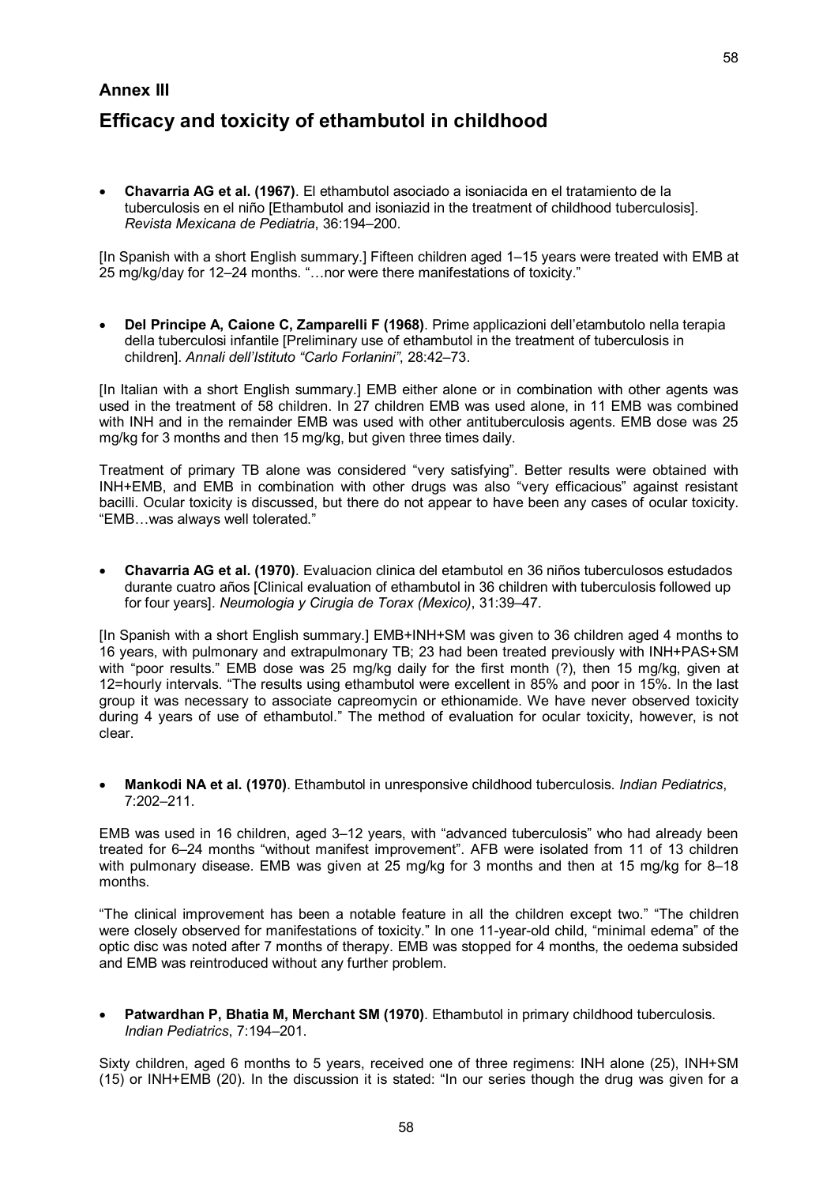## Annex III

# Efficacy and toxicity of ethambutol in childhood

- **Chavarria AG et al. (1967)**. El ethambutol asociado a isoniacida en el tratamiento de la tuberculosis en el niño [Ethambutol and isoniazid in the treatment of childhood tuberculosis]. *Revista Mexicana de Pediatria*, 36:194–200.

[In Spanish with a short English summary.] Fifteen children aged 1–15 years were treated with EMB at 25 mg/kg/day for 12–24 months. "…nor were there manifestations of toxicity."

- **Del Principe A, Caione C, Zamparelli F (1968)**. Prime applicazioni dell'etambutolo nella terapia della tuberculosi infantile [Preliminary use of ethambutol in the treatment of tuberculosis in children]. *Annali dell'Istituto "Carlo Forlanini"*, 28:42–73.

[In Italian with a short English summary.] EMB either alone or in combination with other agents was used in the treatment of 58 children. In 27 children EMB was used alone, in 11 EMB was combined with INH and in the remainder EMB was used with other antituberculosis agents. EMB dose was 25 mg/kg for 3 months and then 15 mg/kg, but given three times daily.

Treatment of primary TB alone was considered "very satisfying". Better results were obtained with INH+EMB, and EMB in combination with other drugs was also "very efficacious" against resistant bacilli. Ocular toxicity is discussed, but there do not appear to have been any cases of ocular toxicity. "EMB…was always well tolerated."

- **Chavarria AG et al. (1970)**. Evaluacion clinica del etambutol en 36 niños tuberculosos estudados durante cuatro años [Clinical evaluation of ethambutol in 36 children with tuberculosis followed up for four years]. *Neumologia y Cirugia de Torax (Mexico)*, 31:39–47.

[In Spanish with a short English summary.] EMB+INH+SM was given to 36 children aged 4 months to 16 years, with pulmonary and extrapulmonary TB; 23 had been treated previously with INH+PAS+SM with "poor results." EMB dose was 25 mg/kg daily for the first month (?), then 15 mg/kg, given at 12=hourly intervals. "The results using ethambutol were excellent in 85% and poor in 15%. In the last group it was necessary to associate capreomycin or ethionamide. We have never observed toxicity during 4 years of use of ethambutol." The method of evaluation for ocular toxicity, however, is not clear.

- **Mankodi NA et al. (1970)**. Ethambutol in unresponsive childhood tuberculosis. *Indian Pediatrics*, 7:202–211.

EMB was used in 16 children, aged 3–12 years, with "advanced tuberculosis" who had already been treated for 6–24 months "without manifest improvement". AFB were isolated from 11 of 13 children with pulmonary disease. EMB was given at 25 mg/kg for 3 months and then at 15 mg/kg for 8–18 months.

"The clinical improvement has been a notable feature in all the children except two." "The children were closely observed for manifestations of toxicity." In one 11-year-old child, "minimal edema" of the optic disc was noted after 7 months of therapy. EMB was stopped for 4 months, the oedema subsided and EMB was reintroduced without any further problem.

- **Patwardhan P, Bhatia M, Merchant SM (1970)**. Ethambutol in primary childhood tuberculosis. *Indian Pediatrics*, 7:194–201.

Sixty children, aged 6 months to 5 years, received one of three regimens: INH alone (25), INH+SM (15) or INH+EMB (20). In the discussion it is stated: "In our series though the drug was given for a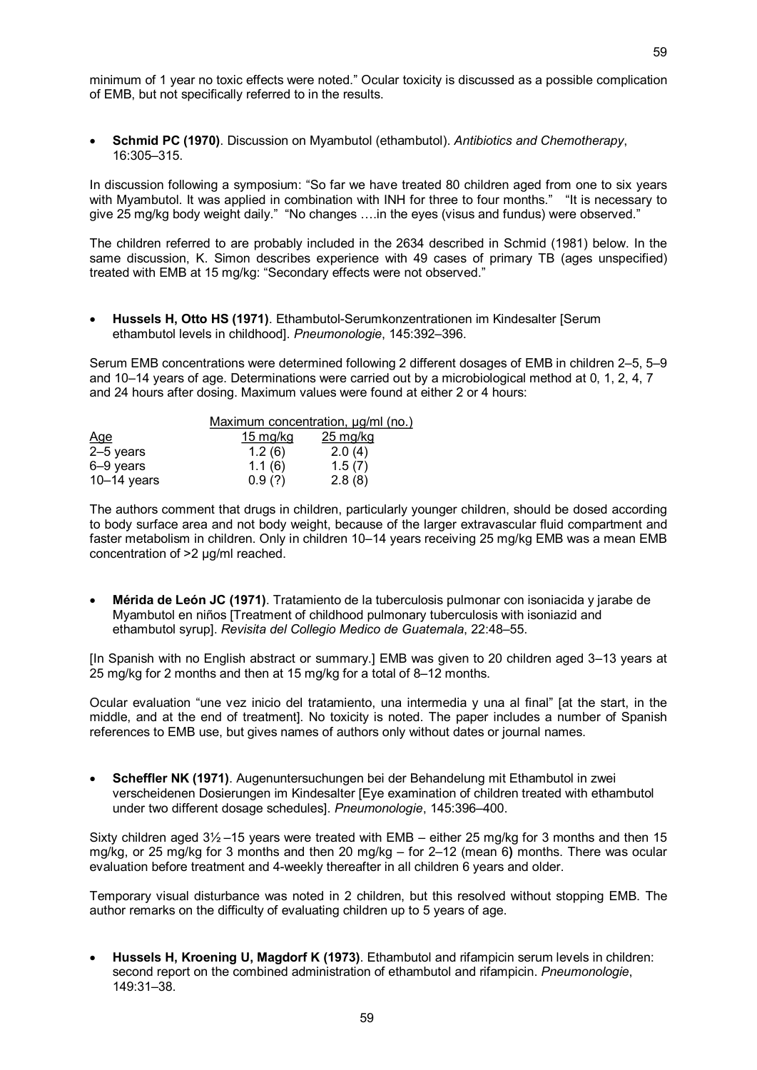minimum of 1 year no toxic effects were noted." Ocular toxicity is discussed as a possible complication of EMB, but not specifically referred to in the results.

- **Schmid PC (1970)**. Discussion on Myambutol (ethambutol). *Antibiotics and Chemotherapy*, 16:305–315.

In discussion following a symposium: "So far we have treated 80 children aged from one to six years with Myambutol. It was applied in combination with INH for three to four months." "It is necessary to give 25 mg/kg body weight daily." "No changes ….in the eyes (visus and fundus) were observed."

The children referred to are probably included in the 2634 described in Schmid (1981) below. In the same discussion, K. Simon describes experience with 49 cases of primary TB (ages unspecified) treated with EMB at 15 mg/kg: "Secondary effects were not observed."

- **Hussels H, Otto HS (1971)**. Ethambutol-Serumkonzentrationen im Kindesalter [Serum ethambutol levels in childhood]. *Pneumonologie*, 145:392–396.

Serum EMB concentrations were determined following 2 different dosages of EMB in children 2–5, 5–9 and 10–14 years of age. Determinations were carried out by a microbiological method at 0, 1, 2, 4, 7 and 24 hours after dosing. Maximum values were found at either 2 or 4 hours:

| | Maximum concentration, µg/ml (no.) | |
|---|---|---|
| Age | 15 mg/kg | 25 mg/kg |
| 2–5 years | 1.2 (6) | 2.0 (4) |
| 6–9 years | 1.1 (6) | 1.5 (7) |
| 10–14 years | 0.9 (?) | 2.8 (8) |

The authors comment that drugs in children, particularly younger children, should be dosed according to body surface area and not body weight, because of the larger extravascular fluid compartment and faster metabolism in children. Only in children 10–14 years receiving 25 mg/kg EMB was a mean EMB concentration of >2 µg/ml reached.

- **Mérida de León JC (1971)**. Tratamiento de la tuberculosis pulmonar con isoniacida y jarabe de Myambutol en niños [Treatment of childhood pulmonary tuberculosis with isoniazid and ethambutol syrup]. *Revisita del Collegio Medico de Guatemala*, 22:48–55.

[In Spanish with no English abstract or summary.] EMB was given to 20 children aged 3–13 years at 25 mg/kg for 2 months and then at 15 mg/kg for a total of 8–12 months.

Ocular evaluation "une vez inicio del tratamiento, una intermedia y una al final" [at the start, in the middle, and at the end of treatment]. No toxicity is noted. The paper includes a number of Spanish references to EMB use, but gives names of authors only without dates or journal names.

- **Scheffler NK (1971)**. Augenuntersuchungen bei der Behandelung mit Ethambutol in zwei verscheidenen Dosierungen im Kindesalter [Eye examination of children treated with ethambutol under two different dosage schedules]. *Pneumonologie*, 145:396–400.

Sixty children aged 3½ –15 years were treated with EMB – either 25 mg/kg for 3 months and then 15 mg/kg, or 25 mg/kg for 3 months and then 20 mg/kg – for 2–12 (mean 6**)** months. There was ocular evaluation before treatment and 4-weekly thereafter in all children 6 years and older.

Temporary visual disturbance was noted in 2 children, but this resolved without stopping EMB. The author remarks on the difficulty of evaluating children up to 5 years of age.

- **Hussels H, Kroening U, Magdorf K (1973)**. Ethambutol and rifampicin serum levels in children: second report on the combined administration of ethambutol and rifampicin. *Pneumonologie*, 149:31–38.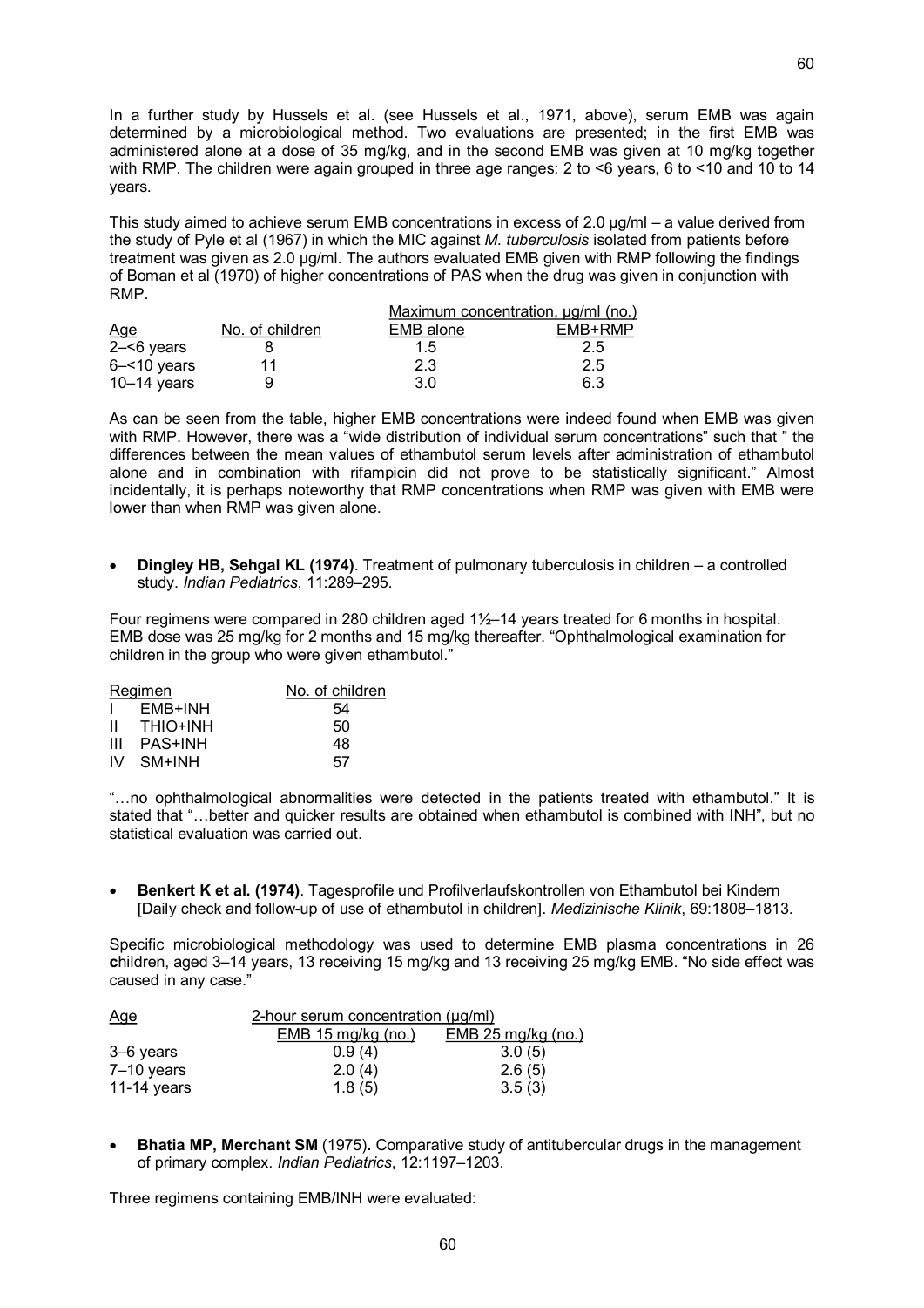In a further study by Hussels et al. (see Hussels et al., 1971, above), serum EMB was again determined by a microbiological method. Two evaluations are presented; in the first EMB was administered alone at a dose of 35 mg/kg, and in the second EMB was given at 10 mg/kg together with RMP. The children were again grouped in three age ranges: 2 to <6 years, 6 to <10 and 10 to 14 years.

This study aimed to achieve serum EMB concentrations in excess of 2.0 µg/ml – a value derived from the study of Pyle et al (1967) in which the MIC against *M. tuberculosis* isolated from patients before treatment was given as 2.0 µg/ml. The authors evaluated EMB given with RMP following the findings of Boman et al (1970) of higher concentrations of PAS when the drug was given in conjunction with RMP.

| | | Maximum concentration, µg/ml (no.) | |
|---|---|---|---|
| Age | No. of children | EMB alone | EMB+RMP |
| 2–<6 years | 8 | 1.5 | 2.5 |
| 6–<10 years | 11 | 2.3 | 2.5 |
| 10–14 years | 9 | 3.0 | 6.3 |

As can be seen from the table, higher EMB concentrations were indeed found when EMB was given with RMP. However, there was a "wide distribution of individual serum concentrations" such that " the differences between the mean values of ethambutol serum levels after administration of ethambutol alone and in combination with rifampicin did not prove to be statistically significant." Almost incidentally, it is perhaps noteworthy that RMP concentrations when RMP was given with EMB were lower than when RMP was given alone.

- **Dingley HB, Sehgal KL (1974)**. Treatment of pulmonary tuberculosis in children – a controlled study. *Indian Pediatrics*, 11:289–295.

Four regimens were compared in 280 children aged 1½–14 years treated for 6 months in hospital. EMB dose was 25 mg/kg for 2 months and 15 mg/kg thereafter. "Ophthalmological examination for children in the group who were given ethambutol."

| Regimen | No. of children |
|---|---|
| I EMB+INH | 54 |
| II THIO+INH | 50 |
| III PAS+INH | 48 |
| IV SM+INH | 57 |

"…no ophthalmological abnormalities were detected in the patients treated with ethambutol." It is stated that "…better and quicker results are obtained when ethambutol is combined with INH", but no statistical evaluation was carried out.

- **Benkert K et al. (1974)**. Tagesprofile und Profilverlaufskontrollen von Ethambutol bei Kindern [Daily check and follow-up of use of ethambutol in children]. *Medizinische Klinik*, 69:1808–1813.

Specific microbiological methodology was used to determine EMB plasma concentrations in 26 children, aged 3–14 years, 13 receiving 15 mg/kg and 13 receiving 25 mg/kg EMB. "No side effect was caused in any case."

| Age | 2-hour serum concentration (µg/ml) | |
|---|---|---|
| | EMB 15 mg/kg (no.) | EMB 25 mg/kg (no.) |
| 3–6 years | 0.9 (4) | 3.0 (5) |
| 7–10 years | 2.0 (4) | 2.6 (5) |
| 11-14 years | 1.8 (5) | 3.5 (3) |

- **Bhatia MP, Merchant SM** (1975)**.** Comparative study of antitubercular drugs in the management of primary complex. *Indian Pediatrics*, 12:1197–1203.

Three regimens containing EMB/INH were evaluated: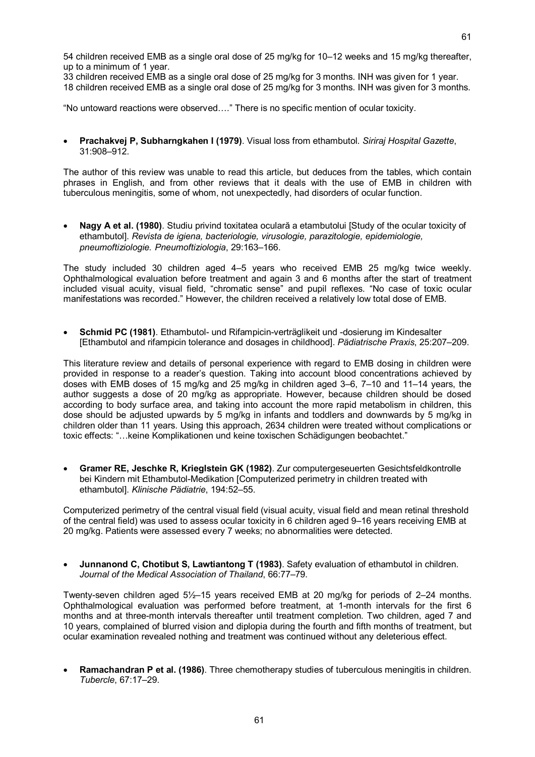54 children received EMB as a single oral dose of 25 mg/kg for 10–12 weeks and 15 mg/kg thereafter, up to a minimum of 1 year.
33 children received EMB as a single oral dose of 25 mg/kg for 3 months. INH was given for 1 year.
18 children received EMB as a single oral dose of 25 mg/kg for 3 months. INH was given for 3 months.

"No untoward reactions were observed…." There is no specific mention of ocular toxicity.

- **Prachakvej P, Subharngkahen I (1979)**. Visual loss from ethambutol. *Siriraj Hospital Gazette*, 31:908–912.

The author of this review was unable to read this article, but deduces from the tables, which contain phrases in English, and from other reviews that it deals with the use of EMB in children with tuberculous meningitis, some of whom, not unexpectedly, had disorders of ocular function.

- **Nagy A et al. (1980)**. Studiu privind toxitatea oculară a etambutolui [Study of the ocular toxicity of ethambutol]. *Revista de igiena, bacteriologie, virusologie, parazitologie, epidemiologie, pneumoftiziologie. Pneumoftiziologia*, 29:163–166.

The study included 30 children aged 4–5 years who received EMB 25 mg/kg twice weekly. Ophthalmological evaluation before treatment and again 3 and 6 months after the start of treatment included visual acuity, visual field, "chromatic sense" and pupil reflexes. "No case of toxic ocular manifestations was recorded." However, the children received a relatively low total dose of EMB.

- **Schmid PC (1981)**. Ethambutol- und Rifampicin-verträglikeit und -dosierung im Kindesalter [Ethambutol and rifampicin tolerance and dosages in childhood]. *Pädiatrische Praxis*, 25:207–209.

This literature review and details of personal experience with regard to EMB dosing in children were provided in response to a reader's question. Taking into account blood concentrations achieved by doses with EMB doses of 15 mg/kg and 25 mg/kg in children aged 3–6, 7–10 and 11–14 years, the author suggests a dose of 20 mg/kg as appropriate. However, because children should be dosed according to body surface area, and taking into account the more rapid metabolism in children, this dose should be adjusted upwards by 5 mg/kg in infants and toddlers and downwards by 5 mg/kg in children older than 11 years. Using this approach, 2634 children were treated without complications or toxic effects: "…keine Komplikationen und keine toxischen Schädigungen beobachtet."

- **Gramer RE, Jeschke R, Krieglstein GK (1982)**. Zur computergeseuerten Gesichtsfeldkontrolle bei Kindern mit Ethambutol-Medikation [Computerized perimetry in children treated with ethambutol]. *Klinische Pädiatrie*, 194:52–55.

Computerized perimetry of the central visual field (visual acuity, visual field and mean retinal threshold of the central field) was used to assess ocular toxicity in 6 children aged 9–16 years receiving EMB at 20 mg/kg. Patients were assessed every 7 weeks; no abnormalities were detected.

- **Junnanond C, Chotibut S, Lawtiantong T (1983)**. Safety evaluation of ethambutol in children. *Journal of the Medical Association of Thailand*, 66:77–79.

Twenty-seven children aged 5½–15 years received EMB at 20 mg/kg for periods of 2–24 months. Ophthalmological evaluation was performed before treatment, at 1-month intervals for the first 6 months and at three-month intervals thereafter until treatment completion. Two children, aged 7 and 10 years, complained of blurred vision and diplopia during the fourth and fifth months of treatment, but ocular examination revealed nothing and treatment was continued without any deleterious effect.

- **Ramachandran P et al. (1986)**. Three chemotherapy studies of tuberculous meningitis in children. *Tubercle*, 67:17–29.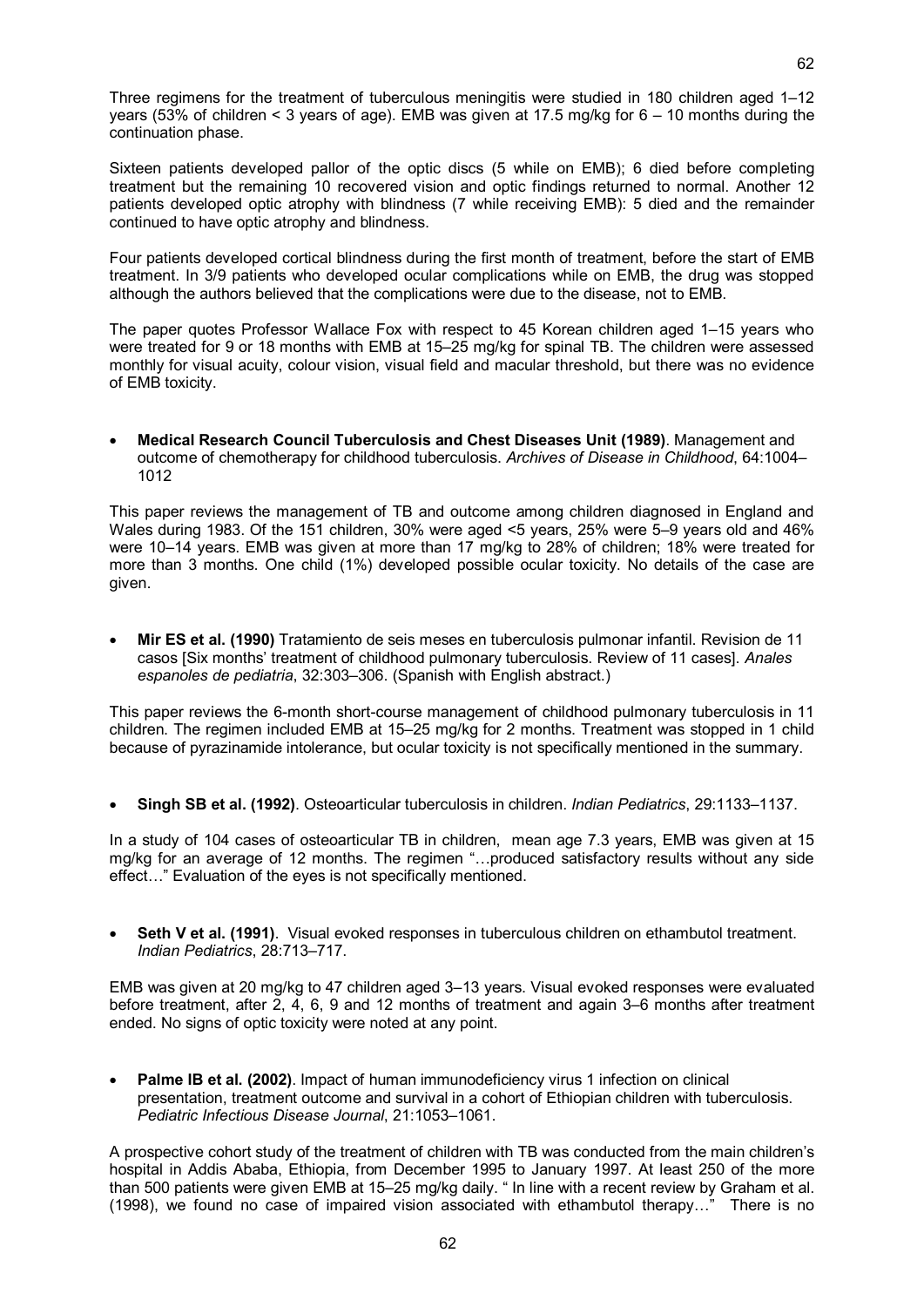Three regimens for the treatment of tuberculous meningitis were studied in 180 children aged 1–12 years (53% of children < 3 years of age). EMB was given at 17.5 mg/kg for 6 – 10 months during the continuation phase.

Sixteen patients developed pallor of the optic discs (5 while on EMB); 6 died before completing treatment but the remaining 10 recovered vision and optic findings returned to normal. Another 12 patients developed optic atrophy with blindness (7 while receiving EMB): 5 died and the remainder continued to have optic atrophy and blindness.

Four patients developed cortical blindness during the first month of treatment, before the start of EMB treatment. In 3/9 patients who developed ocular complications while on EMB, the drug was stopped although the authors believed that the complications were due to the disease, not to EMB.

The paper quotes Professor Wallace Fox with respect to 45 Korean children aged 1–15 years who were treated for 9 or 18 months with EMB at 15–25 mg/kg for spinal TB. The children were assessed monthly for visual acuity, colour vision, visual field and macular threshold, but there was no evidence of EMB toxicity.

- **Medical Research Council Tuberculosis and Chest Diseases Unit (1989)**. Management and outcome of chemotherapy for childhood tuberculosis. *Archives of Disease in Childhood*, 64:1004–1012

This paper reviews the management of TB and outcome among children diagnosed in England and Wales during 1983. Of the 151 children, 30% were aged <5 years, 25% were 5–9 years old and 46% were 10–14 years. EMB was given at more than 17 mg/kg to 28% of children; 18% were treated for more than 3 months. One child (1%) developed possible ocular toxicity. No details of the case are given.

- **Mir ES et al. (1990)** Tratamiento de seis meses en tuberculosis pulmonar infantil. Revision de 11 casos [Six months' treatment of childhood pulmonary tuberculosis. Review of 11 cases]. *Anales espanoles de pediatria*, 32:303–306. (Spanish with English abstract.)

This paper reviews the 6-month short-course management of childhood pulmonary tuberculosis in 11 children. The regimen included EMB at 15–25 mg/kg for 2 months. Treatment was stopped in 1 child because of pyrazinamide intolerance, but ocular toxicity is not specifically mentioned in the summary.

- **Singh SB et al. (1992)**. Osteoarticular tuberculosis in children. *Indian Pediatrics*, 29:1133–1137.

In a study of 104 cases of osteoarticular TB in children, mean age 7.3 years, EMB was given at 15 mg/kg for an average of 12 months. The regimen "…produced satisfactory results without any side effect…" Evaluation of the eyes is not specifically mentioned.

- **Seth V et al. (1991)**. Visual evoked responses in tuberculous children on ethambutol treatment. *Indian Pediatrics*, 28:713–717.

EMB was given at 20 mg/kg to 47 children aged 3–13 years. Visual evoked responses were evaluated before treatment, after 2, 4, 6, 9 and 12 months of treatment and again 3–6 months after treatment ended. No signs of optic toxicity were noted at any point.

- **Palme IB et al. (2002)**. Impact of human immunodeficiency virus 1 infection on clinical presentation, treatment outcome and survival in a cohort of Ethiopian children with tuberculosis. *Pediatric Infectious Disease Journal*, 21:1053–1061.

A prospective cohort study of the treatment of children with TB was conducted from the main children's hospital in Addis Ababa, Ethiopia, from December 1995 to January 1997. At least 250 of the more than 500 patients were given EMB at 15–25 mg/kg daily. " In line with a recent review by Graham et al. (1998), we found no case of impaired vision associated with ethambutol therapy…" There is no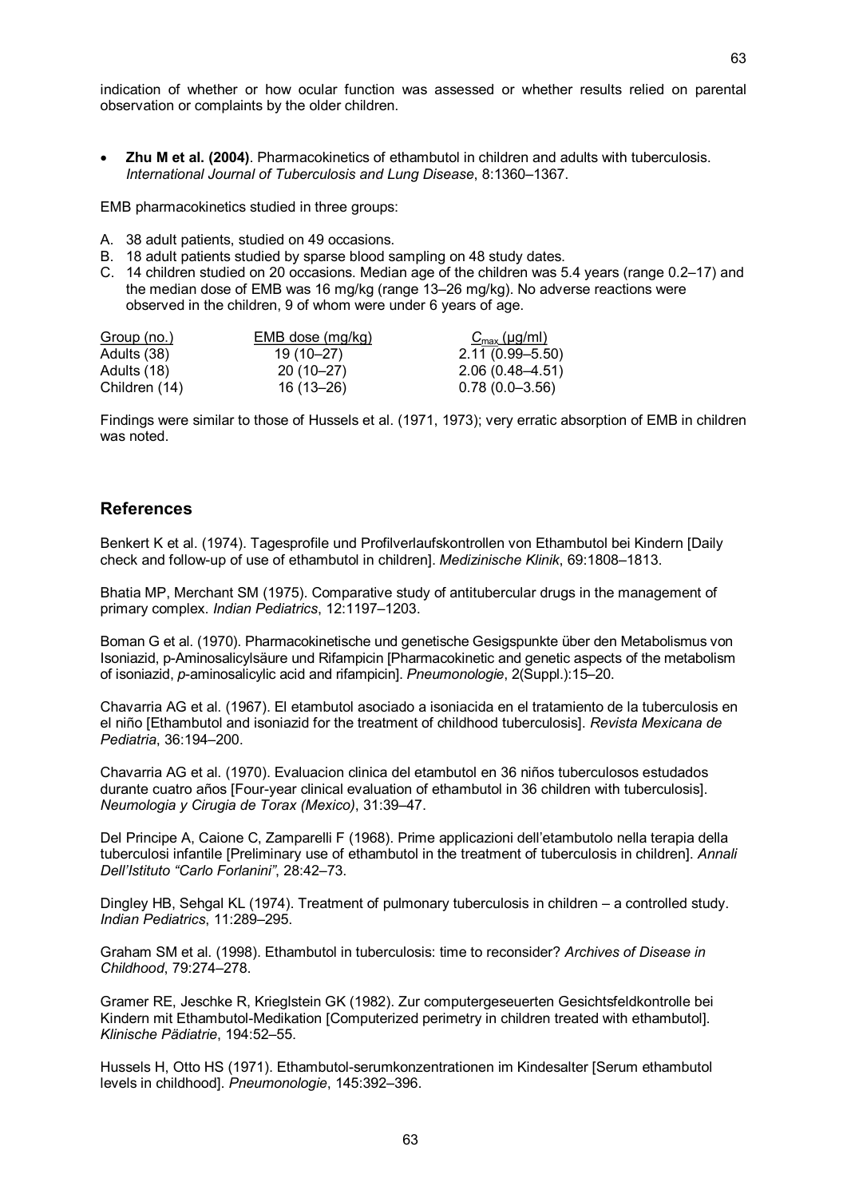indication of whether or how ocular function was assessed or whether results relied on parental observation or complaints by the older children.

- **Zhu M et al. (2004)**. Pharmacokinetics of ethambutol in children and adults with tuberculosis. *International Journal of Tuberculosis and Lung Disease*, 8:1360–1367.

EMB pharmacokinetics studied in three groups:

A. 38 adult patients, studied on 49 occasions.
B. 18 adult patients studied by sparse blood sampling on 48 study dates.
C. 14 children studied on 20 occasions. Median age of the children was 5.4 years (range 0.2–17) and the median dose of EMB was 16 mg/kg (range 13–26 mg/kg). No adverse reactions were observed in the children, 9 of whom were under 6 years of age.

| Group (no.) | EMB dose (mg/kg) | $C_{max}$ (μg/ml) |
|---|---|---|
| Adults (38) | 19 (10–27) | 2.11 (0.99–5.50) |
| Adults (18) | 20 (10–27) | 2.06 (0.48–4.51) |
| Children (14) | 16 (13–26) | 0.78 (0.0–3.56) |

Findings were similar to those of Hussels et al. (1971, 1973); very erratic absorption of EMB in children was noted.

## References

Benkert K et al. (1974). Tagesprofile und Profilverlaufskontrollen von Ethambutol bei Kindern [Daily check and follow-up of use of ethambutol in children]. *Medizinische Klinik*, 69:1808–1813.

Bhatia MP, Merchant SM (1975). Comparative study of antitubercular drugs in the management of primary complex. *Indian Pediatrics*, 12:1197–1203.

Boman G et al. (1970). Pharmacokinetische und genetische Gesigspunkte über den Metabolismus von Isoniazid, p-Aminosalicylsäure und Rifampicin [Pharmacokinetic and genetic aspects of the metabolism of isoniazid, *p*-aminosalicylic acid and rifampicin]. *Pneumonologie*, 2(Suppl.):15–20.

Chavarria AG et al. (1967). El etambutol asociado a isoniacida en el tratamiento de la tuberculosis en el niño [Ethambutol and isoniazid for the treatment of childhood tuberculosis]. *Revista Mexicana de Pediatria*, 36:194–200.

Chavarria AG et al. (1970). Evaluacion clinica del etambutol en 36 niños tuberculosos estudados durante cuatro años [Four-year clinical evaluation of ethambutol in 36 children with tuberculosis]. *Neumologia y Cirugia de Torax (Mexico)*, 31:39–47.

Del Principe A, Caione C, Zamparelli F (1968). Prime applicazioni dell'etambutolo nella terapia della tubercolosi infantile [Preliminary use of ethambutol in the treatment of tuberculosis in children]. *Annali Dell'Istituto "Carlo Forlanini"*, 28:42–73.

Dingley HB, Sehgal KL (1974). Treatment of pulmonary tuberculosis in children – a controlled study. *Indian Pediatrics*, 11:289–295.

Graham SM et al. (1998). Ethambutol in tuberculosis: time to reconsider? *Archives of Disease in Childhood*, 79:274–278.

Gramer RE, Jeschke R, Krieglstein GK (1982). Zur computergeseuerten Gesichtsfeldkontrolle bei Kindern mit Ethambutol-Medikation [Computerized perimetry in children treated with ethambutol]. *Klinische Pädiatrie*, 194:52–55.

Hussels H, Otto HS (1971). Ethambutol-serumkonzentrationen im Kindesalter [Serum ethambutol levels in childhood]. *Pneumonologie*, 145:392–396.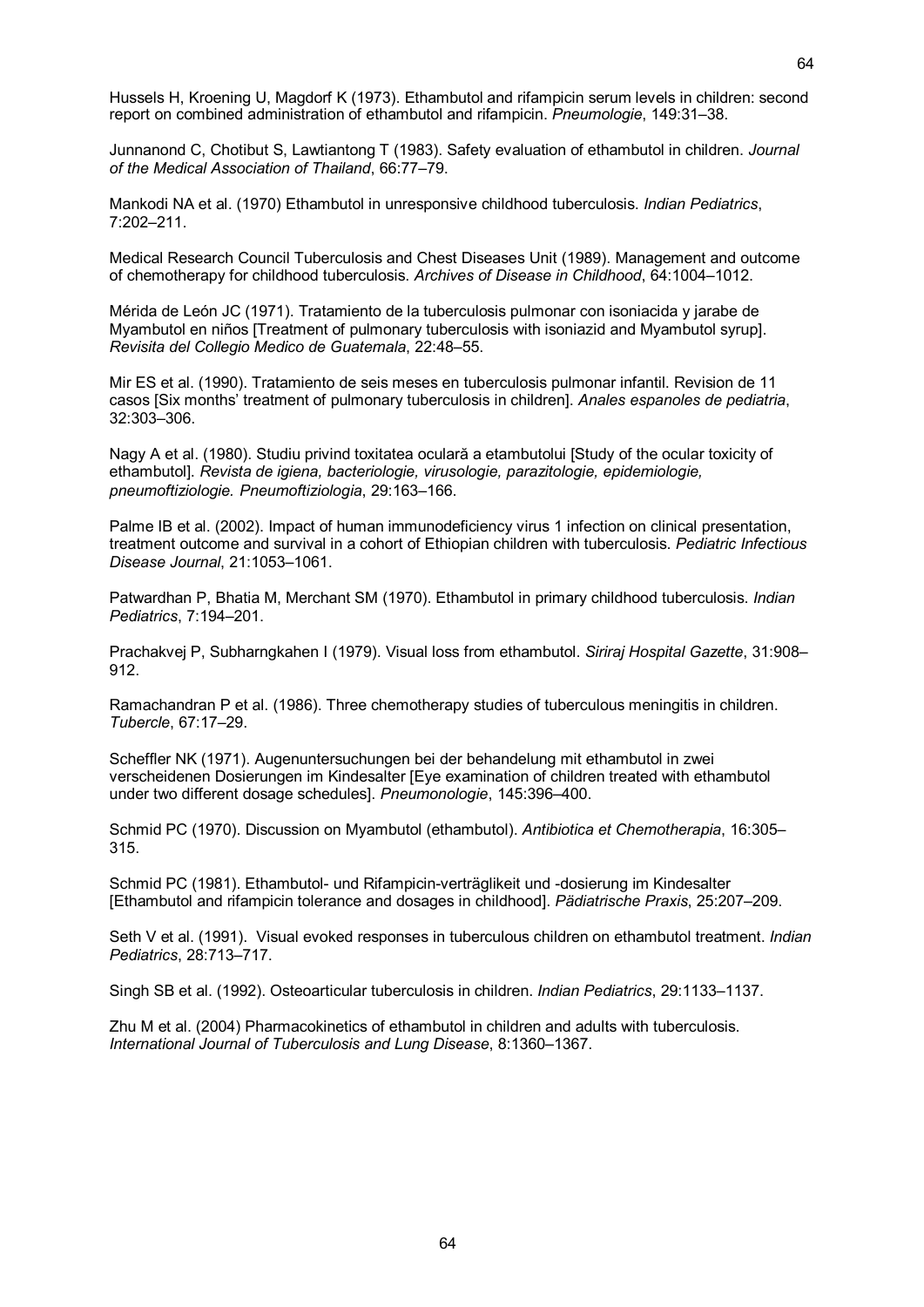Hussels H, Kroening U, Magdorf K (1973). Ethambutol and rifampicin serum levels in children: second report on combined administration of ethambutol and rifampicin. *Pneumologie*, 149:31–38.

Junnanond C, Chotibut S, Lawtiantong T (1983). Safety evaluation of ethambutol in children. *Journal of the Medical Association of Thailand*, 66:77–79.

Mankodi NA et al. (1970) Ethambutol in unresponsive childhood tuberculosis. *Indian Pediatrics*, 7:202–211.

Medical Research Council Tuberculosis and Chest Diseases Unit (1989). Management and outcome of chemotherapy for childhood tuberculosis. *Archives of Disease in Childhood*, 64:1004–1012.

Mérida de León JC (1971). Tratamiento de la tuberculosis pulmonar con isoniacida y jarabe de Myambutol en niños [Treatment of pulmonary tuberculosis with isoniazid and Myambutol syrup]. *Revisita del Collegio Medico de Guatemala*, 22:48–55.

Mir ES et al. (1990). Tratamiento de seis meses en tuberculosis pulmonar infantil. Revision de 11 casos [Six months' treatment of pulmonary tuberculosis in children]. *Anales espanoles de pediatria*, 32:303–306.

Nagy A et al. (1980). Studiu privind toxitatea oculară a etambutolui [Study of the ocular toxicity of ethambutol]. *Revista de igiena, bacteriologie, virusologie, parazitologie, epidemiologie, pneumoftiziologie. Pneumoftiziologia*, 29:163–166.

Palme IB et al. (2002). Impact of human immunodeficiency virus 1 infection on clinical presentation, treatment outcome and survival in a cohort of Ethiopian children with tuberculosis. *Pediatric Infectious Disease Journal*, 21:1053–1061.

Patwardhan P, Bhatia M, Merchant SM (1970). Ethambutol in primary childhood tuberculosis. *Indian Pediatrics*, 7:194–201.

Prachakvej P, Subharngkahen I (1979). Visual loss from ethambutol. *Siriraj Hospital Gazette*, 31:908–912.

Ramachandran P et al. (1986). Three chemotherapy studies of tuberculous meningitis in children. *Tubercle*, 67:17–29.

Scheffler NK (1971). Augenuntersuchungen bei der behandelung mit ethambutol in zwei verscheidenen Dosierungen im Kindesalter [Eye examination of children treated with ethambutol under two different dosage schedules]. *Pneumonologie*, 145:396–400.

Schmid PC (1970). Discussion on Myambutol (ethambutol). *Antibiotica et Chemotherapia*, 16:305–315.

Schmid PC (1981). Ethambutol- und Rifampicin-verträglikeit und -dosierung im Kindesalter [Ethambutol and rifampicin tolerance and dosages in childhood]. *Pädiatrische Praxis*, 25:207–209.

Seth V et al. (1991). Visual evoked responses in tuberculous children on ethambutol treatment. *Indian Pediatrics*, 28:713–717.

Singh SB et al. (1992). Osteoarticular tuberculosis in children. *Indian Pediatrics*, 29:1133–1137.

Zhu M et al. (2004) Pharmacokinetics of ethambutol in children and adults with tuberculosis. *International Journal of Tuberculosis and Lung Disease*, 8:1360–1367.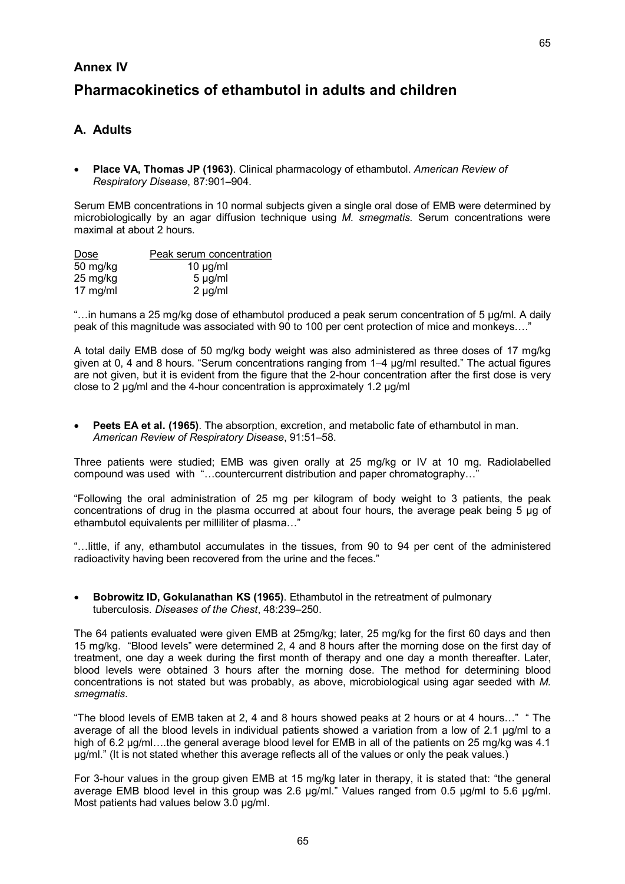## Annex IV

# Pharmacokinetics of ethambutol in adults and children

## A. Adults

- **Place VA, Thomas JP (1963)**. Clinical pharmacology of ethambutol. *American Review of Respiratory Disease*, 87:901–904.

Serum EMB concentrations in 10 normal subjects given a single oral dose of EMB were determined by microbiologically by an agar diffusion technique using *M. smegmatis*. Serum concentrations were maximal at about 2 hours.

| Dose | Peak serum concentration |
|---|---|
| 50 mg/kg | 10 µg/ml |
| 25 mg/kg | 5 µg/ml |
| 17 mg/ml | 2 µg/ml |

"…in humans a 25 mg/kg dose of ethambutol produced a peak serum concentration of 5 µg/ml. A daily peak of this magnitude was associated with 90 to 100 per cent protection of mice and monkeys…."

A total daily EMB dose of 50 mg/kg body weight was also administered as three doses of 17 mg/kg given at 0, 4 and 8 hours. "Serum concentrations ranging from 1–4 µg/ml resulted." The actual figures are not given, but it is evident from the figure that the 2-hour concentration after the first dose is very close to 2 µg/ml and the 4-hour concentration is approximately 1.2 µg/ml

- **Peets EA et al. (1965)**. The absorption, excretion, and metabolic fate of ethambutol in man. *American Review of Respiratory Disease*, 91:51–58.

Three patients were studied; EMB was given orally at 25 mg/kg or IV at 10 mg. Radiolabelled compound was used with "…countercurrent distribution and paper chromatography…"

"Following the oral administration of 25 mg per kilogram of body weight to 3 patients, the peak concentrations of drug in the plasma occurred at about four hours, the average peak being 5 µg of ethambutol equivalents per milliliter of plasma…"

"…little, if any, ethambutol accumulates in the tissues, from 90 to 94 per cent of the administered radioactivity having been recovered from the urine and the feces."

- **Bobrowitz ID, Gokulanathan KS (1965)**. Ethambutol in the retreatment of pulmonary tuberculosis. *Diseases of the Chest*, 48:239–250.

The 64 patients evaluated were given EMB at 25mg/kg; later, 25 mg/kg for the first 60 days and then 15 mg/kg. "Blood levels" were determined 2, 4 and 8 hours after the morning dose on the first day of treatment, one day a week during the first month of therapy and one day a month thereafter. Later, blood levels were obtained 3 hours after the morning dose. The method for determining blood concentrations is not stated but was probably, as above, microbiological using agar seeded with *M. smegmatis*.

"The blood levels of EMB taken at 2, 4 and 8 hours showed peaks at 2 hours or at 4 hours…" " The average of all the blood levels in individual patients showed a variation from a low of 2.1 µg/ml to a high of 6.2 µg/ml….the general average blood level for EMB in all of the patients on 25 mg/kg was 4.1 µg/ml." (It is not stated whether this average reflects all of the values or only the peak values.)

For 3-hour values in the group given EMB at 15 mg/kg later in therapy, it is stated that: "the general average EMB blood level in this group was 2.6 µg/ml." Values ranged from 0.5 µg/ml to 5.6 µg/ml. Most patients had values below 3.0 µg/ml.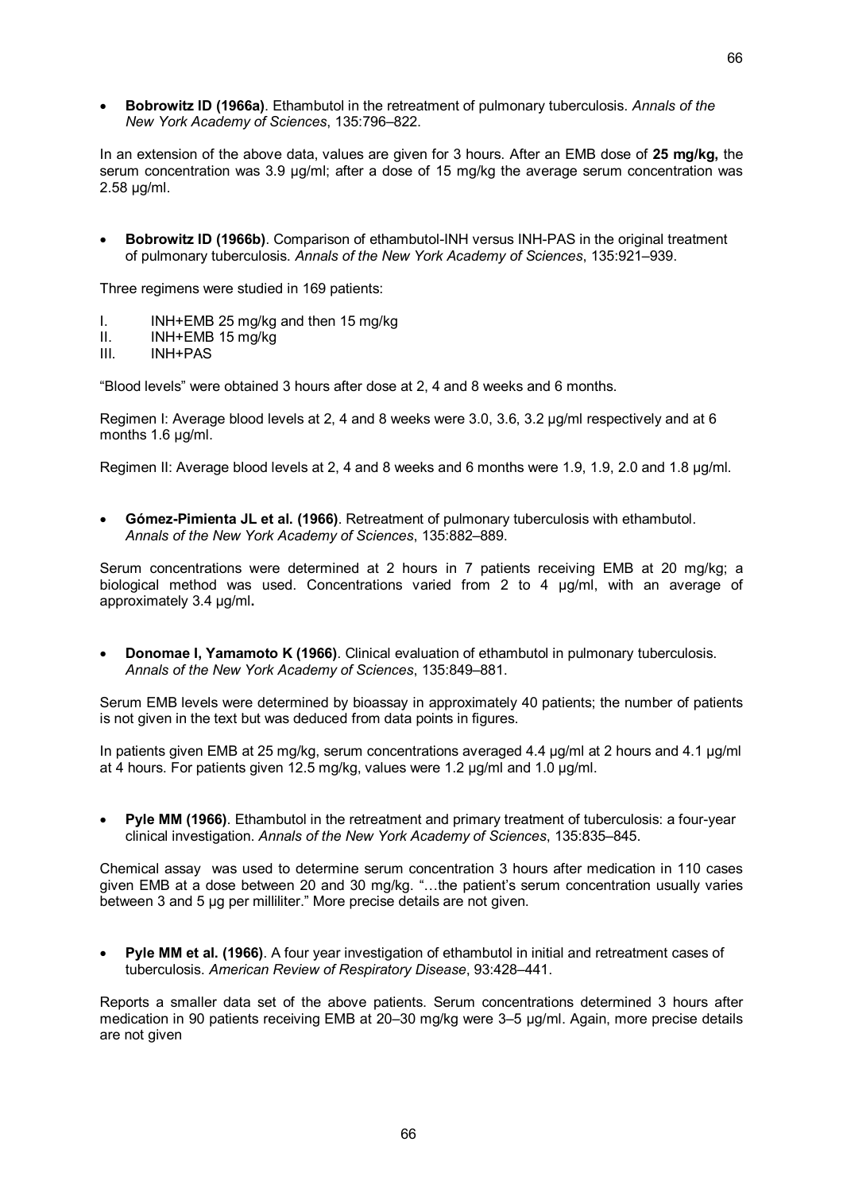- **Bobrowitz ID (1966a)**. Ethambutol in the retreatment of pulmonary tuberculosis. *Annals of the New York Academy of Sciences*, 135:796–822.

In an extension of the above data, values are given for 3 hours. After an EMB dose of **25 mg/kg,** the serum concentration was 3.9 µg/ml; after a dose of 15 mg/kg the average serum concentration was 2.58 µg/ml.

- **Bobrowitz ID (1966b)**. Comparison of ethambutol-INH versus INH-PAS in the original treatment of pulmonary tuberculosis. *Annals of the New York Academy of Sciences*, 135:921–939.

Three regimens were studied in 169 patients:

I. INH+EMB 25 mg/kg and then 15 mg/kg
II. INH+EMB 15 mg/kg
III. INH+PAS

"Blood levels" were obtained 3 hours after dose at 2, 4 and 8 weeks and 6 months.

Regimen I: Average blood levels at 2, 4 and 8 weeks were 3.0, 3.6, 3.2 µg/ml respectively and at 6 months 1.6 µg/ml.

Regimen II: Average blood levels at 2, 4 and 8 weeks and 6 months were 1.9, 1.9, 2.0 and 1.8 µg/ml.

- **Gómez-Pimienta JL et al. (1966)**. Retreatment of pulmonary tuberculosis with ethambutol. *Annals of the New York Academy of Sciences*, 135:882–889.

Serum concentrations were determined at 2 hours in 7 patients receiving EMB at 20 mg/kg; a biological method was used. Concentrations varied from 2 to 4 µg/ml, with an average of approximately 3.4 µg/ml**.**

- **Donomae I, Yamamoto K (1966)**. Clinical evaluation of ethambutol in pulmonary tuberculosis. *Annals of the New York Academy of Sciences*, 135:849–881.

Serum EMB levels were determined by bioassay in approximately 40 patients; the number of patients is not given in the text but was deduced from data points in figures.

In patients given EMB at 25 mg/kg, serum concentrations averaged 4.4 µg/ml at 2 hours and 4.1 µg/ml at 4 hours. For patients given 12.5 mg/kg, values were 1.2 µg/ml and 1.0 µg/ml.

- **Pyle MM (1966)**. Ethambutol in the retreatment and primary treatment of tuberculosis: a four-year clinical investigation. *Annals of the New York Academy of Sciences*, 135:835–845.

Chemical assay was used to determine serum concentration 3 hours after medication in 110 cases given EMB at a dose between 20 and 30 mg/kg. "…the patient's serum concentration usually varies between 3 and 5 µg per milliliter." More precise details are not given.

- **Pyle MM et al. (1966)**. A four year investigation of ethambutol in initial and retreatment cases of tuberculosis. *American Review of Respiratory Disease*, 93:428–441.

Reports a smaller data set of the above patients. Serum concentrations determined 3 hours after medication in 90 patients receiving EMB at 20–30 mg/kg were 3–5 µg/ml. Again, more precise details are not given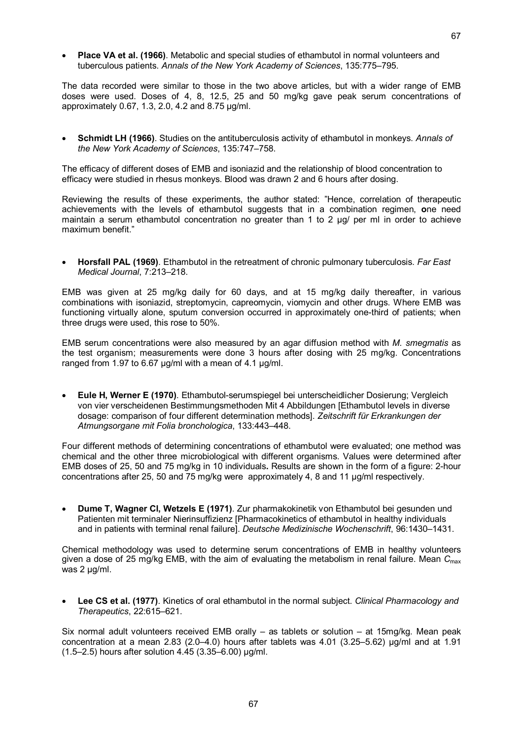- **Place VA et al. (1966)**. Metabolic and special studies of ethambutol in normal volunteers and tuberculous patients. *Annals of the New York Academy of Sciences*, 135:775–795.

The data recorded were similar to those in the two above articles, but with a wider range of EMB doses were used. Doses of 4, 8, 12.5, 25 and 50 mg/kg gave peak serum concentrations of approximately 0.67, 1.3, 2.0, 4.2 and 8.75 µg/ml.

- **Schmidt LH (1966)**. Studies on the antituberculosis activity of ethambutol in monkeys. *Annals of the New York Academy of Sciences*, 135:747–758.

The efficacy of different doses of EMB and isoniazid and the relationship of blood concentration to efficacy were studied in rhesus monkeys. Blood was drawn 2 and 6 hours after dosing.

Reviewing the results of these experiments, the author stated: "Hence, correlation of therapeutic achievements with the levels of ethambutol suggests that in a combination regimen, **o**ne need maintain a serum ethambutol concentration no greater than 1 to 2 µg/ per ml in order to achieve maximum benefit."

- **Horsfall PAL (1969)**. Ethambutol in the retreatment of chronic pulmonary tuberculosis. *Far East Medical Journal*, 7:213–218.

EMB was given at 25 mg/kg daily for 60 days, and at 15 mg/kg daily thereafter, in various combinations with isoniazid, streptomycin, capreomycin, viomycin and other drugs. Where EMB was functioning virtually alone, sputum conversion occurred in approximately one-third of patients; when three drugs were used, this rose to 50%.

EMB serum concentrations were also measured by an agar diffusion method with *M. smegmatis* as the test organism; measurements were done 3 hours after dosing with 25 mg/kg. Concentrations ranged from 1.97 to 6.67 µg/ml with a mean of 4.1 µg/ml.

- **Eule H, Werner E (1970)**. Ethambutol-serumspiegel bei unterscheidlicher Dosierung; Vergleich von vier verscheidenen Bestimmungsmethoden Mit 4 Abbildungen [Ethambutol levels in diverse dosage: comparison of four different determination methods]. *Zeitschrift für Erkrankungen der Atmungsorgane mit Folia bronchologica*, 133:443–448.

Four different methods of determining concentrations of ethambutol were evaluated; one method was chemical and the other three microbiological with different organisms. Values were determined after EMB doses of 25, 50 and 75 mg/kg in 10 individuals**.** Results are shown in the form of a figure: 2-hour concentrations after 25, 50 and 75 mg/kg were approximately 4, 8 and 11 µg/ml respectively.

- **Dume T, Wagner Cl, Wetzels E (1971)**. Zur pharmakokinetik von Ethambutol bei gesunden und Patienten mit terminaler Nierinsuffizienz [Pharmacokinetics of ethambutol in healthy individuals and in patients with terminal renal failure]. *Deutsche Medizinische Wochenschrift*, 96:1430–1431.

Chemical methodology was used to determine serum concentrations of EMB in healthy volunteers given a dose of 25 mg/kg EMB, with the aim of evaluating the metabolism in renal failure. Mean $C_{max}$ was 2 µg/ml.

- **Lee CS et al. (1977)**. Kinetics of oral ethambutol in the normal subject. *Clinical Pharmacology and Therapeutics*, 22:615–621.

Six normal adult volunteers received EMB orally – as tablets or solution – at 15mg/kg. Mean peak concentration at a mean 2.83 (2.0–4.0) hours after tablets was 4.01 (3.25–5.62) µg/ml and at 1.91 (1.5–2.5) hours after solution 4.45 (3.35–6.00) µg/ml.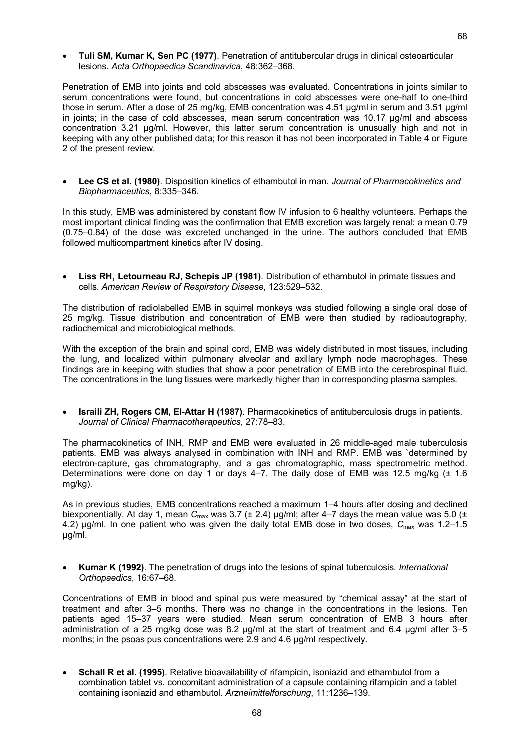- **Tuli SM, Kumar K, Sen PC (1977)**. Penetration of antitubercular drugs in clinical osteoarticular lesions. *Acta Orthopaedica Scandinavica*, 48:362–368.

Penetration of EMB into joints and cold abscesses was evaluated. Concentrations in joints similar to serum concentrations were found, but concentrations in cold abscesses were one-half to one-third those in serum. After a dose of 25 mg/kg, EMB concentration was 4.51 μg/ml in serum and 3.51 μg/ml in joints; in the case of cold abscesses, mean serum concentration was 10.17 μg/ml and abscess concentration 3.21 μg/ml. However, this latter serum concentration is unusually high and not in keeping with any other published data; for this reason it has not been incorporated in Table 4 or Figure 2 of the present review.

- **Lee CS et al. (1980)**. Disposition kinetics of ethambutol in man. *Journal of Pharmacokinetics and Biopharmaceutics*, 8:335–346.

In this study, EMB was administered by constant flow IV infusion to 6 healthy volunteers. Perhaps the most important clinical finding was the confirmation that EMB excretion was largely renal: a mean 0.79 (0.75–0.84) of the dose was excreted unchanged in the urine. The authors concluded that EMB followed multicompartment kinetics after IV dosing.

- **Liss RH, Letourneau RJ, Schepis JP (1981)**. Distribution of ethambutol in primate tissues and cells. *American Review of Respiratory Disease*, 123:529–532.

The distribution of radiolabelled EMB in squirrel monkeys was studied following a single oral dose of 25 mg/kg. Tissue distribution and concentration of EMB were then studied by radioautography, radiochemical and microbiological methods.

With the exception of the brain and spinal cord, EMB was widely distributed in most tissues, including the lung, and localized within pulmonary alveolar and axillary lymph node macrophages. These findings are in keeping with studies that show a poor penetration of EMB into the cerebrospinal fluid. The concentrations in the lung tissues were markedly higher than in corresponding plasma samples.

- **Israili ZH, Rogers CM, El-Attar H (1987)**. Pharmacokinetics of antituberculosis drugs in patients. *Journal of Clinical Pharmacotherapeutics*, 27:78–83.

The pharmacokinetics of INH, RMP and EMB were evaluated in 26 middle-aged male tuberculosis patients. EMB was always analysed in combination with INH and RMP. EMB was `determined by electron-capture, gas chromatography, and a gas chromatographic, mass spectrometric method. Determinations were done on day 1 or days 4–7. The daily dose of EMB was 12.5 mg/kg (± 1.6 mg/kg).

As in previous studies, EMB concentrations reached a maximum 1–4 hours after dosing and declined biexponentially. At day 1, mean $C_{max}$ was 3.7 (± 2.4) μg/ml; after 4–7 days the mean value was 5.0 (± 4.2) μg/ml. In one patient who was given the daily total EMB dose in two doses, $C_{max}$ was 1.2–1.5 μg/ml.

- **Kumar K (1992)**. The penetration of drugs into the lesions of spinal tuberculosis. *International Orthopaedics*, 16:67–68.

Concentrations of EMB in blood and spinal pus were measured by "chemical assay" at the start of treatment and after 3–5 months. There was no change in the concentrations in the lesions. Ten patients aged 15–37 years were studied. Mean serum concentration of EMB 3 hours after administration of a 25 mg/kg dose was 8.2 μg/ml at the start of treatment and 6.4 μg/ml after 3–5 months; in the psoas pus concentrations were 2.9 and 4.6 μg/ml respectively.

- **Schall R et al. (1995)**. Relative bioavailability of rifampicin, isoniazid and ethambutol from a combination tablet vs. concomitant administration of a capsule containing rifampicin and a tablet containing isoniazid and ethambutol. *Arzneimittelforschung*, 11:1236–139.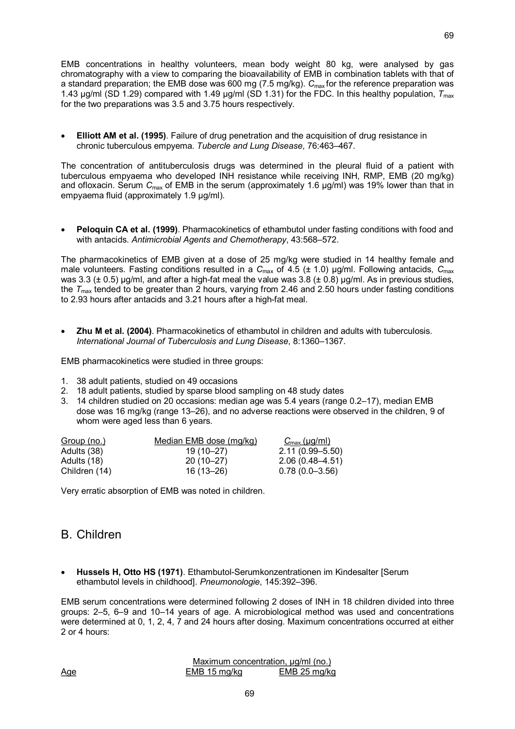EMB concentrations in healthy volunteers, mean body weight 80 kg, were analysed by gas chromatography with a view to comparing the bioavailability of EMB in combination tablets with that of a standard preparation; the EMB dose was 600 mg (7.5 mg/kg). $C_{max}$ for the reference preparation was 1.43 µg/ml (SD 1.29) compared with 1.49 µg/ml (SD 1.31) for the FDC. In this healthy population, $T_{max}$ for the two preparations was 3.5 and 3.75 hours respectively.

- **Elliott AM et al. (1995)**. Failure of drug penetration and the acquisition of drug resistance in chronic tuberculous empyema. *Tubercle and Lung Disease*, 76:463–467.

The concentration of antituberculosis drugs was determined in the pleural fluid of a patient with tuberculous empyaema who developed INH resistance while receiving INH, RMP, EMB (20 mg/kg) and ofloxacin. Serum $C_{max}$ of EMB in the serum (approximately 1.6 µg/ml) was 19% lower than that in empyaema fluid (approximately 1.9 µg/ml).

- **Peloquin CA et al. (1999)**. Pharmacokinetics of ethambutol under fasting conditions with food and with antacids. *Antimicrobial Agents and Chemotherapy*, 43:568–572.

The pharmacokinetics of EMB given at a dose of 25 mg/kg were studied in 14 healthy female and male volunteers. Fasting conditions resulted in a $C_{max}$ of 4.5 (± 1.0) µg/ml. Following antacids, $C_{max}$ was 3.3 (± 0.5) µg/ml, and after a high-fat meal the value was 3.8 (± 0.8) µg/ml. As in previous studies, the $T_{max}$ tended to be greater than 2 hours, varying from 2.46 and 2.50 hours under fasting conditions to 2.93 hours after antacids and 3.21 hours after a high-fat meal.

- **Zhu M et al. (2004)**. Pharmacokinetics of ethambutol in children and adults with tuberculosis. *International Journal of Tuberculosis and Lung Disease*, 8:1360–1367.

EMB pharmacokinetics were studied in three groups:

1. 38 adult patients, studied on 49 occasions
2. 18 adult patients, studied by sparse blood sampling on 48 study dates
3. 14 children studied on 20 occasions: median age was 5.4 years (range 0.2–17), median EMB dose was 16 mg/kg (range 13–26), and no adverse reactions were observed in the children, 9 of whom were aged less than 6 years.

| Group (no.) | Median EMB dose (mg/kg) | $C_{max}$ (µg/ml) |
|---|---|---|
| Adults (38) | 19 (10–27) | 2.11 (0.99–5.50) |
| Adults (18) | 20 (10–27) | 2.06 (0.48–4.51) |
| Children (14) | 16 (13–26) | 0.78 (0.0–3.56) |

Very erratic absorption of EMB was noted in children.

## B. Children

- **Hussels H, Otto HS (1971)**. Ethambutol-Serumkonzentrationen im Kindesalter [Serum ethambutol levels in childhood]. *Pneumonologie*, 145:392–396.

EMB serum concentrations were determined following 2 doses of INH in 18 children divided into three groups: 2–5, 6–9 and 10–14 years of age. A microbiological method was used and concentrations were determined at 0, 1, 2, 4, 7 and 24 hours after dosing. Maximum concentrations occurred at either 2 or 4 hours:

| | Maximum concentration, µg/ml (no.) | |
|---|---|---|
| Age | EMB 15 mg/kg | EMB 25 mg/kg |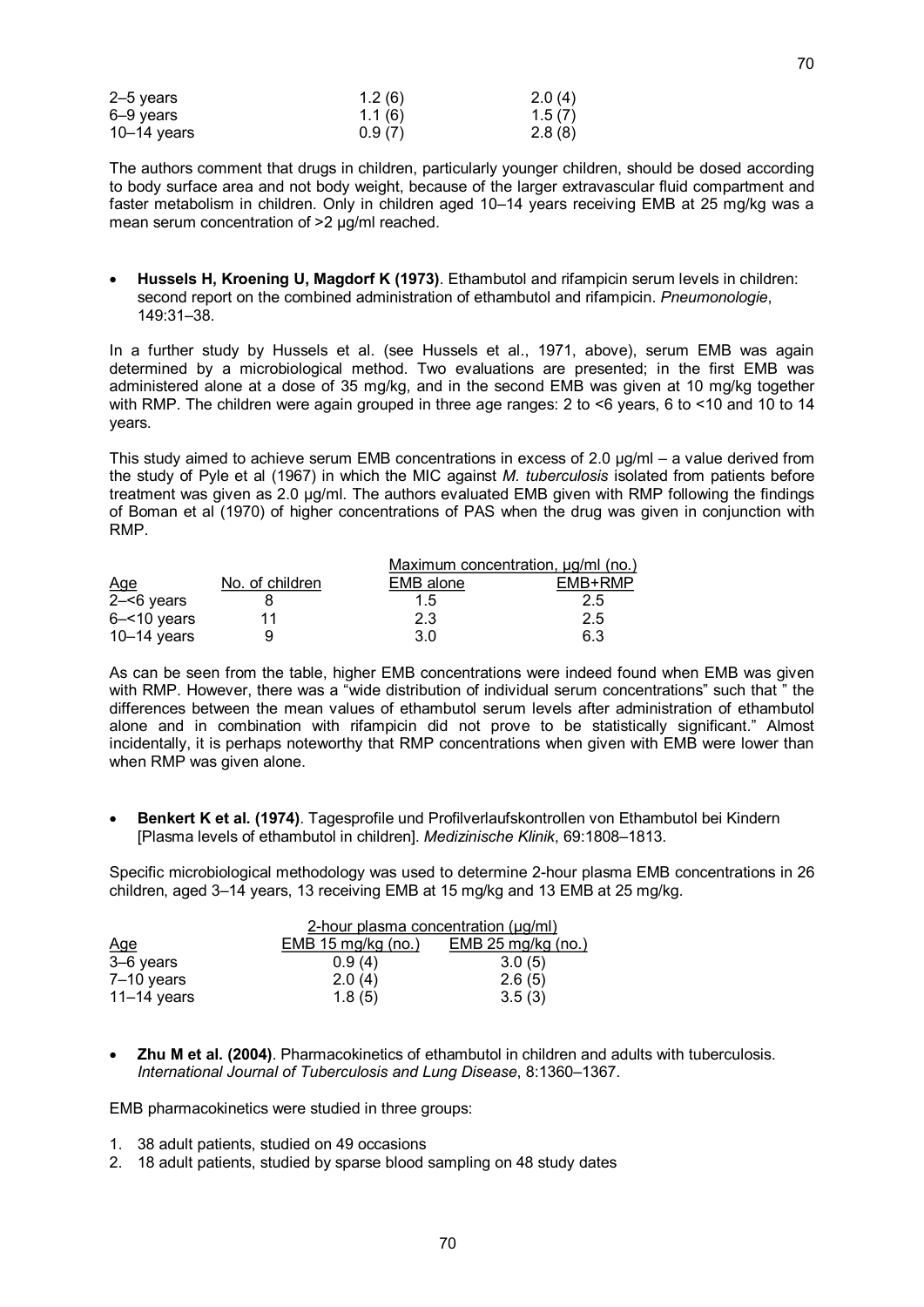| | | |
|---|---|---|
| 2–5 years | 1.2 (6) | 2.0 (4) |
| 6–9 years | 1.1 (6) | 1.5 (7) |
| 10–14 years | 0.9 (7) | 2.8 (8) |

The authors comment that drugs in children, particularly younger children, should be dosed according to body surface area and not body weight, because of the larger extravascular fluid compartment and faster metabolism in children. Only in children aged 10–14 years receiving EMB at 25 mg/kg was a mean serum concentration of >2 µg/ml reached.

- **Hussels H, Kroening U, Magdorf K (1973)**. Ethambutol and rifampicin serum levels in children: second report on the combined administration of ethambutol and rifampicin. *Pneumonologie*, 149:31–38.

In a further study by Hussels et al. (see Hussels et al., 1971, above), serum EMB was again determined by a microbiological method. Two evaluations are presented; in the first EMB was administered alone at a dose of 35 mg/kg, and in the second EMB was given at 10 mg/kg together with RMP. The children were again grouped in three age ranges: 2 to <6 years, 6 to <10 and 10 to 14 years.

This study aimed to achieve serum EMB concentrations in excess of 2.0 µg/ml – a value derived from the study of Pyle et al (1967) in which the MIC against *M. tuberculosis* isolated from patients before treatment was given as 2.0 µg/ml. The authors evaluated EMB given with RMP following the findings of Boman et al (1970) of higher concentrations of PAS when the drug was given in conjunction with RMP.

| | | Maximum concentration, µg/ml (no.) | |
|---|---|---|---|
| Age | No. of children | EMB alone | EMB+RMP |
| 2–<6 years | 8 | 1.5 | 2.5 |
| 6–<10 years | 11 | 2.3 | 2.5 |
| 10–14 years | 9 | 3.0 | 6.3 |

As can be seen from the table, higher EMB concentrations were indeed found when EMB was given with RMP. However, there was a "wide distribution of individual serum concentrations" such that " the differences between the mean values of ethambutol serum levels after administration of ethambutol alone and in combination with rifampicin did not prove to be statistically significant." Almost incidentally, it is perhaps noteworthy that RMP concentrations when given with EMB were lower than when RMP was given alone.

- **Benkert K et al. (1974)**. Tagesprofile und Profilverlaufskontrollen von Ethambutol bei Kindern [Plasma levels of ethambutol in children]. *Medizinische Klinik*, 69:1808–1813.

Specific microbiological methodology was used to determine 2-hour plasma EMB concentrations in 26 children, aged 3–14 years, 13 receiving EMB at 15 mg/kg and 13 EMB at 25 mg/kg.

| | 2-hour plasma concentration (µg/ml) | |
|---|---|---|
| Age | EMB 15 mg/kg (no.) | EMB 25 mg/kg (no.) |
| 3–6 years | 0.9 (4) | 3.0 (5) |
| 7–10 years | 2.0 (4) | 2.6 (5) |
| 11–14 years | 1.8 (5) | 3.5 (3) |

- **Zhu M et al. (2004)**. Pharmacokinetics of ethambutol in children and adults with tuberculosis. *International Journal of Tuberculosis and Lung Disease*, 8:1360–1367.

EMB pharmacokinetics were studied in three groups:

1. 38 adult patients, studied on 49 occasions
2. 18 adult patients, studied by sparse blood sampling on 48 study dates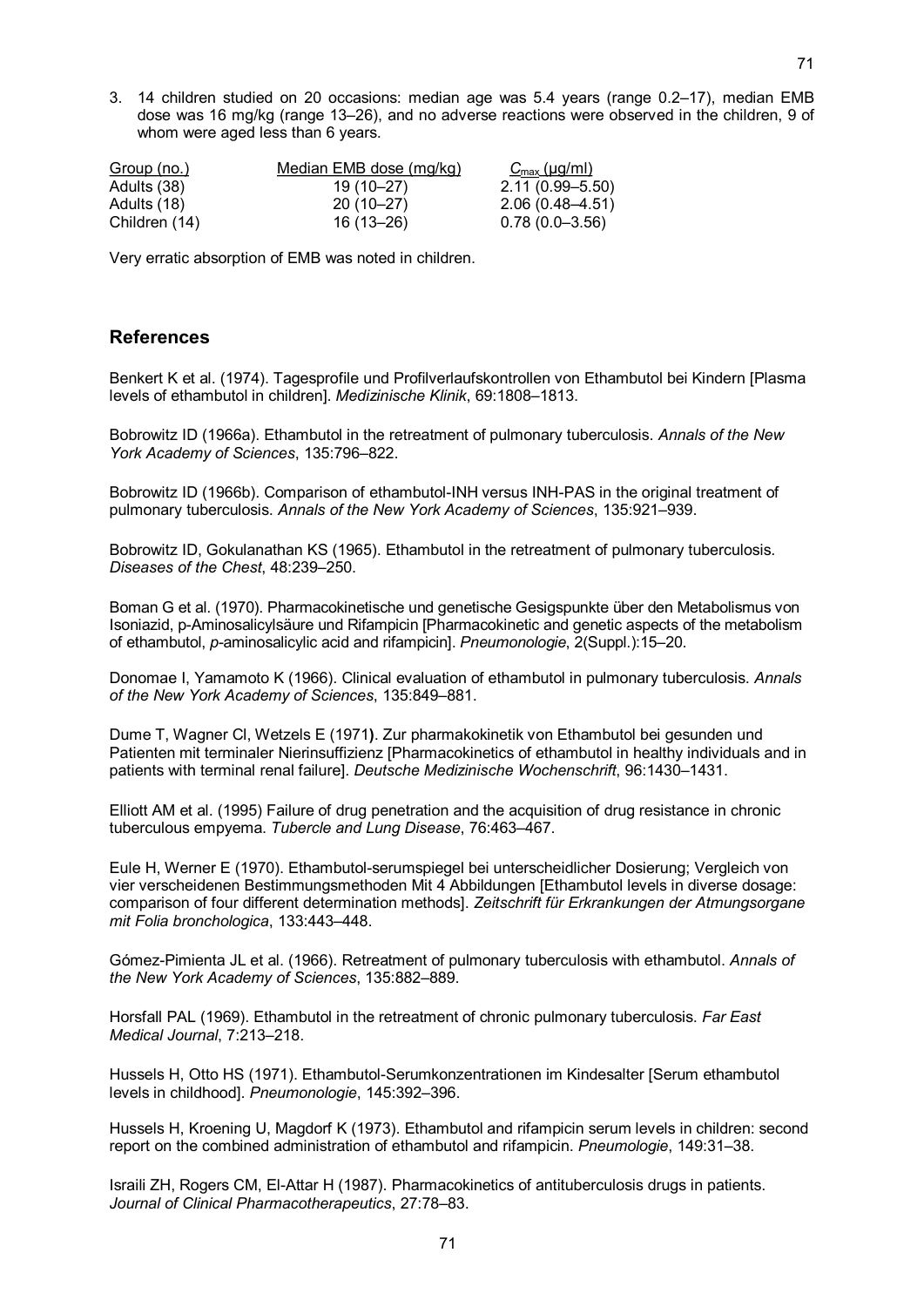3. 14 children studied on 20 occasions: median age was 5.4 years (range 0.2–17), median EMB dose was 16 mg/kg (range 13–26), and no adverse reactions were observed in the children, 9 of whom were aged less than 6 years.

| Group (no.) | Median EMB dose (mg/kg) | $C_{max}$ (µg/ml) |
|---|---|---|
| Adults (38) | 19 (10–27) | 2.11 (0.99–5.50) |
| Adults (18) | 20 (10–27) | 2.06 (0.48–4.51) |
| Children (14) | 16 (13–26) | 0.78 (0.0–3.56) |

Very erratic absorption of EMB was noted in children.

## References

Benkert K et al. (1974). Tagesprofile und Profilverlaufskontrollen von Ethambutol bei Kindern [Plasma levels of ethambutol in children]. *Medizinische Klinik*, 69:1808–1813.

Bobrowitz ID (1966a). Ethambutol in the retreatment of pulmonary tuberculosis. *Annals of the New York Academy of Sciences*, 135:796–822.

Bobrowitz ID (1966b). Comparison of ethambutol-INH versus INH-PAS in the original treatment of pulmonary tuberculosis. *Annals of the New York Academy of Sciences*, 135:921–939.

Bobrowitz ID, Gokulanathan KS (1965). Ethambutol in the retreatment of pulmonary tuberculosis. *Diseases of the Chest*, 48:239–250.

Boman G et al. (1970). Pharmacokinetische und genetische Gesigspunkte über den Metabolismus von Isoniazid, p-Aminosalicylsäure und Rifampicin [Pharmacokinetic and genetic aspects of the metabolism of ethambutol, *p*-aminosalicylic acid and rifampicin]. *Pneumonologie*, 2(Suppl.):15–20.

Donomae I, Yamamoto K (1966). Clinical evaluation of ethambutol in pulmonary tuberculosis. *Annals of the New York Academy of Sciences*, 135:849–881.

Dume T, Wagner Cl, Wetzels E (1971**)**. Zur pharmakokinetik von Ethambutol bei gesunden und Patienten mit terminaler Nierinsuffizienz [Pharmacokinetics of ethambutol in healthy individuals and in patients with terminal renal failure]. *Deutsche Medizinische Wochenschrift*, 96:1430–1431.

Elliott AM et al. (1995) Failure of drug penetration and the acquisition of drug resistance in chronic tuberculous empyema. *Tubercle and Lung Disease*, 76:463–467.

Eule H, Werner E (1970). Ethambutol-serumspiegel bei unterscheidlicher Dosierung; Vergleich von vier verscheidenen Bestimmungsmethoden Mit 4 Abbildungen [Ethambutol levels in diverse dosage: comparison of four different determination methods]. *Zeitschrift für Erkrankungen der Atmungsorgane mit Folia bronchologica*, 133:443–448.

Gómez-Pimienta JL et al. (1966). Retreatment of pulmonary tuberculosis with ethambutol. *Annals of the New York Academy of Sciences*, 135:882–889.

Horsfall PAL (1969). Ethambutol in the retreatment of chronic pulmonary tuberculosis. *Far East Medical Journal*, 7:213–218.

Hussels H, Otto HS (1971). Ethambutol-Serumkonzentrationen im Kindesalter [Serum ethambutol levels in childhood]. *Pneumonologie*, 145:392–396.

Hussels H, Kroening U, Magdorf K (1973). Ethambutol and rifampicin serum levels in children: second report on the combined administration of ethambutol and rifampicin. *Pneumologie*, 149:31–38.

Israili ZH, Rogers CM, El-Attar H (1987). Pharmacokinetics of antituberculosis drugs in patients. *Journal of Clinical Pharmacotherapeutics*, 27:78–83.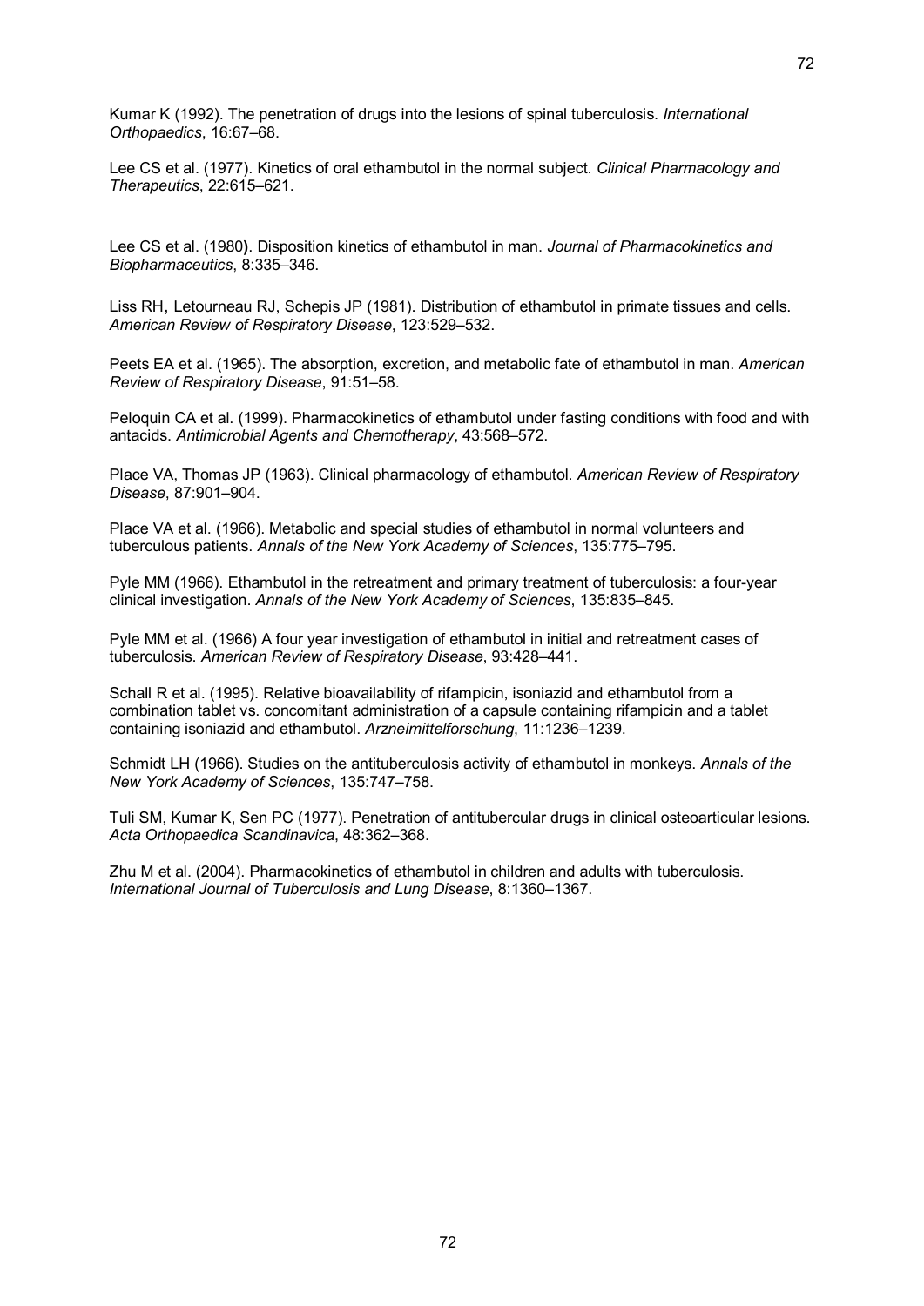Kumar K (1992). The penetration of drugs into the lesions of spinal tuberculosis. *International Orthopaedics*, 16:67–68.

Lee CS et al. (1977). Kinetics of oral ethambutol in the normal subject. *Clinical Pharmacology and Therapeutics*, 22:615–621.

Lee CS et al. (1980). Disposition kinetics of ethambutol in man. *Journal of Pharmacokinetics and Biopharmaceutics*, 8:335–346.

Liss RH, Letourneau RJ, Schepis JP (1981). Distribution of ethambutol in primate tissues and cells. *American Review of Respiratory Disease*, 123:529–532.

Peets EA et al. (1965). The absorption, excretion, and metabolic fate of ethambutol in man. *American Review of Respiratory Disease*, 91:51–58.

Peloquin CA et al. (1999). Pharmacokinetics of ethambutol under fasting conditions with food and with antacids. *Antimicrobial Agents and Chemotherapy*, 43:568–572.

Place VA, Thomas JP (1963). Clinical pharmacology of ethambutol. *American Review of Respiratory Disease*, 87:901–904.

Place VA et al. (1966). Metabolic and special studies of ethambutol in normal volunteers and tuberculous patients. *Annals of the New York Academy of Sciences*, 135:775–795.

Pyle MM (1966). Ethambutol in the retreatment and primary treatment of tuberculosis: a four-year clinical investigation. *Annals of the New York Academy of Sciences*, 135:835–845.

Pyle MM et al. (1966) A four year investigation of ethambutol in initial and retreatment cases of tuberculosis. *American Review of Respiratory Disease*, 93:428–441.

Schall R et al. (1995). Relative bioavailability of rifampicin, isoniazid and ethambutol from a combination tablet vs. concomitant administration of a capsule containing rifampicin and a tablet containing isoniazid and ethambutol. *Arzneimittelforschung*, 11:1236–1239.

Schmidt LH (1966). Studies on the antituberculosis activity of ethambutol in monkeys. *Annals of the New York Academy of Sciences*, 135:747–758.

Tuli SM, Kumar K, Sen PC (1977). Penetration of antitubercular drugs in clinical osteoarticular lesions. *Acta Orthopaedica Scandinavica*, 48:362–368.

Zhu M et al. (2004). Pharmacokinetics of ethambutol in children and adults with tuberculosis. *International Journal of Tuberculosis and Lung Disease*, 8:1360–1367.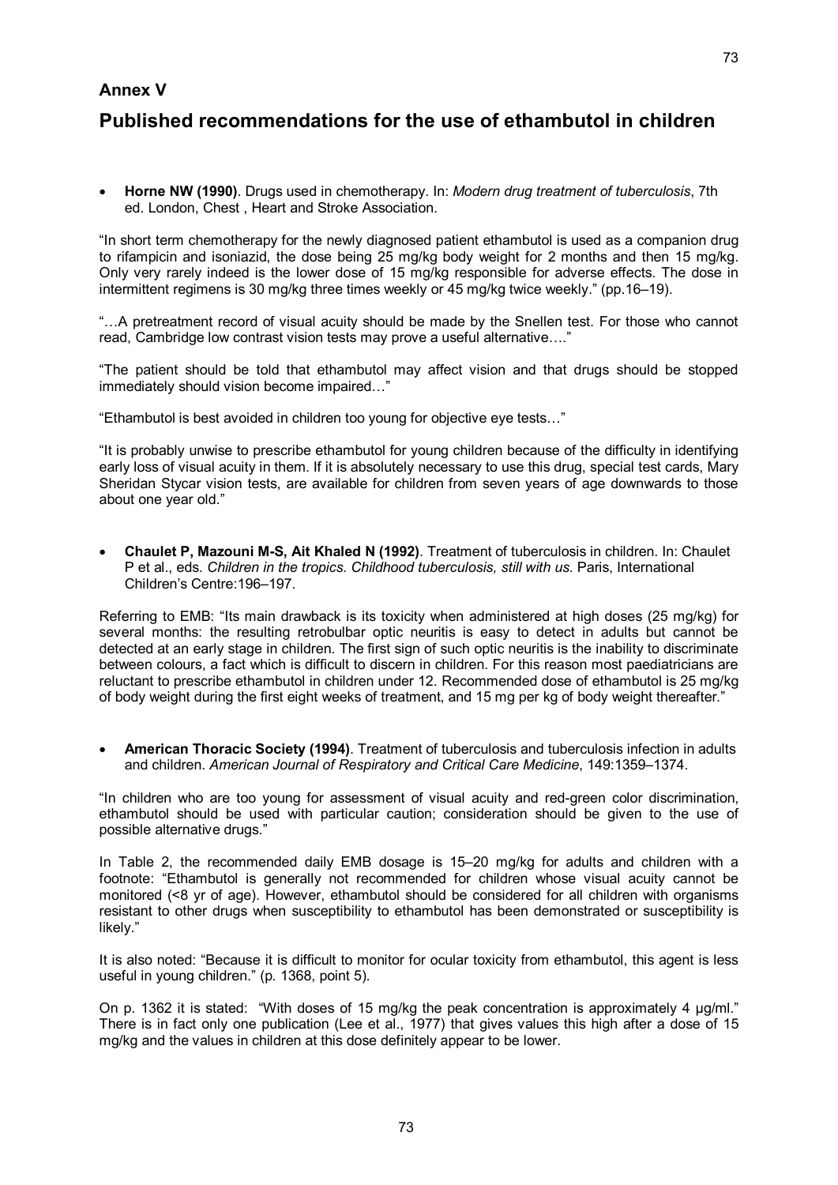# Annex V

## Published recommendations for the use of ethambutol in children

- **Horne NW (1990)**. Drugs used in chemotherapy. In: *Modern drug treatment of tuberculosis*, 7th ed. London, Chest , Heart and Stroke Association.

"In short term chemotherapy for the newly diagnosed patient ethambutol is used as a companion drug to rifampicin and isoniazid, the dose being 25 mg/kg body weight for 2 months and then 15 mg/kg. Only very rarely indeed is the lower dose of 15 mg/kg responsible for adverse effects. The dose in intermittent regimens is 30 mg/kg three times weekly or 45 mg/kg twice weekly." (pp.16–19).

"…A pretreatment record of visual acuity should be made by the Snellen test. For those who cannot read, Cambridge low contrast vision tests may prove a useful alternative…."

"The patient should be told that ethambutol may affect vision and that drugs should be stopped immediately should vision become impaired…"

"Ethambutol is best avoided in children too young for objective eye tests…"

"It is probably unwise to prescribe ethambutol for young children because of the difficulty in identifying early loss of visual acuity in them. If it is absolutely necessary to use this drug, special test cards, Mary Sheridan Stycar vision tests, are available for children from seven years of age downwards to those about one year old."

- **Chaulet P, Mazouni M-S, Ait Khaled N (1992)**. Treatment of tuberculosis in children. In: Chaulet P et al., eds. *Children in the tropics. Childhood tuberculosis, still with us.* Paris, International Children's Centre:196–197.

Referring to EMB: "Its main drawback is its toxicity when administered at high doses (25 mg/kg) for several months: the resulting retrobulbar optic neuritis is easy to detect in adults but cannot be detected at an early stage in children. The first sign of such optic neuritis is the inability to discriminate between colours, a fact which is difficult to discern in children. For this reason most paediatricians are reluctant to prescribe ethambutol in children under 12. Recommended dose of ethambutol is 25 mg/kg of body weight during the first eight weeks of treatment, and 15 mg per kg of body weight thereafter."

- **American Thoracic Society (1994)**. Treatment of tuberculosis and tuberculosis infection in adults and children. *American Journal of Respiratory and Critical Care Medicine*, 149:1359–1374.

"In children who are too young for assessment of visual acuity and red-green color discrimination, ethambutol should be used with particular caution; consideration should be given to the use of possible alternative drugs."

In Table 2, the recommended daily EMB dosage is 15–20 mg/kg for adults and children with a footnote: "Ethambutol is generally not recommended for children whose visual acuity cannot be monitored (<8 yr of age). However, ethambutol should be considered for all children with organisms resistant to other drugs when susceptibility to ethambutol has been demonstrated or susceptibility is likely."

It is also noted: "Because it is difficult to monitor for ocular toxicity from ethambutol, this agent is less useful in young children." (p. 1368, point 5).

On p. 1362 it is stated: "With doses of 15 mg/kg the peak concentration is approximately 4 µg/ml." There is in fact only one publication (Lee et al., 1977) that gives values this high after a dose of 15 mg/kg and the values in children at this dose definitely appear to be lower.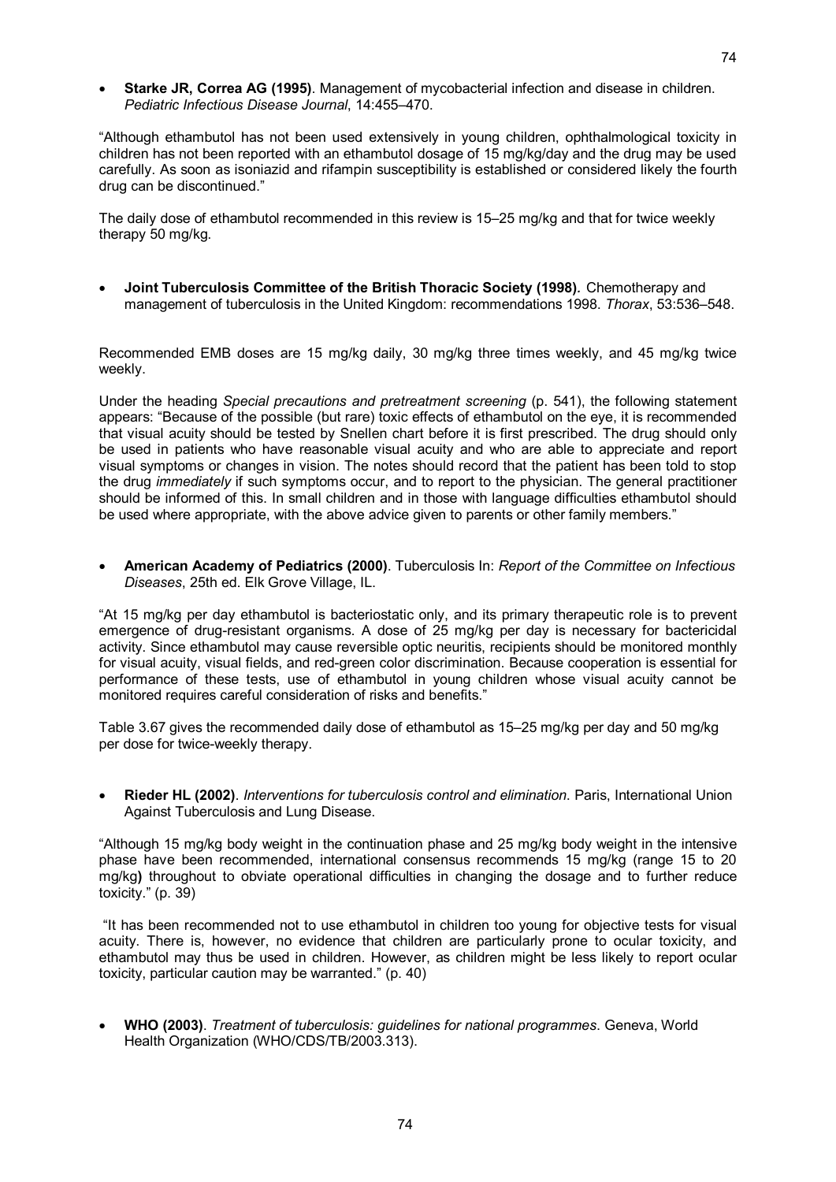- **Starke JR, Correa AG (1995)**. Management of mycobacterial infection and disease in children. *Pediatric Infectious Disease Journal*, 14:455–470.

"Although ethambutol has not been used extensively in young children, ophthalmological toxicity in children has not been reported with an ethambutol dosage of 15 mg/kg/day and the drug may be used carefully. As soon as isoniazid and rifampin susceptibility is established or considered likely the fourth drug can be discontinued."

The daily dose of ethambutol recommended in this review is 15–25 mg/kg and that for twice weekly therapy 50 mg/kg.

- **Joint Tuberculosis Committee of the British Thoracic Society (1998).** Chemotherapy and management of tuberculosis in the United Kingdom: recommendations 1998. *Thorax*, 53:536–548.

Recommended EMB doses are 15 mg/kg daily, 30 mg/kg three times weekly, and 45 mg/kg twice weekly.

Under the heading *Special precautions and pretreatment screening* (p. 541), the following statement appears: "Because of the possible (but rare) toxic effects of ethambutol on the eye, it is recommended that visual acuity should be tested by Snellen chart before it is first prescribed. The drug should only be used in patients who have reasonable visual acuity and who are able to appreciate and report visual symptoms or changes in vision. The notes should record that the patient has been told to stop the drug *immediately* if such symptoms occur, and to report to the physician. The general practitioner should be informed of this. In small children and in those with language difficulties ethambutol should be used where appropriate, with the above advice given to parents or other family members."

- **American Academy of Pediatrics (2000)**. Tuberculosis In: *Report of the Committee on Infectious Diseases*, 25th ed. Elk Grove Village, IL.

"At 15 mg/kg per day ethambutol is bacteriostatic only, and its primary therapeutic role is to prevent emergence of drug-resistant organisms. A dose of 25 mg/kg per day is necessary for bactericidal activity. Since ethambutol may cause reversible optic neuritis, recipients should be monitored monthly for visual acuity, visual fields, and red-green color discrimination. Because cooperation is essential for performance of these tests, use of ethambutol in young children whose visual acuity cannot be monitored requires careful consideration of risks and benefits."

Table 3.67 gives the recommended daily dose of ethambutol as 15–25 mg/kg per day and 50 mg/kg per dose for twice-weekly therapy.

- **Rieder HL (2002)**. *Interventions for tuberculosis control and elimination*. Paris, International Union Against Tuberculosis and Lung Disease.

"Although 15 mg/kg body weight in the continuation phase and 25 mg/kg body weight in the intensive phase have been recommended, international consensus recommends 15 mg/kg (range 15 to 20 mg/kg**)** throughout to obviate operational difficulties in changing the dosage and to further reduce toxicity." (p. 39)

"It has been recommended not to use ethambutol in children too young for objective tests for visual acuity. There is, however, no evidence that children are particularly prone to ocular toxicity, and ethambutol may thus be used in children. However, as children might be less likely to report ocular toxicity, particular caution may be warranted." (p. 40)

- **WHO (2003)**. *Treatment of tuberculosis: guidelines for national programmes*. Geneva, World Health Organization (WHO/CDS/TB/2003.313).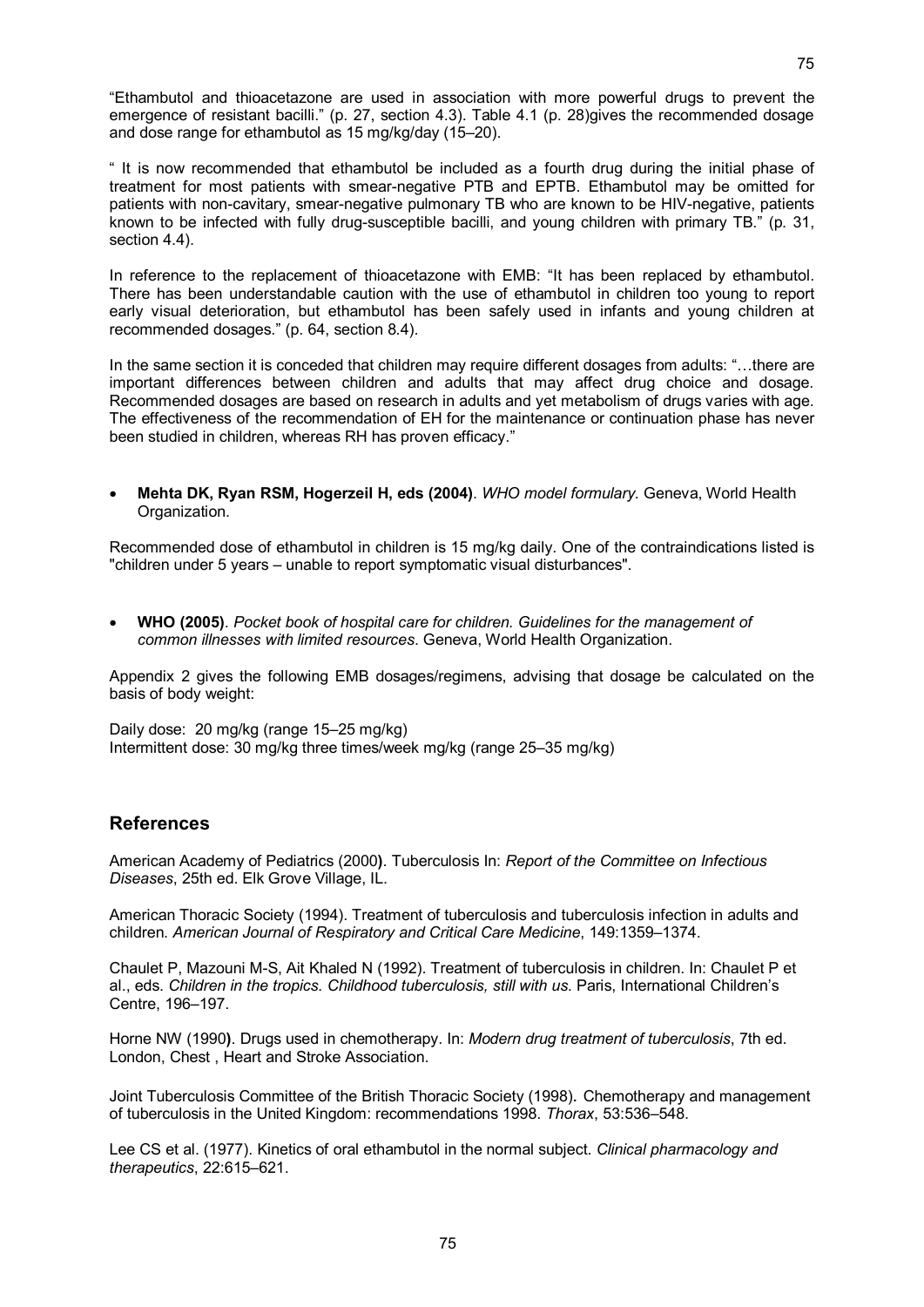"Ethambutol and thioacetazone are used in association with more powerful drugs to prevent the emergence of resistant bacilli." (p. 27, section 4.3). Table 4.1 (p. 28)gives the recommended dosage and dose range for ethambutol as 15 mg/kg/day (15–20).

" It is now recommended that ethambutol be included as a fourth drug during the initial phase of treatment for most patients with smear-negative PTB and EPTB. Ethambutol may be omitted for patients with non-cavitary, smear-negative pulmonary TB who are known to be HIV-negative, patients known to be infected with fully drug-susceptible bacilli, and young children with primary TB." (p. 31, section 4.4).

In reference to the replacement of thioacetazone with EMB: "It has been replaced by ethambutol. There has been understandable caution with the use of ethambutol in children too young to report early visual deterioration, but ethambutol has been safely used in infants and young children at recommended dosages." (p. 64, section 8.4).

In the same section it is conceded that children may require different dosages from adults: "…there are important differences between children and adults that may affect drug choice and dosage. Recommended dosages are based on research in adults and yet metabolism of drugs varies with age. The effectiveness of the recommendation of EH for the maintenance or continuation phase has never been studied in children, whereas RH has proven efficacy."

- **Mehta DK, Ryan RSM, Hogerzeil H, eds (2004)**. *WHO model formulary.* Geneva, World Health Organization.

Recommended dose of ethambutol in children is 15 mg/kg daily. One of the contraindications listed is "children under 5 years – unable to report symptomatic visual disturbances".

- **WHO (2005)**. *Pocket book of hospital care for children. Guidelines for the management of common illnesses with limited resources*. Geneva, World Health Organization.

Appendix 2 gives the following EMB dosages/regimens, advising that dosage be calculated on the basis of body weight:

Daily dose: 20 mg/kg (range 15–25 mg/kg)
Intermittent dose: 30 mg/kg three times/week mg/kg (range 25–35 mg/kg)

## References

American Academy of Pediatrics (2000**)**. Tuberculosis In: *Report of the Committee on Infectious Diseases*, 25th ed. Elk Grove Village, IL.

American Thoracic Society (1994). Treatment of tuberculosis and tuberculosis infection in adults and children. *American Journal of Respiratory and Critical Care Medicine*, 149:1359–1374.

Chaulet P, Mazouni M-S, Ait Khaled N (1992). Treatment of tuberculosis in children. In: Chaulet P et al., eds. *Children in the tropics. Childhood tuberculosis, still with us.* Paris, International Children's Centre, 196–197.

Horne NW (1990**)**. Drugs used in chemotherapy. In: *Modern drug treatment of tuberculosis*, 7th ed. London, Chest , Heart and Stroke Association.

Joint Tuberculosis Committee of the British Thoracic Society (1998)*.* Chemotherapy and management of tuberculosis in the United Kingdom: recommendations 1998. *Thorax*, 53:536–548.

Lee CS et al. (1977). Kinetics of oral ethambutol in the normal subject. *Clinical pharmacology and therapeutics*, 22:615–621.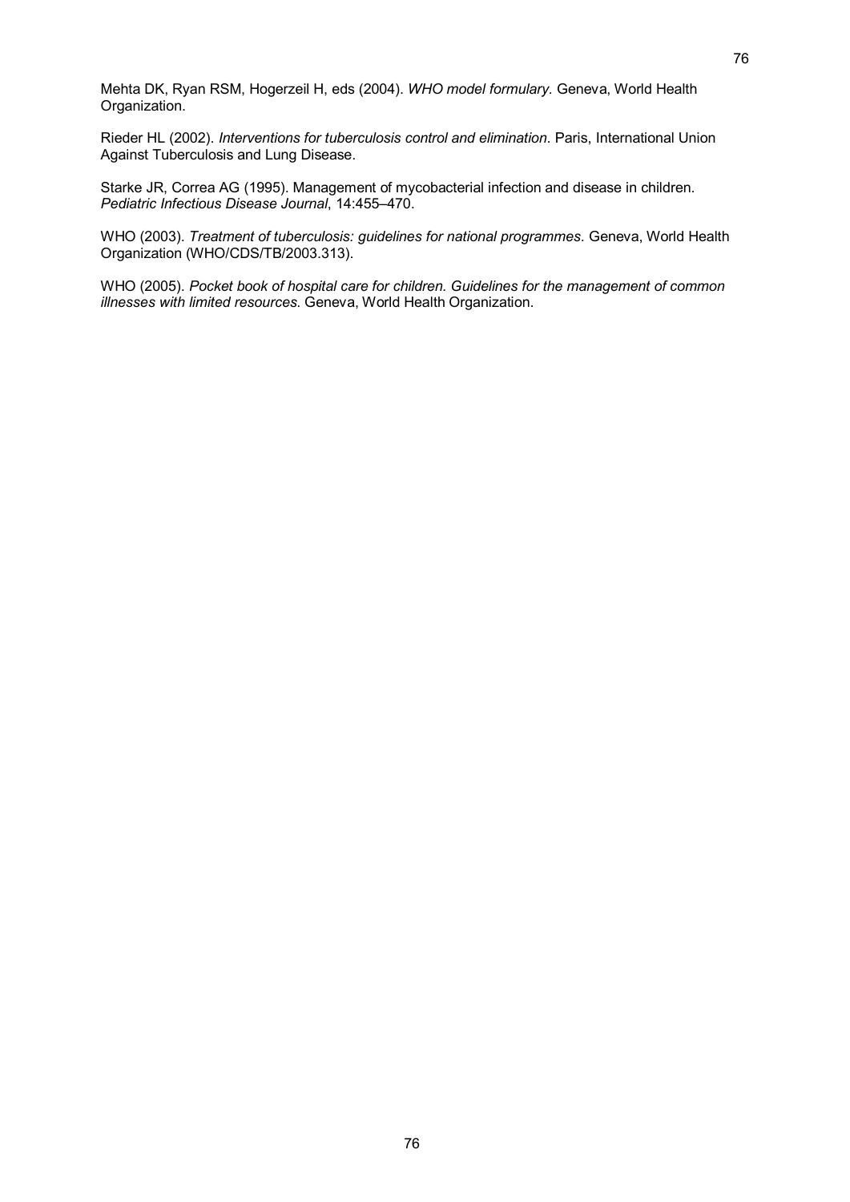Mehta DK, Ryan RSM, Hogerzeil H, eds (2004). *WHO model formulary.* Geneva, World Health Organization.

Rieder HL (2002). *Interventions for tuberculosis control and elimination*. Paris, International Union Against Tuberculosis and Lung Disease.

Starke JR, Correa AG (1995). Management of mycobacterial infection and disease in children. *Pediatric Infectious Disease Journal*, 14:455–470.

WHO (2003). *Treatment of tuberculosis: guidelines for national programmes*. Geneva, World Health Organization (WHO/CDS/TB/2003.313).

WHO (2005). *Pocket book of hospital care for children. Guidelines for the management of common illnesses with limited resources*. Geneva, World Health Organization.